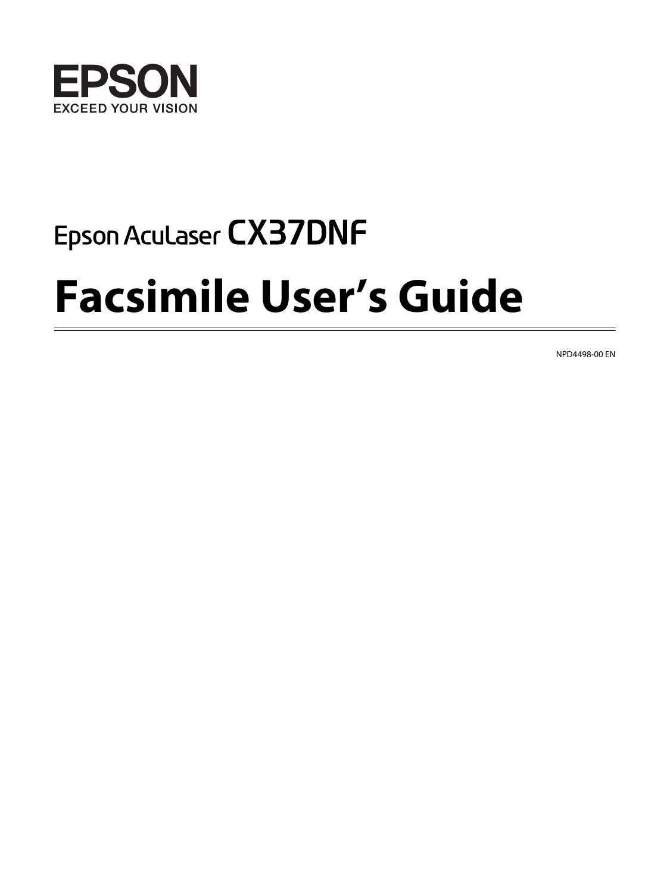EPSON

EXCEED YOUR VISION

Epson AcuLaser CX37DNF

# Facsimile User's Guide

NPD4498-00 EN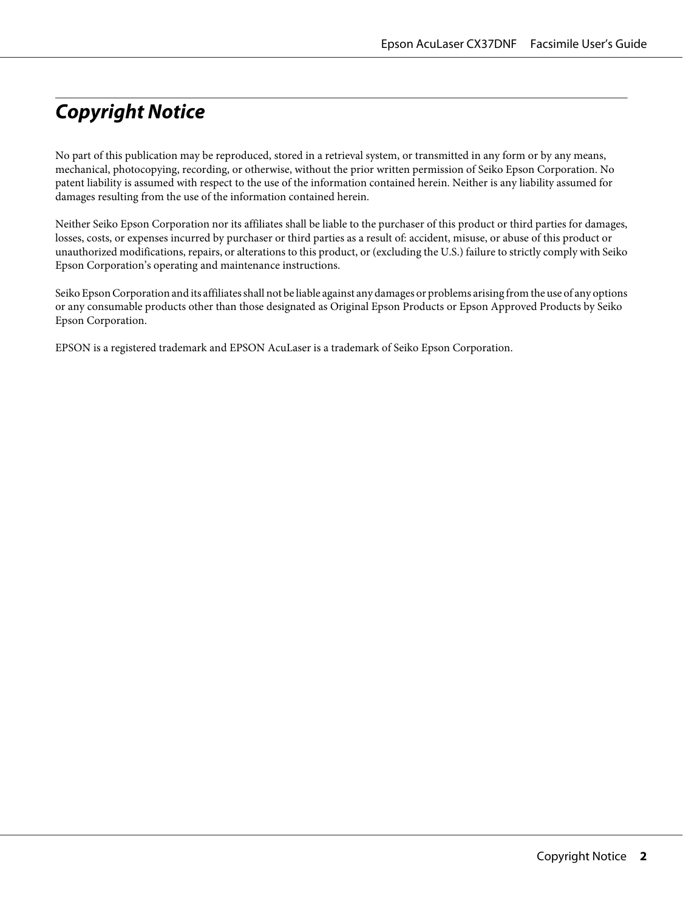# Copyright Notice

No part of this publication may be reproduced, stored in a retrieval system, or transmitted in any form or by any means, mechanical, photocopying, recording, or otherwise, without the prior written permission of Seiko Epson Corporation. No patent liability is assumed with respect to the use of the information contained herein. Neither is any liability assumed for damages resulting from the use of the information contained herein.

Neither Seiko Epson Corporation nor its affiliates shall be liable to the purchaser of this product or third parties for damages, losses, costs, or expenses incurred by purchaser or third parties as a result of: accident, misuse, or abuse of this product or unauthorized modifications, repairs, or alterations to this product, or (excluding the U.S.) failure to strictly comply with Seiko Epson Corporation's operating and maintenance instructions.

Seiko Epson Corporation and its affiliates shall not be liable against any damages or problems arising from the use of any options or any consumable products other than those designated as Original Epson Products or Epson Approved Products by Seiko Epson Corporation.

EPSON is a registered trademark and EPSON AcuLaser is a trademark of Seiko Epson Corporation.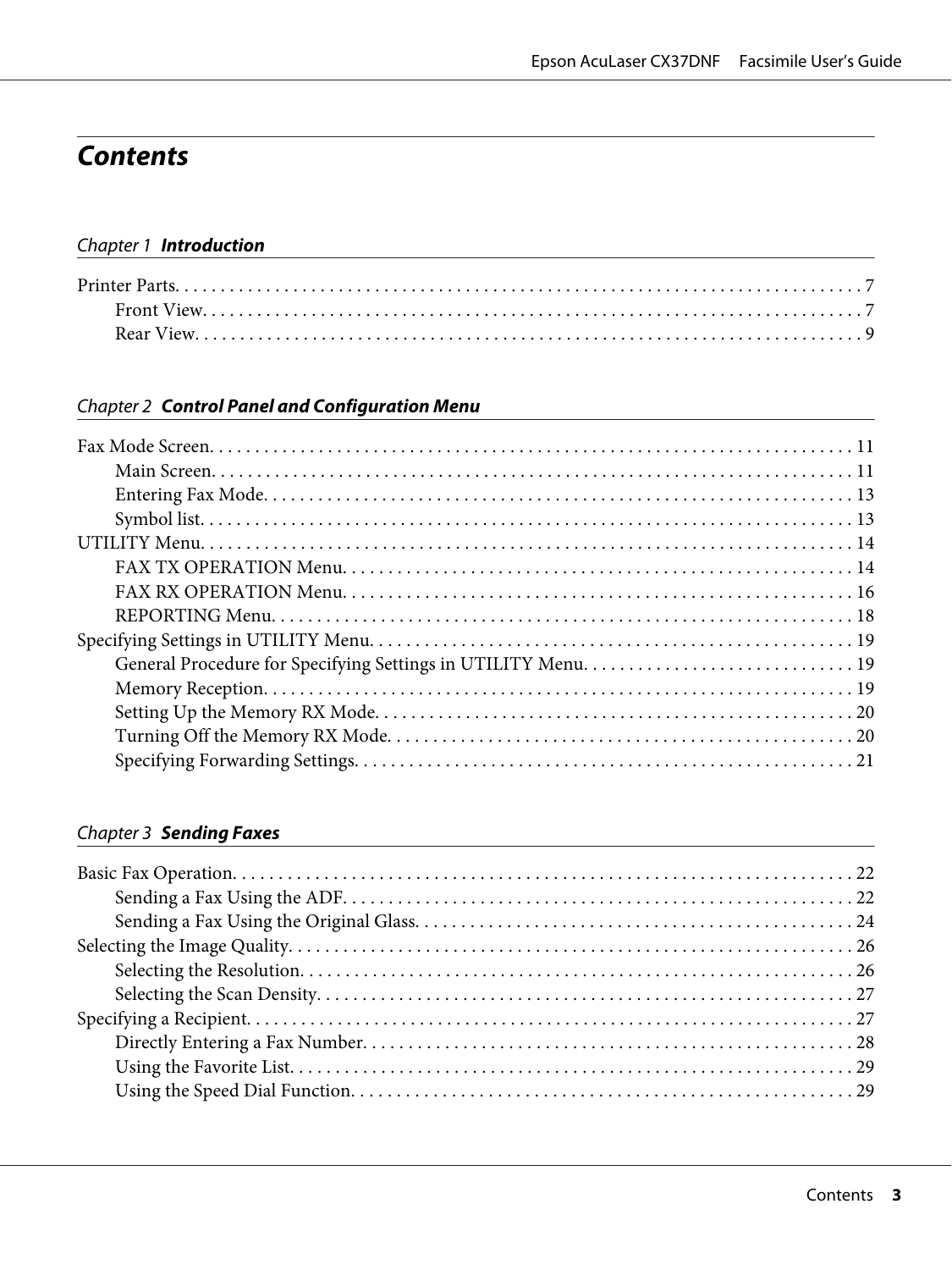# Contents

## Chapter 1 Introduction

Printer Parts. . . . . . . . . . . . . . . . . . . . . . . . . . . . . . . . . . . . . . . . . . . . . . . . . . . . . . . . . . . . . . . . . . . . . . . . . . 7
- Front View. . . . . . . . . . . . . . . . . . . . . . . . . . . . . . . . . . . . . . . . . . . . . . . . . . . . . . . . . . . . . . . . . . . . . . . 7
- Rear View. . . . . . . . . . . . . . . . . . . . . . . . . . . . . . . . . . . . . . . . . . . . . . . . . . . . . . . . . . . . . . . . . . . . . . . . 9

## Chapter 2 Control Panel and Configuration Menu

Fax Mode Screen. . . . . . . . . . . . . . . . . . . . . . . . . . . . . . . . . . . . . . . . . . . . . . . . . . . . . . . . . . . . . . . . . . . . 11
- Main Screen. . . . . . . . . . . . . . . . . . . . . . . . . . . . . . . . . . . . . . . . . . . . . . . . . . . . . . . . . . . . . . . . . . . . 11
- Entering Fax Mode. . . . . . . . . . . . . . . . . . . . . . . . . . . . . . . . . . . . . . . . . . . . . . . . . . . . . . . . . . . . . . . . 13
- Symbol list. . . . . . . . . . . . . . . . . . . . . . . . . . . . . . . . . . . . . . . . . . . . . . . . . . . . . . . . . . . . . . . . . . . . . . 13

UTILITY Menu. . . . . . . . . . . . . . . . . . . . . . . . . . . . . . . . . . . . . . . . . . . . . . . . . . . . . . . . . . . . . . . . . . . . . . 14
- FAX TX OPERATION Menu. . . . . . . . . . . . . . . . . . . . . . . . . . . . . . . . . . . . . . . . . . . . . . . . . . . . . . . . 14
- FAX RX OPERATION Menu. . . . . . . . . . . . . . . . . . . . . . . . . . . . . . . . . . . . . . . . . . . . . . . . . . . . . . . . 16
- REPORTING Menu. . . . . . . . . . . . . . . . . . . . . . . . . . . . . . . . . . . . . . . . . . . . . . . . . . . . . . . . . . . . . . . 18

Specifying Settings in UTILITY Menu. . . . . . . . . . . . . . . . . . . . . . . . . . . . . . . . . . . . . . . . . . . . . . . . . . . . 19
- General Procedure for Specifying Settings in UTILITY Menu. . . . . . . . . . . . . . . . . . . . . . . . . . . . . 19
- Memory Reception. . . . . . . . . . . . . . . . . . . . . . . . . . . . . . . . . . . . . . . . . . . . . . . . . . . . . . . . . . . . . . . . 19
- Setting Up the Memory RX Mode. . . . . . . . . . . . . . . . . . . . . . . . . . . . . . . . . . . . . . . . . . . . . . . . . . . . 20
- Turning Off the Memory RX Mode. . . . . . . . . . . . . . . . . . . . . . . . . . . . . . . . . . . . . . . . . . . . . . . . . . . 20
- Specifying Forwarding Settings. . . . . . . . . . . . . . . . . . . . . . . . . . . . . . . . . . . . . . . . . . . . . . . . . . . . . . 21

## Chapter 3 Sending Faxes

Basic Fax Operation. . . . . . . . . . . . . . . . . . . . . . . . . . . . . . . . . . . . . . . . . . . . . . . . . . . . . . . . . . . . . . . . . . . 22
- Sending a Fax Using the ADF. . . . . . . . . . . . . . . . . . . . . . . . . . . . . . . . . . . . . . . . . . . . . . . . . . . . . . . . 22
- Sending a Fax Using the Original Glass. . . . . . . . . . . . . . . . . . . . . . . . . . . . . . . . . . . . . . . . . . . . . . . . 24

Selecting the Image Quality. . . . . . . . . . . . . . . . . . . . . . . . . . . . . . . . . . . . . . . . . . . . . . . . . . . . . . . . . . . . 26
- Selecting the Resolution. . . . . . . . . . . . . . . . . . . . . . . . . . . . . . . . . . . . . . . . . . . . . . . . . . . . . . . . . . . . 26
- Selecting the Scan Density. . . . . . . . . . . . . . . . . . . . . . . . . . . . . . . . . . . . . . . . . . . . . . . . . . . . . . . . . . 27

Specifying a Recipient. . . . . . . . . . . . . . . . . . . . . . . . . . . . . . . . . . . . . . . . . . . . . . . . . . . . . . . . . . . . . . . . . 27
- Directly Entering a Fax Number. . . . . . . . . . . . . . . . . . . . . . . . . . . . . . . . . . . . . . . . . . . . . . . . . . . . . . 28
- Using the Favorite List. . . . . . . . . . . . . . . . . . . . . . . . . . . . . . . . . . . . . . . . . . . . . . . . . . . . . . . . . . . . . . 29
- Using the Speed Dial Function. . . . . . . . . . . . . . . . . . . . . . . . . . . . . . . . . . . . . . . . . . . . . . . . . . . . . . . 29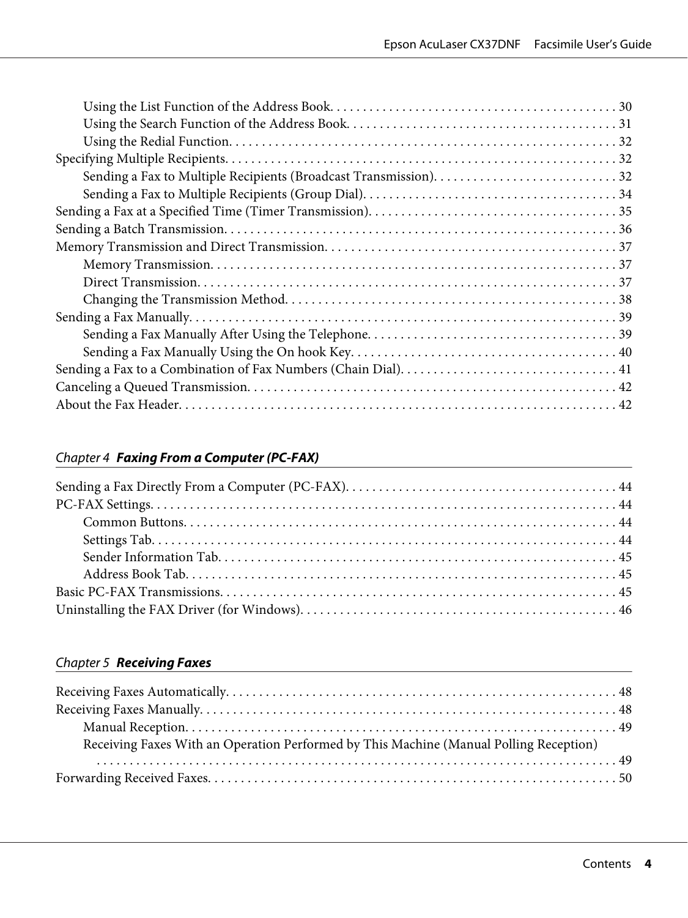Using the List Function of the Address Book. . . . . . . . . . . . . . . . . . . . . . . . . . . . . . . . . . . . . . . . . . 30
Using the Search Function of the Address Book. . . . . . . . . . . . . . . . . . . . . . . . . . . . . . . . . . . . . . . . 31
Using the Redial Function. . . . . . . . . . . . . . . . . . . . . . . . . . . . . . . . . . . . . . . . . . . . . . . . . . . . . . . . . 32
Specifying Multiple Recipients. . . . . . . . . . . . . . . . . . . . . . . . . . . . . . . . . . . . . . . . . . . . . . . . . . . . . . . . . . . 32
Sending a Fax to Multiple Recipients (Broadcast Transmission). . . . . . . . . . . . . . . . . . . . . . . . . . . . 32
Sending a Fax to Multiple Recipients (Group Dial). . . . . . . . . . . . . . . . . . . . . . . . . . . . . . . . . . . . . . . 34
Sending a Fax at a Specified Time (Timer Transmission). . . . . . . . . . . . . . . . . . . . . . . . . . . . . . . . . . . . . . 35
Sending a Batch Transmission. . . . . . . . . . . . . . . . . . . . . . . . . . . . . . . . . . . . . . . . . . . . . . . . . . . . . . . . . . . 36
Memory Transmission and Direct Transmission. . . . . . . . . . . . . . . . . . . . . . . . . . . . . . . . . . . . . . . . . . . . 37
Memory Transmission. . . . . . . . . . . . . . . . . . . . . . . . . . . . . . . . . . . . . . . . . . . . . . . . . . . . . . . . . . . . . . 37
Direct Transmission. . . . . . . . . . . . . . . . . . . . . . . . . . . . . . . . . . . . . . . . . . . . . . . . . . . . . . . . . . . . . . . . 37
Changing the Transmission Method. . . . . . . . . . . . . . . . . . . . . . . . . . . . . . . . . . . . . . . . . . . . . . . . . . 38
Sending a Fax Manually. . . . . . . . . . . . . . . . . . . . . . . . . . . . . . . . . . . . . . . . . . . . . . . . . . . . . . . . . . . . . . . . 39
Sending a Fax Manually After Using the Telephone. . . . . . . . . . . . . . . . . . . . . . . . . . . . . . . . . . . . . . 39
Sending a Fax Manually Using the On hook Key. . . . . . . . . . . . . . . . . . . . . . . . . . . . . . . . . . . . . . . . 40
Sending a Fax to a Combination of Fax Numbers (Chain Dial). . . . . . . . . . . . . . . . . . . . . . . . . . . . . . . . . 41
Canceling a Queued Transmission. . . . . . . . . . . . . . . . . . . . . . . . . . . . . . . . . . . . . . . . . . . . . . . . . . . . . . . . 42
About the Fax Header. . . . . . . . . . . . . . . . . . . . . . . . . . . . . . . . . . . . . . . . . . . . . . . . . . . . . . . . . . . . . . . . . . 42

## *Chapter 4* ***Faxing From a Computer (PC-FAX)***

Sending a Fax Directly From a Computer (PC-FAX). . . . . . . . . . . . . . . . . . . . . . . . . . . . . . . . . . . . . . . . . 44
PC-FAX Settings. . . . . . . . . . . . . . . . . . . . . . . . . . . . . . . . . . . . . . . . . . . . . . . . . . . . . . . . . . . . . . . . . . . . . . . 44
Common Buttons. . . . . . . . . . . . . . . . . . . . . . . . . . . . . . . . . . . . . . . . . . . . . . . . . . . . . . . . . . . . . . . . . . 44
Settings Tab. . . . . . . . . . . . . . . . . . . . . . . . . . . . . . . . . . . . . . . . . . . . . . . . . . . . . . . . . . . . . . . . . . . . . . . 44
Sender Information Tab. . . . . . . . . . . . . . . . . . . . . . . . . . . . . . . . . . . . . . . . . . . . . . . . . . . . . . . . . . . . . 45
Address Book Tab. . . . . . . . . . . . . . . . . . . . . . . . . . . . . . . . . . . . . . . . . . . . . . . . . . . . . . . . . . . . . . . . . . 45
Basic PC-FAX Transmissions. . . . . . . . . . . . . . . . . . . . . . . . . . . . . . . . . . . . . . . . . . . . . . . . . . . . . . . . . . . . 45
Uninstalling the FAX Driver (for Windows). . . . . . . . . . . . . . . . . . . . . . . . . . . . . . . . . . . . . . . . . . . . . . . . 46

## *Chapter 5* ***Receiving Faxes***

Receiving Faxes Automatically. . . . . . . . . . . . . . . . . . . . . . . . . . . . . . . . . . . . . . . . . . . . . . . . . . . . . . . . . . . 48
Receiving Faxes Manually. . . . . . . . . . . . . . . . . . . . . . . . . . . . . . . . . . . . . . . . . . . . . . . . . . . . . . . . . . . . . . . 48
Manual Reception. . . . . . . . . . . . . . . . . . . . . . . . . . . . . . . . . . . . . . . . . . . . . . . . . . . . . . . . . . . . . . . . . . 49
Receiving Faxes With an Operation Performed by This Machine (Manual Polling Reception)
. . . . . . . . . . . . . . . . . . . . . . . . . . . . . . . . . . . . . . . . . . . . . . . . . . . . . . . . . . . . . . . . . . . . . . . . . . . . . . . . 49
Forwarding Received Faxes. . . . . . . . . . . . . . . . . . . . . . . . . . . . . . . . . . . . . . . . . . . . . . . . . . . . . . . . . . . . . . 50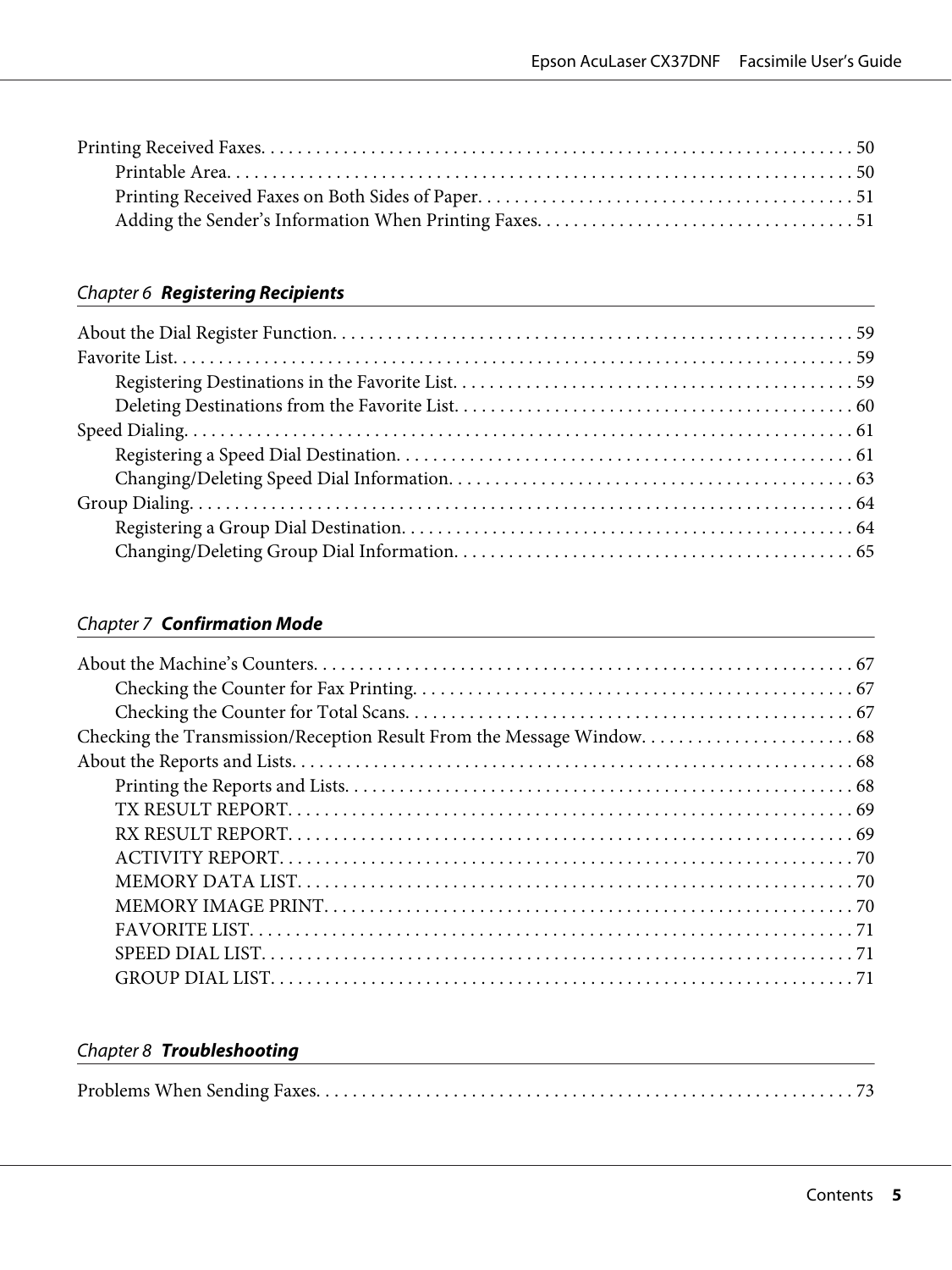Printing Received Faxes. . . . . . . . . . . . . . . . . . . . . . . . . . . . . . . . . . . . . . . . . . . . . . . . . . . . . . . . . . . . . . . . . 50
- Printable Area. . . . . . . . . . . . . . . . . . . . . . . . . . . . . . . . . . . . . . . . . . . . . . . . . . . . . . . . . . . . . . . . . . . . . 50
- Printing Received Faxes on Both Sides of Paper. . . . . . . . . . . . . . . . . . . . . . . . . . . . . . . . . . . . . . . . . 51
- Adding the Sender's Information When Printing Faxes. . . . . . . . . . . . . . . . . . . . . . . . . . . . . . . . . . . 51

## *Chapter 6* ***Registering Recipients***

About the Dial Register Function. . . . . . . . . . . . . . . . . . . . . . . . . . . . . . . . . . . . . . . . . . . . . . . . . . . . . . . . . 59

Favorite List. . . . . . . . . . . . . . . . . . . . . . . . . . . . . . . . . . . . . . . . . . . . . . . . . . . . . . . . . . . . . . . . . . . . . . . . . . 59
- Registering Destinations in the Favorite List. . . . . . . . . . . . . . . . . . . . . . . . . . . . . . . . . . . . . . . . . . . 59
- Deleting Destinations from the Favorite List. . . . . . . . . . . . . . . . . . . . . . . . . . . . . . . . . . . . . . . . . . . 60

Speed Dialing. . . . . . . . . . . . . . . . . . . . . . . . . . . . . . . . . . . . . . . . . . . . . . . . . . . . . . . . . . . . . . . . . . . . . . . . . 61
- Registering a Speed Dial Destination. . . . . . . . . . . . . . . . . . . . . . . . . . . . . . . . . . . . . . . . . . . . . . . . . . 61
- Changing/Deleting Speed Dial Information. . . . . . . . . . . . . . . . . . . . . . . . . . . . . . . . . . . . . . . . . . . . 63

Group Dialing. . . . . . . . . . . . . . . . . . . . . . . . . . . . . . . . . . . . . . . . . . . . . . . . . . . . . . . . . . . . . . . . . . . . . . . . . 64
- Registering a Group Dial Destination. . . . . . . . . . . . . . . . . . . . . . . . . . . . . . . . . . . . . . . . . . . . . . . . . . 64
- Changing/Deleting Group Dial Information. . . . . . . . . . . . . . . . . . . . . . . . . . . . . . . . . . . . . . . . . . . . 65

## *Chapter 7* ***Confirmation Mode***

About the Machine's Counters. . . . . . . . . . . . . . . . . . . . . . . . . . . . . . . . . . . . . . . . . . . . . . . . . . . . . . . . . . . 67
- Checking the Counter for Fax Printing. . . . . . . . . . . . . . . . . . . . . . . . . . . . . . . . . . . . . . . . . . . . . . . . . 67
- Checking the Counter for Total Scans. . . . . . . . . . . . . . . . . . . . . . . . . . . . . . . . . . . . . . . . . . . . . . . . . 67

Checking the Transmission/Reception Result From the Message Window. . . . . . . . . . . . . . . . . . . . . . . 68

About the Reports and Lists. . . . . . . . . . . . . . . . . . . . . . . . . . . . . . . . . . . . . . . . . . . . . . . . . . . . . . . . . . . . . 68
- Printing the Reports and Lists. . . . . . . . . . . . . . . . . . . . . . . . . . . . . . . . . . . . . . . . . . . . . . . . . . . . . . . . 68
- TX RESULT REPORT. . . . . . . . . . . . . . . . . . . . . . . . . . . . . . . . . . . . . . . . . . . . . . . . . . . . . . . . . . . . . . . 69
- RX RESULT REPORT. . . . . . . . . . . . . . . . . . . . . . . . . . . . . . . . . . . . . . . . . . . . . . . . . . . . . . . . . . . . . . . 69
- ACTIVITY REPORT. . . . . . . . . . . . . . . . . . . . . . . . . . . . . . . . . . . . . . . . . . . . . . . . . . . . . . . . . . . . . . . . 70
- MEMORY DATA LIST. . . . . . . . . . . . . . . . . . . . . . . . . . . . . . . . . . . . . . . . . . . . . . . . . . . . . . . . . . . . . . 70
- MEMORY IMAGE PRINT. . . . . . . . . . . . . . . . . . . . . . . . . . . . . . . . . . . . . . . . . . . . . . . . . . . . . . . . . . . 70
- FAVORITE LIST. . . . . . . . . . . . . . . . . . . . . . . . . . . . . . . . . . . . . . . . . . . . . . . . . . . . . . . . . . . . . . . . . . . 71
- SPEED DIAL LIST. . . . . . . . . . . . . . . . . . . . . . . . . . . . . . . . . . . . . . . . . . . . . . . . . . . . . . . . . . . . . . . . . 71
- GROUP DIAL LIST. . . . . . . . . . . . . . . . . . . . . . . . . . . . . . . . . . . . . . . . . . . . . . . . . . . . . . . . . . . . . . . . 71

## *Chapter 8* ***Troubleshooting***

Problems When Sending Faxes. . . . . . . . . . . . . . . . . . . . . . . . . . . . . . . . . . . . . . . . . . . . . . . . . . . . . . . . . . . 73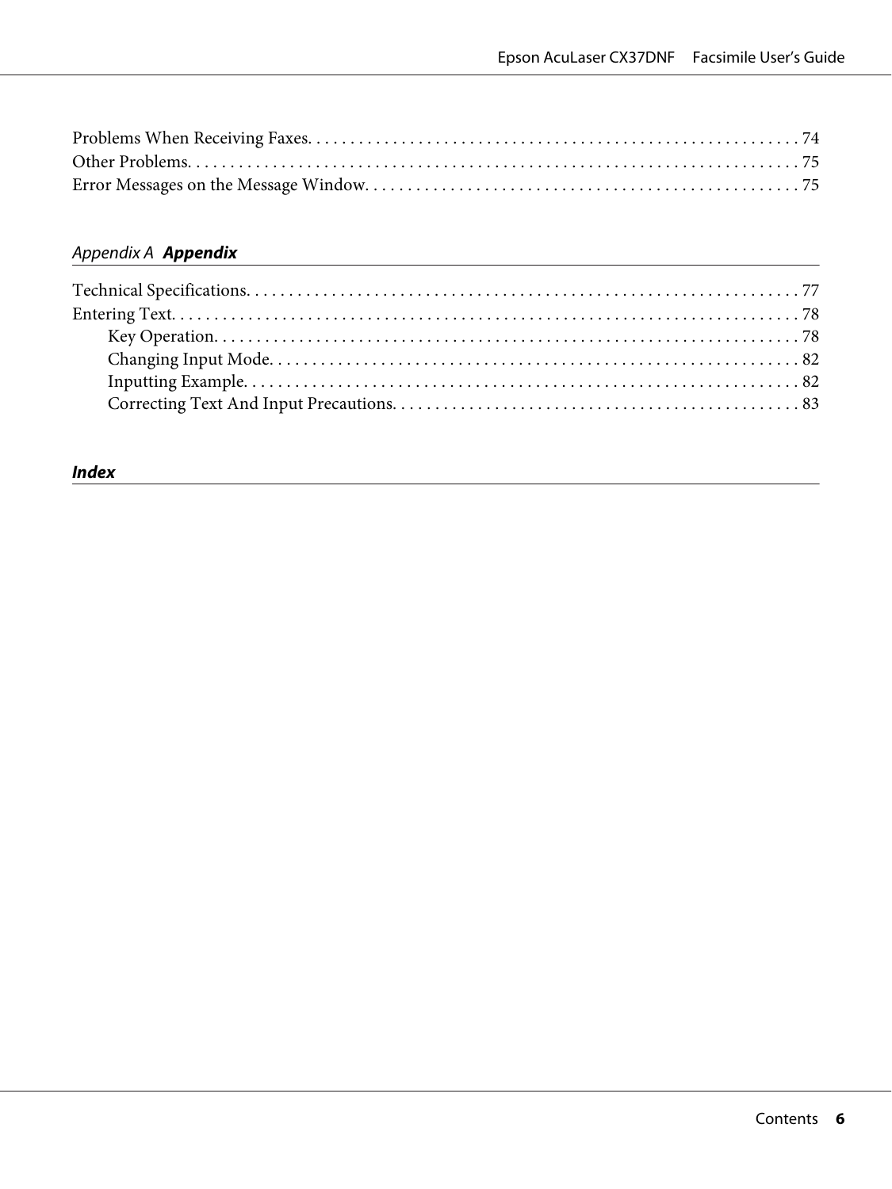Problems When Receiving Faxes. . . . . . . . . . . . . . . . . . . . . . . . . . . . . . . . . . . . . . . . . . . . . . . . . . . . . . . . . 74
Other Problems. . . . . . . . . . . . . . . . . . . . . . . . . . . . . . . . . . . . . . . . . . . . . . . . . . . . . . . . . . . . . . . . . . . . . . 75
Error Messages on the Message Window. . . . . . . . . . . . . . . . . . . . . . . . . . . . . . . . . . . . . . . . . . . . . . . . . . . 75

## *Appendix A* ***Appendix***

Technical Specifications. . . . . . . . . . . . . . . . . . . . . . . . . . . . . . . . . . . . . . . . . . . . . . . . . . . . . . . . . . . . . . . . 77
Entering Text. . . . . . . . . . . . . . . . . . . . . . . . . . . . . . . . . . . . . . . . . . . . . . . . . . . . . . . . . . . . . . . . . . . . . . . 78
- Key Operation. . . . . . . . . . . . . . . . . . . . . . . . . . . . . . . . . . . . . . . . . . . . . . . . . . . . . . . . . . . . . . . . . . . . 78
- Changing Input Mode. . . . . . . . . . . . . . . . . . . . . . . . . . . . . . . . . . . . . . . . . . . . . . . . . . . . . . . . . . . . . . 82
- Inputting Example. . . . . . . . . . . . . . . . . . . . . . . . . . . . . . . . . . . . . . . . . . . . . . . . . . . . . . . . . . . . . . . . . 82
- Correcting Text And Input Precautions. . . . . . . . . . . . . . . . . . . . . . . . . . . . . . . . . . . . . . . . . . . . . . . . 83

## ***Index***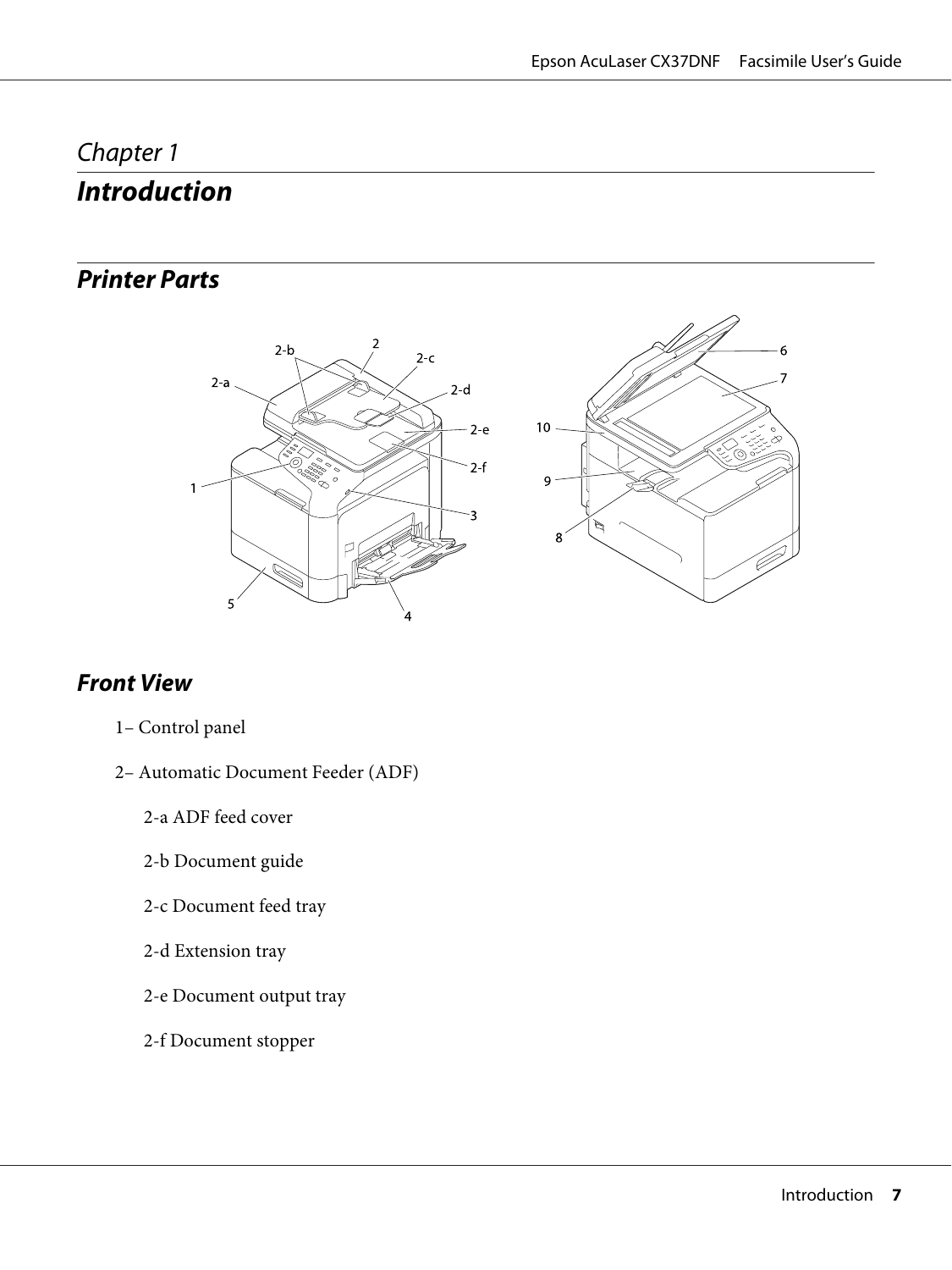# Chapter 1

# Introduction

## Printer Parts

### Front View

1– Control panel

2– Automatic Document Feeder (ADF)

2-a ADF feed cover

2-b Document guide

2-c Document feed tray

2-d Extension tray

2-e Document output tray

2-f Document stopper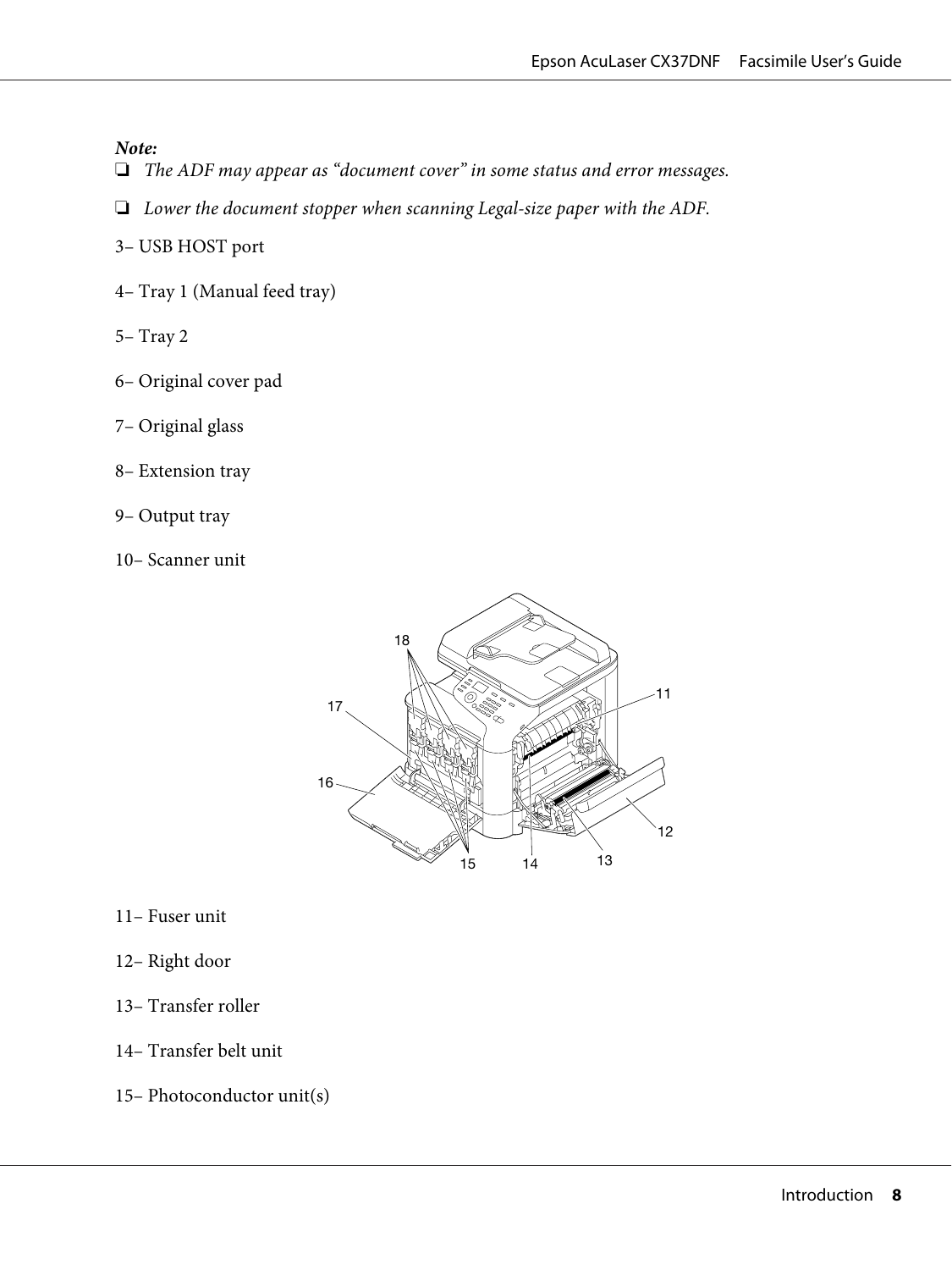*Note:*
- *The ADF may appear as "document cover" in some status and error messages.*
- *Lower the document stopper when scanning Legal-size paper with the ADF.*

3– USB HOST port

4– Tray 1 (Manual feed tray)

5– Tray 2

6– Original cover pad

7– Original glass

8– Extension tray

9– Output tray

10– Scanner unit

11– Fuser unit

12– Right door

13– Transfer roller

14– Transfer belt unit

15– Photoconductor unit(s)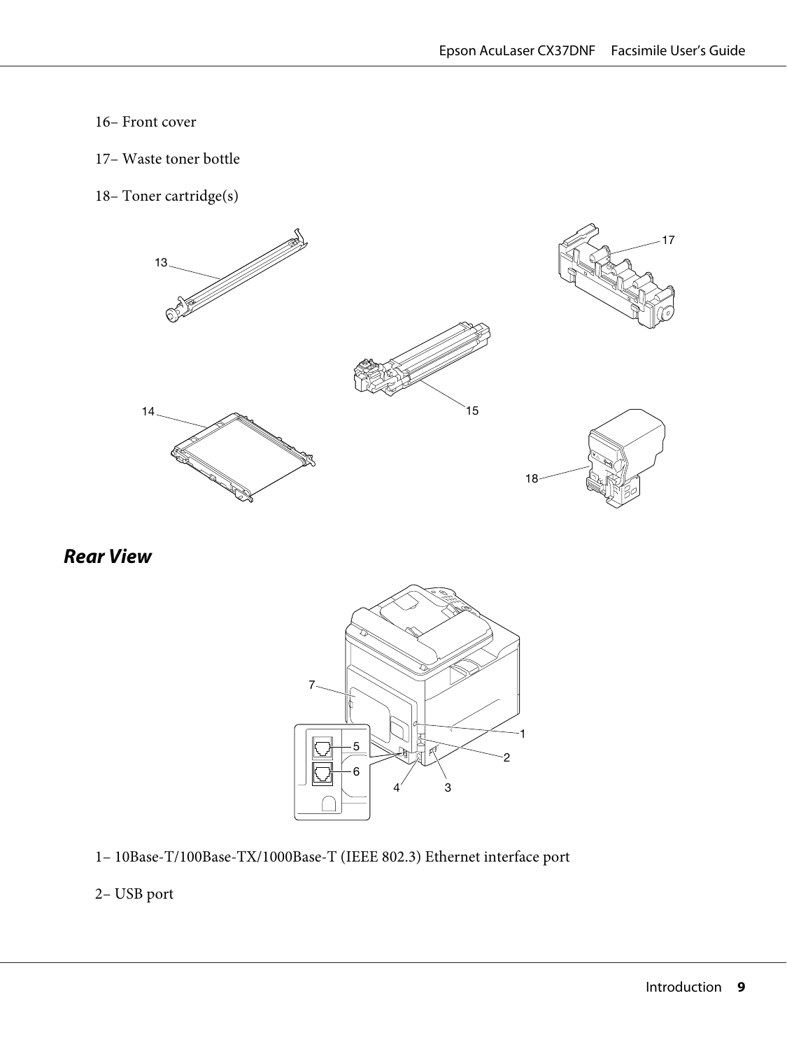16– Front cover

17– Waste toner bottle

18– Toner cartridge(s)

## Rear View

1– 10Base-T/100Base-TX/1000Base-T (IEEE 802.3) Ethernet interface port

2– USB port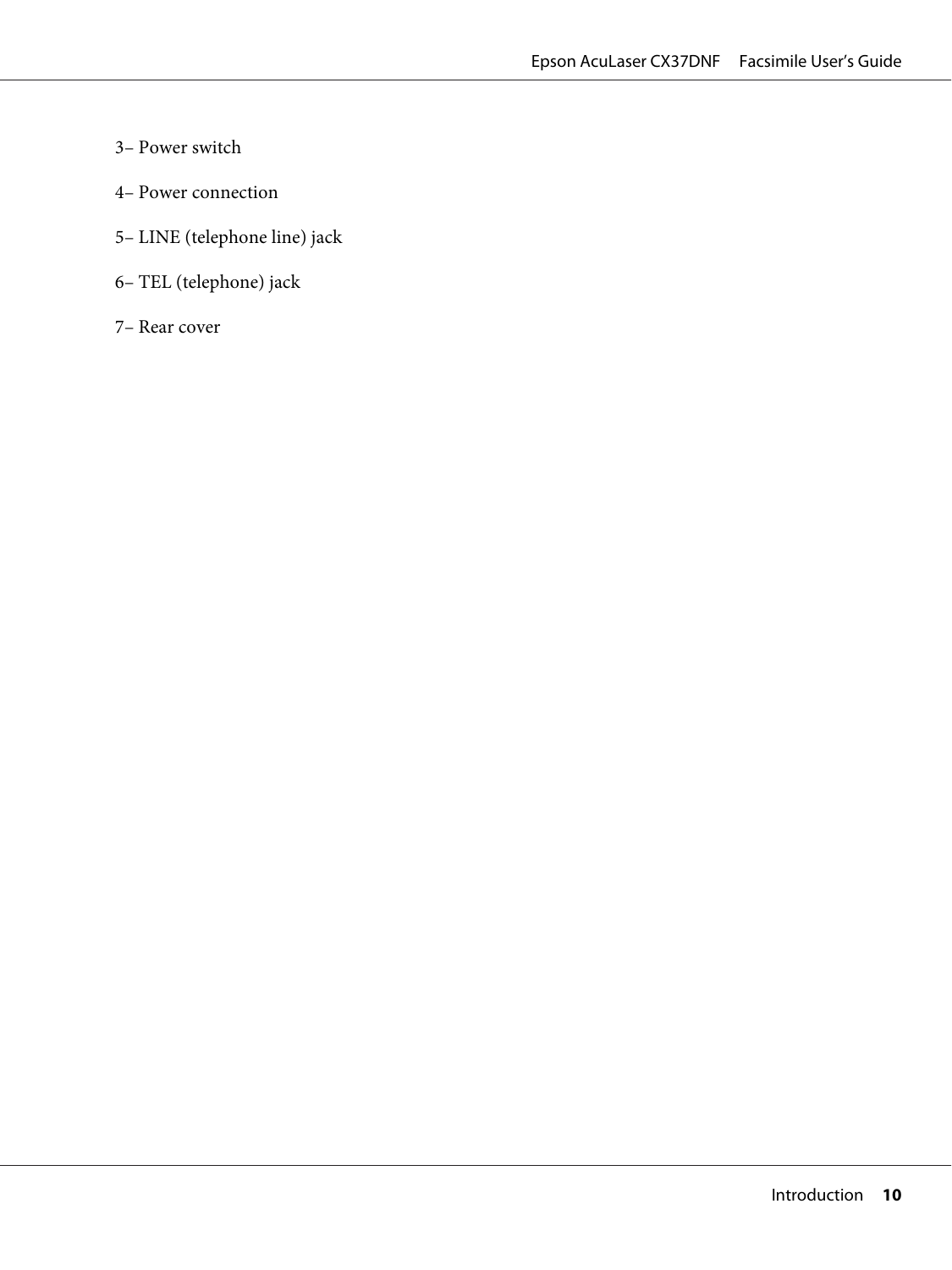3– Power switch

4– Power connection

5– LINE (telephone line) jack

6– TEL (telephone) jack

7– Rear cover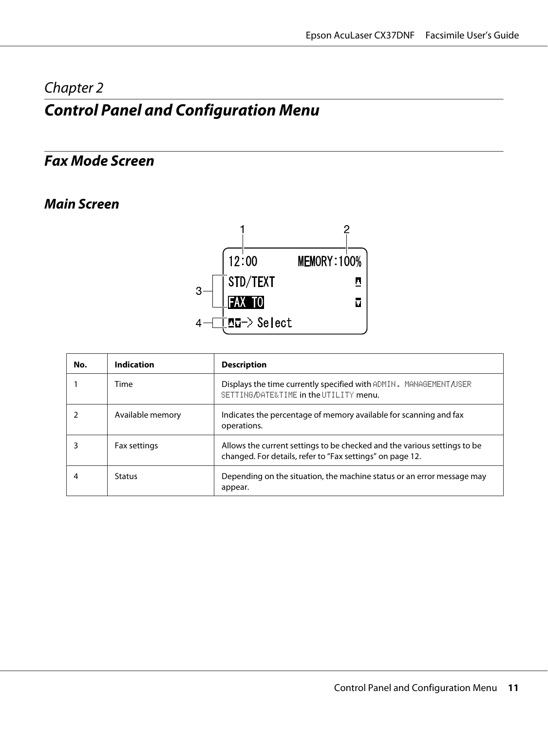# Chapter 2

# Control Panel and Configuration Menu

## Fax Mode Screen

### Main Screen

| No. | Indication | Description |
| --- | --- | --- |
| 1 | Time | Displays the time currently specified with ADMIN. MANAGEMENT/USER SETTING/DATE&TIME in the UTILITY menu. |
| 2 | Available memory | Indicates the percentage of memory available for scanning and fax operations. |
| 3 | Fax settings | Allows the current settings to be checked and the various settings to be changed. For details, refer to "Fax settings" on page 12. |
| 4 | Status | Depending on the situation, the machine status or an error message may appear. |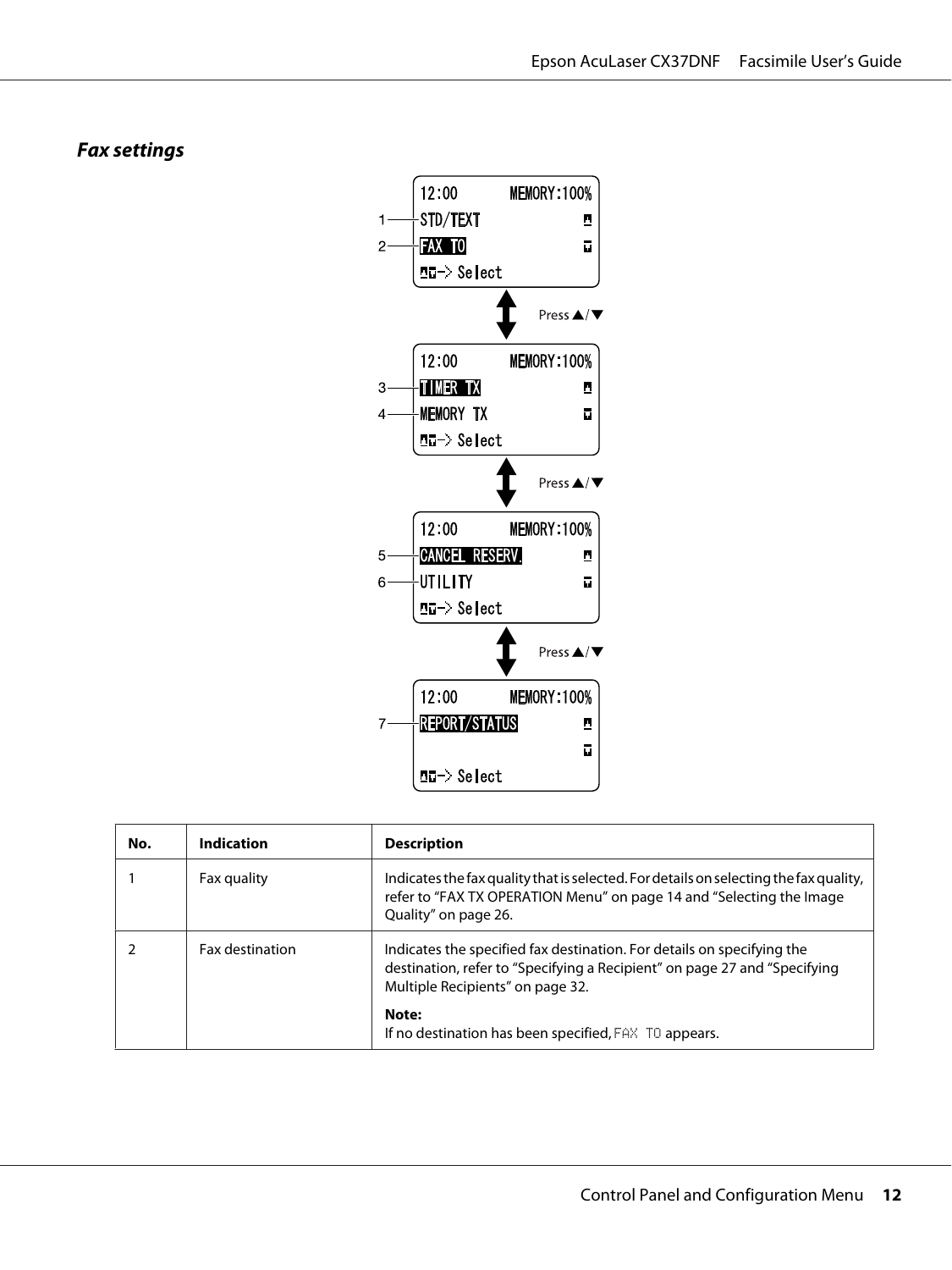## *Fax settings*

| No. | Indication | Description |
| --- | --- | --- |
| 1 | Fax quality | Indicates the fax quality that is selected. For details on selecting the fax quality, refer to “FAX TX OPERATION Menu” on page 14 and “Selecting the Image Quality” on page 26. |
| 2 | Fax destination | Indicates the specified fax destination. For details on specifying the destination, refer to “Specifying a Recipient” on page 27 and “Specifying Multiple Recipients” on page 32.<br><br>**Note:**<br>If no destination has been specified, `FAX TO` appears. |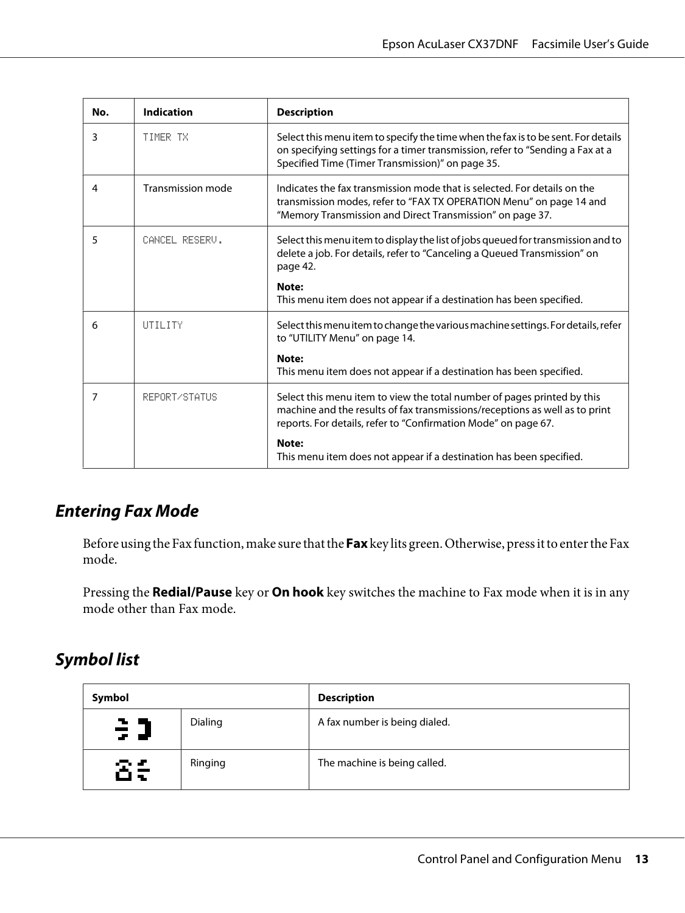| No. | Indication | Description |
|---|---|---|
| 3 | TIMER TX | Select this menu item to specify the time when the fax is to be sent. For details on specifying settings for a timer transmission, refer to "Sending a Fax at a Specified Time (Timer Transmission)" on page 35. |
| 4 | Transmission mode | Indicates the fax transmission mode that is selected. For details on the transmission modes, refer to "FAX TX OPERATION Menu" on page 14 and "Memory Transmission and Direct Transmission" on page 37. |
| 5 | CANCEL RESERV. | Select this menu item to display the list of jobs queued for transmission and to delete a job. For details, refer to "Canceling a Queued Transmission" on page 42.<br><br>**Note:**<br>This menu item does not appear if a destination has been specified. |
| 6 | UTILITY | Select this menu item to change the various machine settings. For details, refer to "UTILITY Menu" on page 14.<br><br>**Note:**<br>This menu item does not appear if a destination has been specified. |
| 7 | REPORT/STATUS | Select this menu item to view the total number of pages printed by this machine and the results of fax transmissions/receptions as well as to print reports. For details, refer to "Confirmation Mode" on page 67.<br><br>**Note:**<br>This menu item does not appear if a destination has been specified. |

## *Entering Fax Mode*

Before using the Fax function, make sure that the **Fax** key lits green. Otherwise, press it to enter the Fax mode.

Pressing the **Redial/Pause** key or **On hook** key switches the machine to Fax mode when it is in any mode other than Fax mode.

## *Symbol list*

| Symbol | | Description |
|---|---|---|
| | Dialing | A fax number is being dialed. |
| | Ringing | The machine is being called. |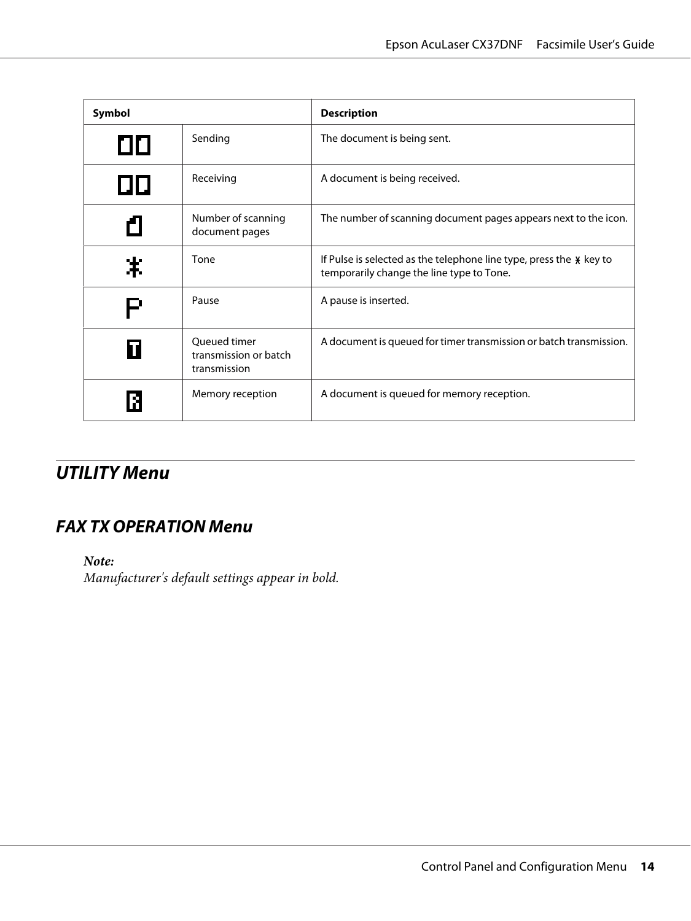| Symbol | | Description |
|---|---|---|
| | Sending | The document is being sent. |
| | Receiving | A document is being received. |
| | Number of scanning document pages | The number of scanning document pages appears next to the icon. |
| | Tone | If Pulse is selected as the telephone line type, press the * key to temporarily change the line type to Tone. |
| | Pause | A pause is inserted. |
| | Queued timer transmission or batch transmission | A document is queued for timer transmission or batch transmission. |
| | Memory reception | A document is queued for memory reception. |

## *UTILITY Menu*

### *FAX TX OPERATION Menu*

***Note:***
*Manufacturer's default settings appear in bold.*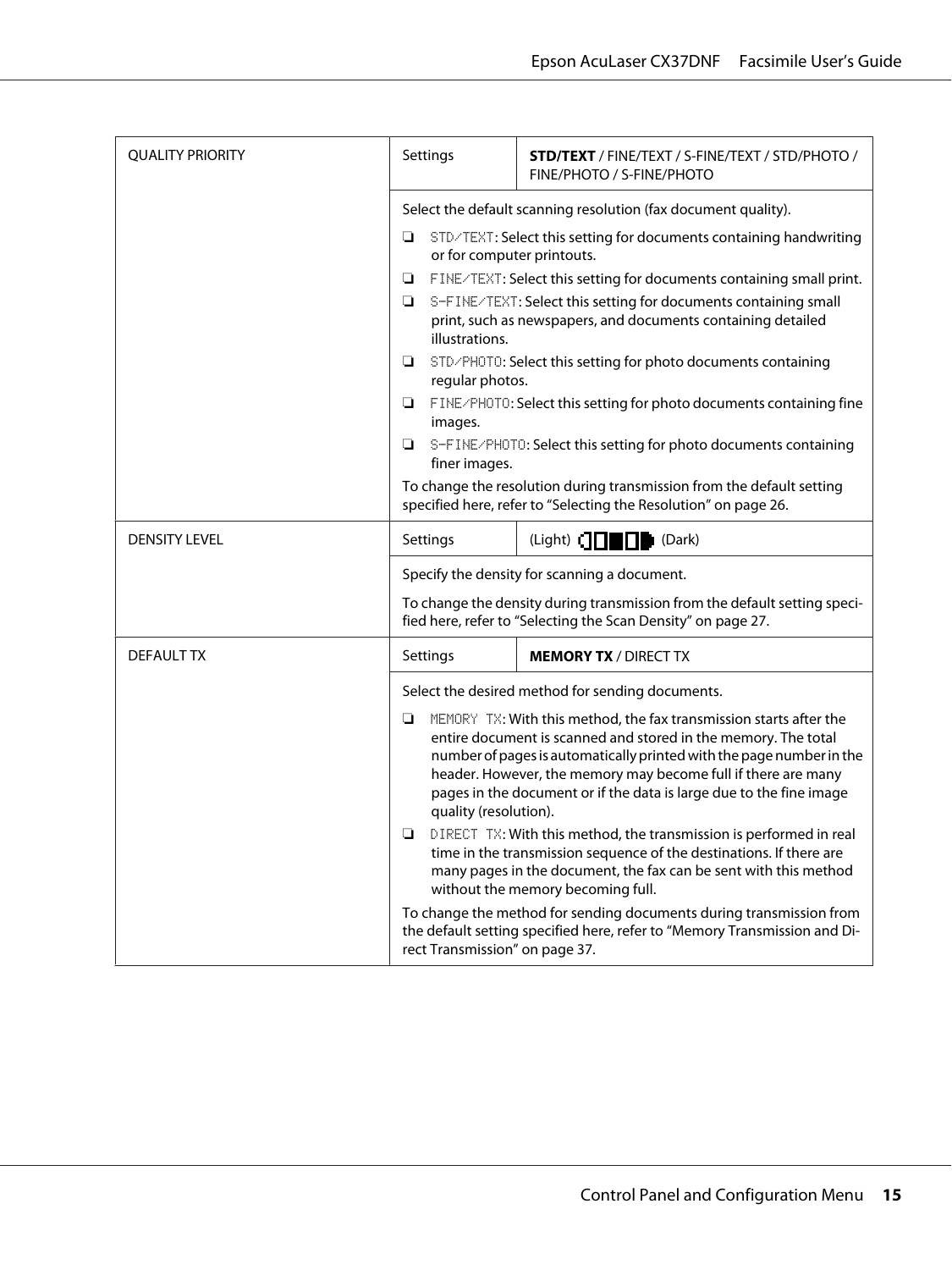| | | |
|---|---|---|
| QUALITY PRIORITY | Settings | **STD/TEXT** / FINE/TEXT / S-FINE/TEXT / STD/PHOTO / FINE/PHOTO / S-FINE/PHOTO |
| | Select the default scanning resolution (fax document quality).<br>❏ STD/TEXT: Select this setting for documents containing handwriting or for computer printouts.<br>❏ FINE/TEXT: Select this setting for documents containing small print.<br>❏ S-FINE/TEXT: Select this setting for documents containing small print, such as newspapers, and documents containing detailed illustrations.<br>❏ STD/PHOTO: Select this setting for photo documents containing regular photos.<br>❏ FINE/PHOTO: Select this setting for photo documents containing fine images.<br>❏ S-FINE/PHOTO: Select this setting for photo documents containing finer images.<br>To change the resolution during transmission from the default setting specified here, refer to "Selecting the Resolution" on page 26. | |
| DENSITY LEVEL | Settings | (Light) ◧□■□◨ (Dark) |
| | Specify the density for scanning a document.<br>To change the density during transmission from the default setting specified here, refer to "Selecting the Scan Density" on page 27. | |
| DEFAULT TX | Settings | **MEMORY TX** / DIRECT TX |
| | Select the desired method for sending documents.<br>❏ MEMORY TX: With this method, the fax transmission starts after the entire document is scanned and stored in the memory. The total number of pages is automatically printed with the page number in the header. However, the memory may become full if there are many pages in the document or if the data is large due to the fine image quality (resolution).<br>❏ DIRECT TX: With this method, the transmission is performed in real time in the transmission sequence of the destinations. If there are many pages in the document, the fax can be sent with this method without the memory becoming full.<br>To change the method for sending documents during transmission from the default setting specified here, refer to "Memory Transmission and Direct Transmission" on page 37. | |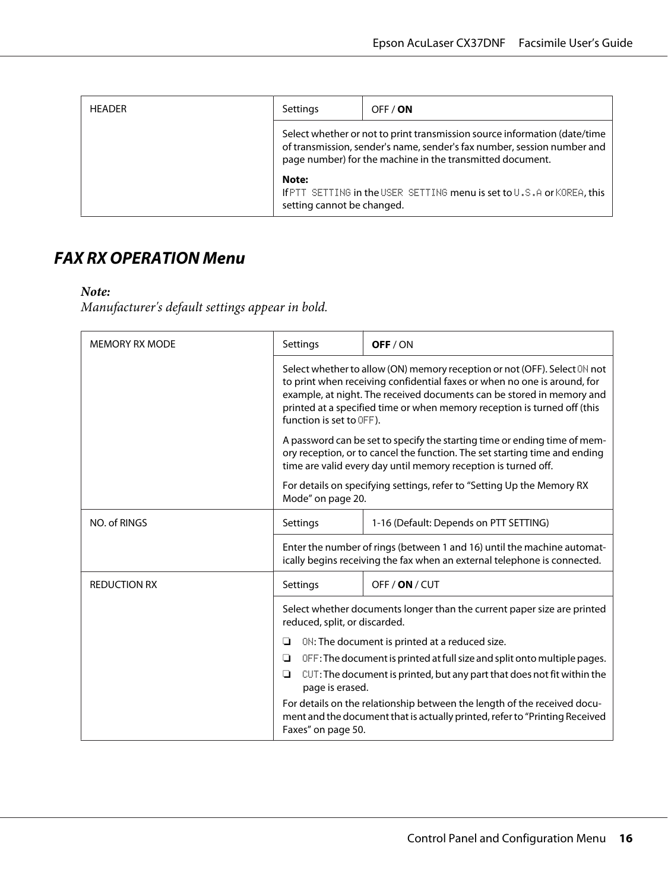| HEADER | Settings | OFF / **ON** |
| --- | --- | --- |
| | Select whether or not to print transmission source information (date/time of transmission, sender's name, sender's fax number, session number and page number) for the machine in the transmitted document.<br><br>**Note:**<br>If PTT SETTING in the USER SETTING menu is set to U.S.A or KOREA, this setting cannot be changed. | |

## FAX RX OPERATION Menu

***Note:***
*Manufacturer's default settings appear in bold.*

| MEMORY RX MODE | Settings | **OFF** / ON |
| --- | --- | --- |
| | Select whether to allow (ON) memory reception or not (OFF). Select ON not to print when receiving confidential faxes or when no one is around, for example, at night. The received documents can be stored in memory and printed at a specified time or when memory reception is turned off (this function is set to OFF).<br><br>A password can be set to specify the starting time or ending time of memory reception, or to cancel the function. The set starting time and ending time are valid every day until memory reception is turned off.<br><br>For details on specifying settings, refer to "Setting Up the Memory RX Mode" on page 20. | |
| NO. of RINGS | Settings | 1-16 (Default: Depends on PTT SETTING) |
| | Enter the number of rings (between 1 and 16) until the machine automatically begins receiving the fax when an external telephone is connected. | |
| REDUCTION RX | Settings | OFF / **ON** / CUT |
| | Select whether documents longer than the current paper size are printed reduced, split, or discarded.<br><br>❏ ON: The document is printed at a reduced size.<br>❏ OFF: The document is printed at full size and split onto multiple pages.<br>❏ CUT: The document is printed, but any part that does not fit within the page is erased.<br><br>For details on the relationship between the length of the received document and the document that is actually printed, refer to "Printing Received Faxes" on page 50. | |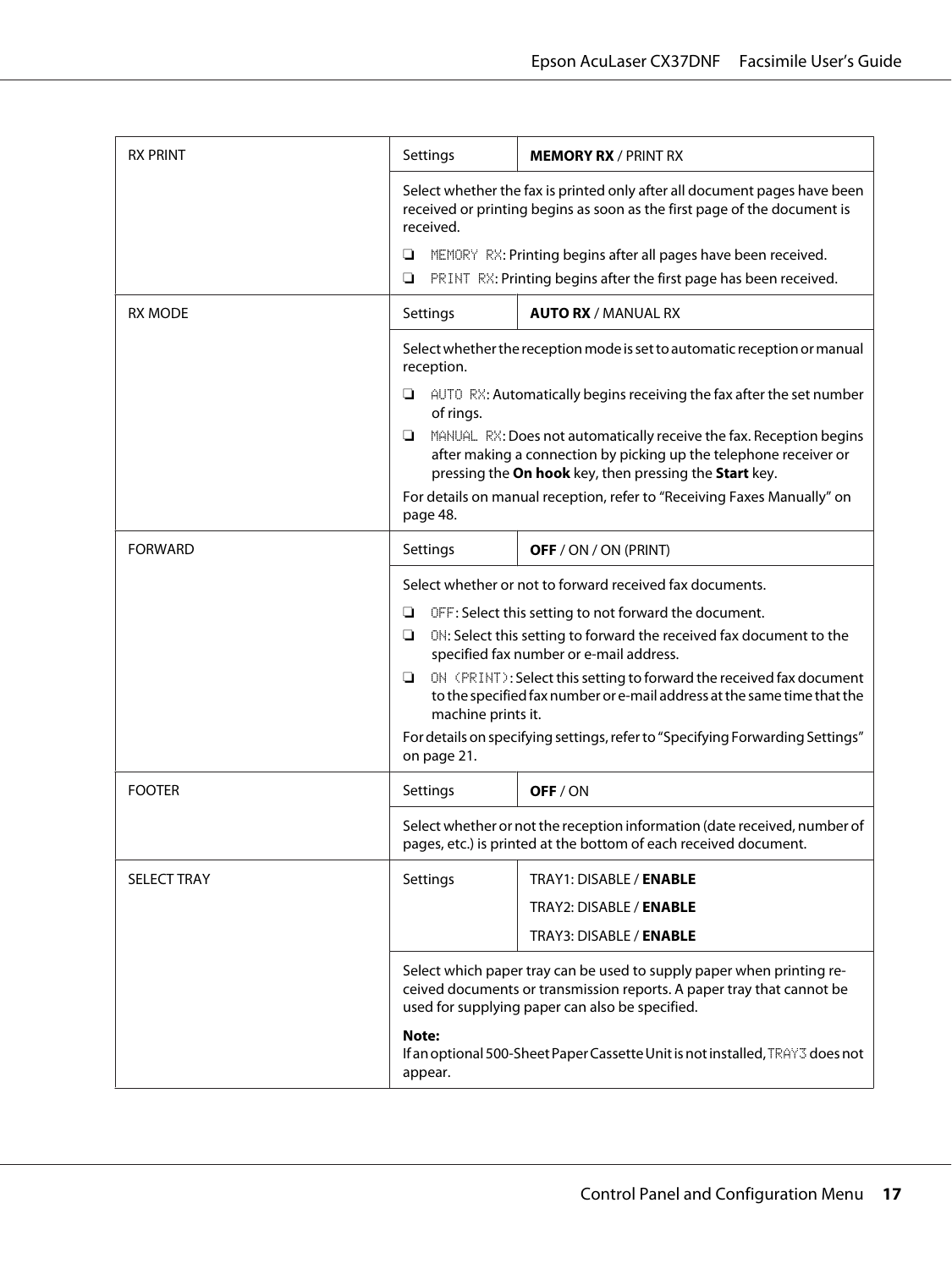| | | |
|---|---|---|
| RX PRINT | Settings | **MEMORY RX** / PRINT RX |
| | Select whether the fax is printed only after all document pages have been received or printing begins as soon as the first page of the document is received.<br>❏ MEMORY RX: Printing begins after all pages have been received.<br>❏ PRINT RX: Printing begins after the first page has been received. | |
| RX MODE | Settings | **AUTO RX** / MANUAL RX |
| | Select whether the reception mode is set to automatic reception or manual reception.<br>❏ AUTO RX: Automatically begins receiving the fax after the set number of rings.<br>❏ MANUAL RX: Does not automatically receive the fax. Reception begins after making a connection by picking up the telephone receiver or pressing the **On hook** key, then pressing the **Start** key.<br>For details on manual reception, refer to “Receiving Faxes Manually” on page 48. | |
| FORWARD | Settings | **OFF** / ON / ON (PRINT) |
| | Select whether or not to forward received fax documents.<br>❏ OFF: Select this setting to not forward the document.<br>❏ ON: Select this setting to forward the received fax document to the specified fax number or e-mail address.<br>❏ ON (PRINT): Select this setting to forward the received fax document to the specified fax number or e-mail address at the same time that the machine prints it.<br>For details on specifying settings, refer to “Specifying Forwarding Settings” on page 21. | |
| FOOTER | Settings | **OFF** / ON |
| | Select whether or not the reception information (date received, number of pages, etc.) is printed at the bottom of each received document. | |
| SELECT TRAY | Settings | TRAY1: DISABLE / **ENABLE**<br>TRAY2: DISABLE / **ENABLE**<br>TRAY3: DISABLE / **ENABLE** |
| | Select which paper tray can be used to supply paper when printing received documents or transmission reports. A paper tray that cannot be used for supplying paper can also be specified.<br>**Note:**<br>If an optional 500-Sheet Paper Cassette Unit is not installed, TRAY3 does not appear. | |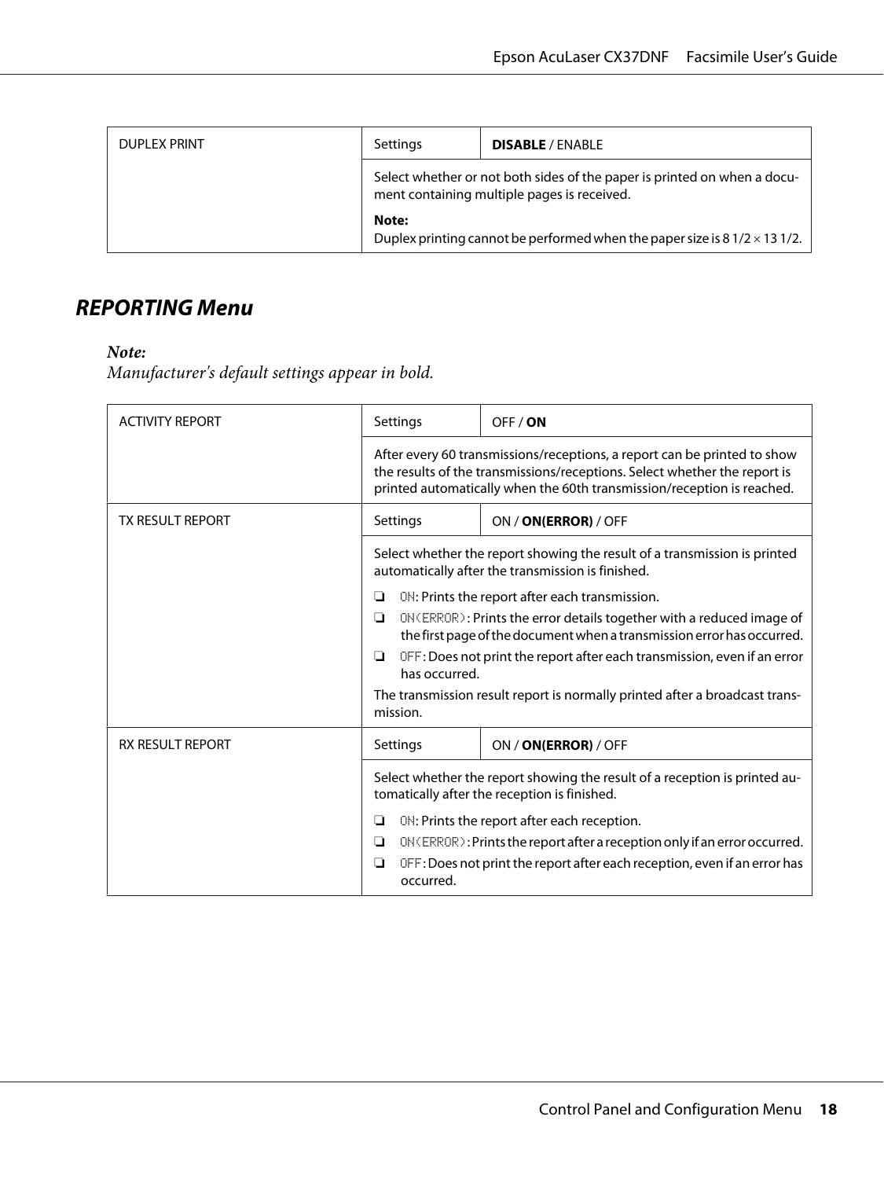| DUPLEX PRINT | Settings | **DISABLE** / ENABLE |
|---|---|---|
| | Select whether or not both sides of the paper is printed on when a document containing multiple pages is received.<br><br>**Note:**<br>Duplex printing cannot be performed when the paper size is 8 1/2 × 13 1/2. | |

## REPORTING Menu

***Note:***
*Manufacturer's default settings appear in bold.*

| ACTIVITY REPORT | Settings | OFF / **ON** |
|---|---|---|
| | After every 60 transmissions/receptions, a report can be printed to show the results of the transmissions/receptions. Select whether the report is printed automatically when the 60th transmission/reception is reached. | |
| TX RESULT REPORT | Settings | ON / **ON(ERROR)** / OFF |
| | Select whether the report showing the result of a transmission is printed automatically after the transmission is finished.<br>❏ ON: Prints the report after each transmission.<br>❏ ON(ERROR): Prints the error details together with a reduced image of the first page of the document when a transmission error has occurred.<br>❏ OFF: Does not print the report after each transmission, even if an error has occurred.<br><br>The transmission result report is normally printed after a broadcast transmission. | |
| RX RESULT REPORT | Settings | ON / **ON(ERROR)** / OFF |
| | Select whether the report showing the result of a reception is printed automatically after the reception is finished.<br>❏ ON: Prints the report after each reception.<br>❏ ON(ERROR): Prints the report after a reception only if an error occurred.<br>❏ OFF: Does not print the report after each reception, even if an error has occurred. | |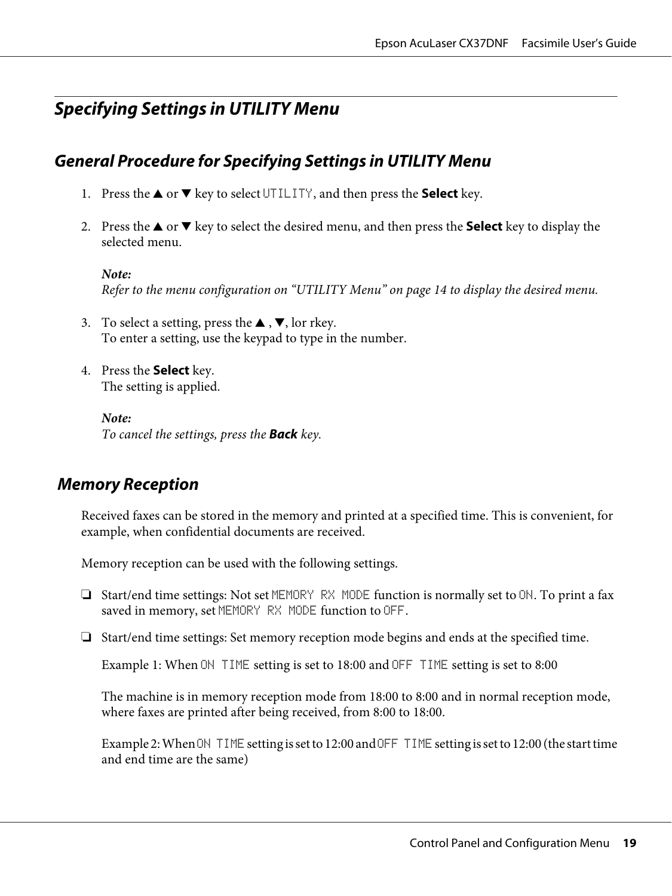## Specifying Settings in UTILITY Menu

### General Procedure for Specifying Settings in UTILITY Menu

1. Press the ▲ or ▼ key to select `UTILITY`, and then press the **Select** key.

2. Press the ▲ or ▼ key to select the desired menu, and then press the **Select** key to display the selected menu.

   ***Note:***
   *Refer to the menu configuration on "UTILITY Menu" on page 14 to display the desired menu.*

3. To select a setting, press the ▲ , ▼, lor rkey.
   To enter a setting, use the keypad to type in the number.

4. Press the **Select** key.
   The setting is applied.

   ***Note:***
   *To cancel the settings, press the* ***Back*** *key.*

### Memory Reception

Received faxes can be stored in the memory and printed at a specified time. This is convenient, for example, when confidential documents are received.

Memory reception can be used with the following settings.

❏ Start/end time settings: Not set `MEMORY RX MODE` function is normally set to `ON`. To print a fax saved in memory, set `MEMORY RX MODE` function to `OFF`.

❏ Start/end time settings: Set memory reception mode begins and ends at the specified time.

   Example 1: When `ON TIME` setting is set to 18:00 and `OFF TIME` setting is set to 8:00

   The machine is in memory reception mode from 18:00 to 8:00 and in normal reception mode, where faxes are printed after being received, from 8:00 to 18:00.

   Example 2: When `ON TIME` setting is set to 12:00 and `OFF TIME` setting is set to 12:00 (the start time and end time are the same)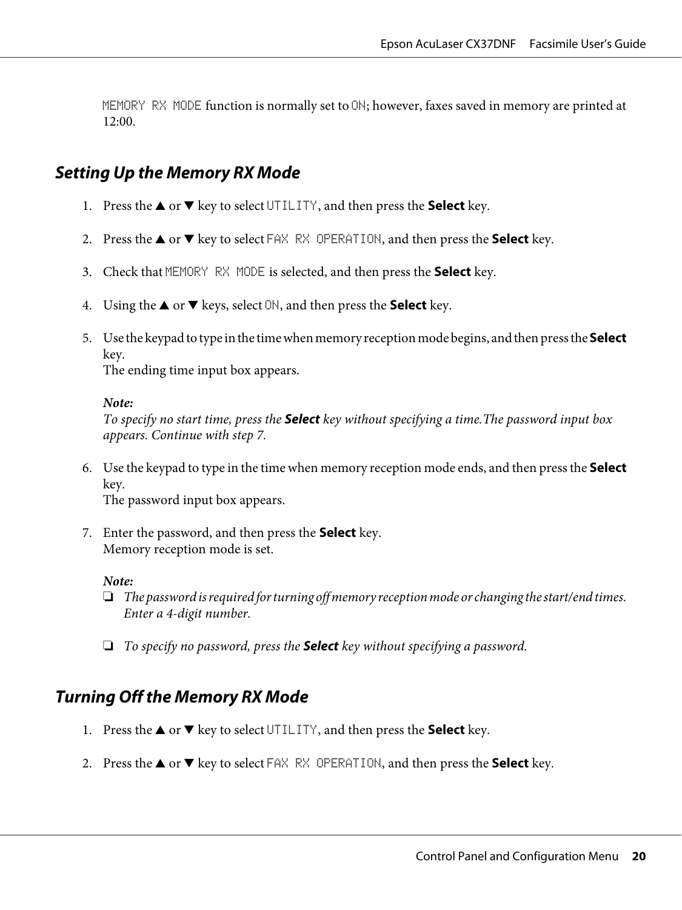MEMORY RX MODE function is normally set to ON; however, faxes saved in memory are printed at 12:00.

## Setting Up the Memory RX Mode

1. Press the ▲ or ▼ key to select UTILITY, and then press the **Select** key.

2. Press the ▲ or ▼ key to select FAX RX OPERATION, and then press the **Select** key.

3. Check that MEMORY RX MODE is selected, and then press the **Select** key.

4. Using the ▲ or ▼ keys, select ON, and then press the **Select** key.

5. Use the keypad to type in the time when memory reception mode begins, and then press the **Select** key.
   The ending time input box appears.

   ***Note:***
   *To specify no start time, press the **Select** key without specifying a time.The password input box appears. Continue with step 7.*

6. Use the keypad to type in the time when memory reception mode ends, and then press the **Select** key.
   The password input box appears.

7. Enter the password, and then press the **Select** key.
   Memory reception mode is set.

   ***Note:***
   - *The password is required for turning off memory reception mode or changing the start/end times. Enter a 4-digit number.*
   - *To specify no password, press the **Select** key without specifying a password.*

## Turning Off the Memory RX Mode

1. Press the ▲ or ▼ key to select UTILITY, and then press the **Select** key.

2. Press the ▲ or ▼ key to select FAX RX OPERATION, and then press the **Select** key.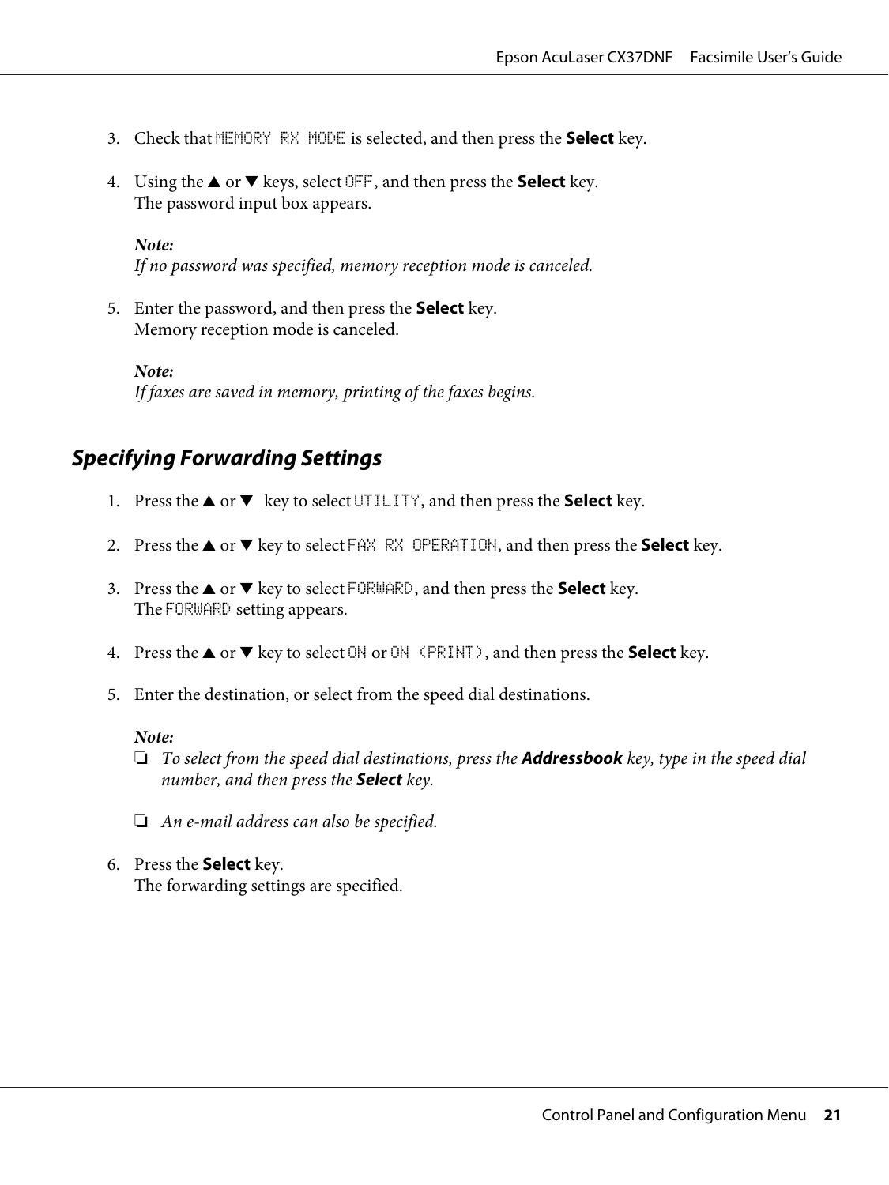3. Check that MEMORY RX MODE is selected, and then press the **Select** key.

4. Using the ▲ or ▼ keys, select OFF, and then press the **Select** key.
   The password input box appears.

   ***Note:***
   *If no password was specified, memory reception mode is canceled.*

5. Enter the password, and then press the **Select** key.
   Memory reception mode is canceled.

   ***Note:***
   *If faxes are saved in memory, printing of the faxes begins.*

## *Specifying Forwarding Settings*

1. Press the ▲ or ▼ key to select UTILITY, and then press the **Select** key.

2. Press the ▲ or ▼ key to select FAX RX OPERATION, and then press the **Select** key.

3. Press the ▲ or ▼ key to select FORWARD, and then press the **Select** key.
   The FORWARD setting appears.

4. Press the ▲ or ▼ key to select ON or ON (PRINT), and then press the **Select** key.

5. Enter the destination, or select from the speed dial destinations.

   ***Note:***
   - *To select from the speed dial destinations, press the **Addressbook** key, type in the speed dial number, and then press the **Select** key.*
   - *An e-mail address can also be specified.*

6. Press the **Select** key.
   The forwarding settings are specified.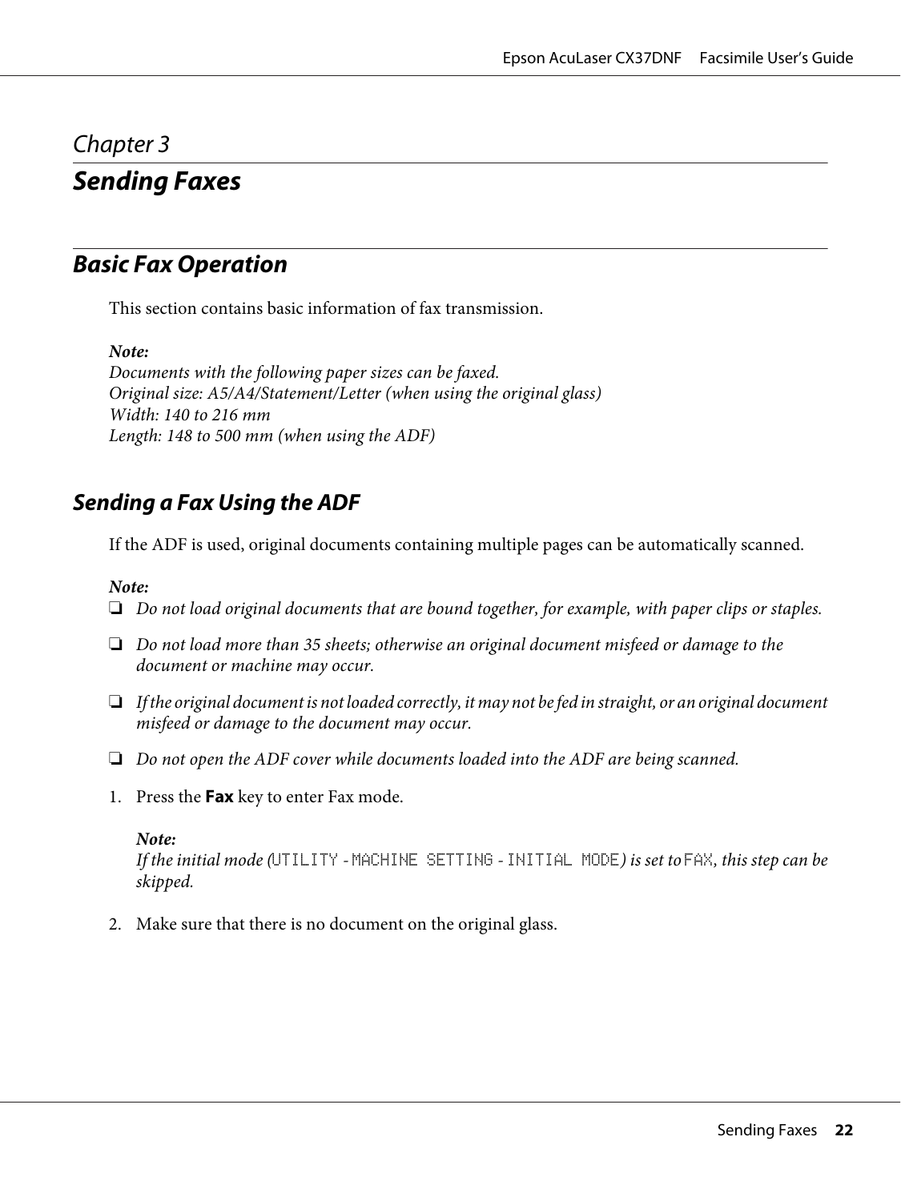*Chapter 3*

# Sending Faxes

## Basic Fax Operation

This section contains basic information of fax transmission.

***Note:***
*Documents with the following paper sizes can be faxed.*
*Original size: A5/A4/Statement/Letter (when using the original glass)*
*Width: 140 to 216 mm*
*Length: 148 to 500 mm (when using the ADF)*

### Sending a Fax Using the ADF

If the ADF is used, original documents containing multiple pages can be automatically scanned.

***Note:***

- *Do not load original documents that are bound together, for example, with paper clips or staples.*
- *Do not load more than 35 sheets; otherwise an original document misfeed or damage to the document or machine may occur.*
- *If the original document is not loaded correctly, it may not be fed in straight, or an original document misfeed or damage to the document may occur.*
- *Do not open the ADF cover while documents loaded into the ADF are being scanned.*

1. Press the **Fax** key to enter Fax mode.

   ***Note:***
   *If the initial mode (*`UTILITY` *-* `MACHINE SETTING` *-* `INITIAL MODE`*) is set to* `FAX`*, this step can be skipped.*

2. Make sure that there is no document on the original glass.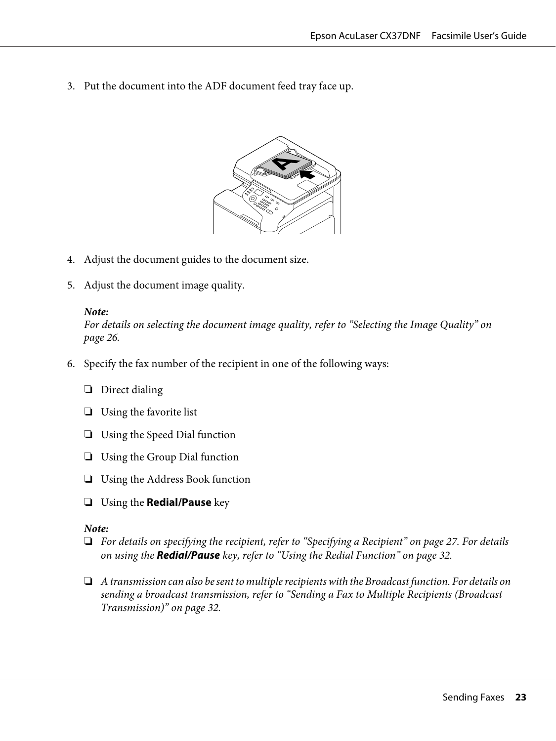3. Put the document into the ADF document feed tray face up.

4. Adjust the document guides to the document size.

5. Adjust the document image quality.

   ***Note:***
   *For details on selecting the document image quality, refer to "Selecting the Image Quality" on page 26.*

6. Specify the fax number of the recipient in one of the following ways:

   ❏ Direct dialing

   ❏ Using the favorite list

   ❏ Using the Speed Dial function

   ❏ Using the Group Dial function

   ❏ Using the Address Book function

   ❏ Using the **Redial/Pause** key

   ***Note:***

   ❏ *For details on specifying the recipient, refer to "Specifying a Recipient" on page 27. For details on using the* ***Redial/Pause*** *key, refer to "Using the Redial Function" on page 32.*

   ❏ *A transmission can also be sent to multiple recipients with the Broadcast function. For details on sending a broadcast transmission, refer to "Sending a Fax to Multiple Recipients (Broadcast Transmission)" on page 32.*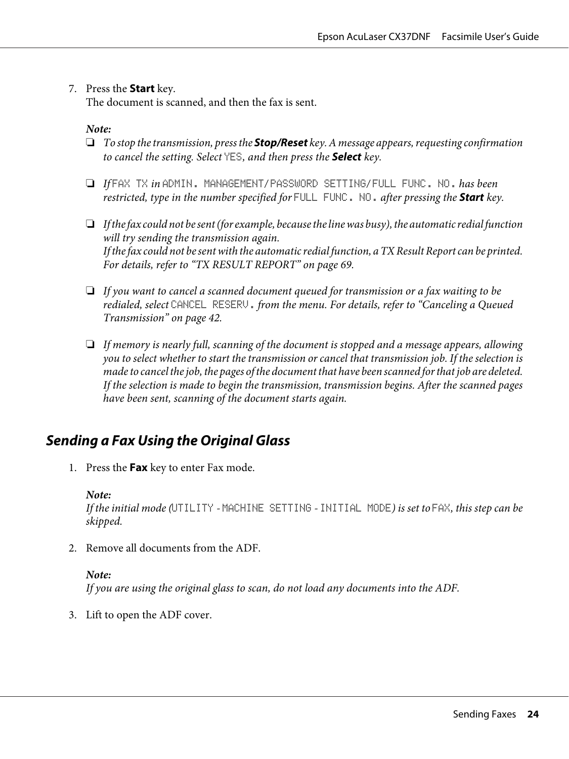7. Press the **Start** key.
   The document is scanned, and then the fax is sent.

   ***Note:***

   - *To stop the transmission, press the **Stop/Reset** key. A message appears, requesting confirmation to cancel the setting. Select* `YES`*, and then press the **Select** key.*
   - *If* `FAX TX` *in* `ADMIN. MANAGEMENT/PASSWORD SETTING/FULL FUNC. NO.` *has been restricted, type in the number specified for* `FULL FUNC. NO.` *after pressing the **Start** key.*
   - *If the fax could not be sent (for example, because the line was busy), the automatic redial function will try sending the transmission again.*
     *If the fax could not be sent with the automatic redial function, a TX Result Report can be printed. For details, refer to "TX RESULT REPORT" on page 69.*
   - *If you want to cancel a scanned document queued for transmission or a fax waiting to be redialed, select* `CANCEL RESERV.` *from the menu. For details, refer to "Canceling a Queued Transmission" on page 42.*
   - *If memory is nearly full, scanning of the document is stopped and a message appears, allowing you to select whether to start the transmission or cancel that transmission job. If the selection is made to cancel the job, the pages of the document that have been scanned for that job are deleted. If the selection is made to begin the transmission, transmission begins. After the scanned pages have been sent, scanning of the document starts again.*

## *Sending a Fax Using the Original Glass*

1. Press the **Fax** key to enter Fax mode.

   ***Note:***
   *If the initial mode (*`UTILITY` *-* `MACHINE SETTING` *-* `INITIAL MODE`*) is set to* `FAX`*, this step can be skipped.*

2. Remove all documents from the ADF.

   ***Note:***
   *If you are using the original glass to scan, do not load any documents into the ADF.*

3. Lift to open the ADF cover.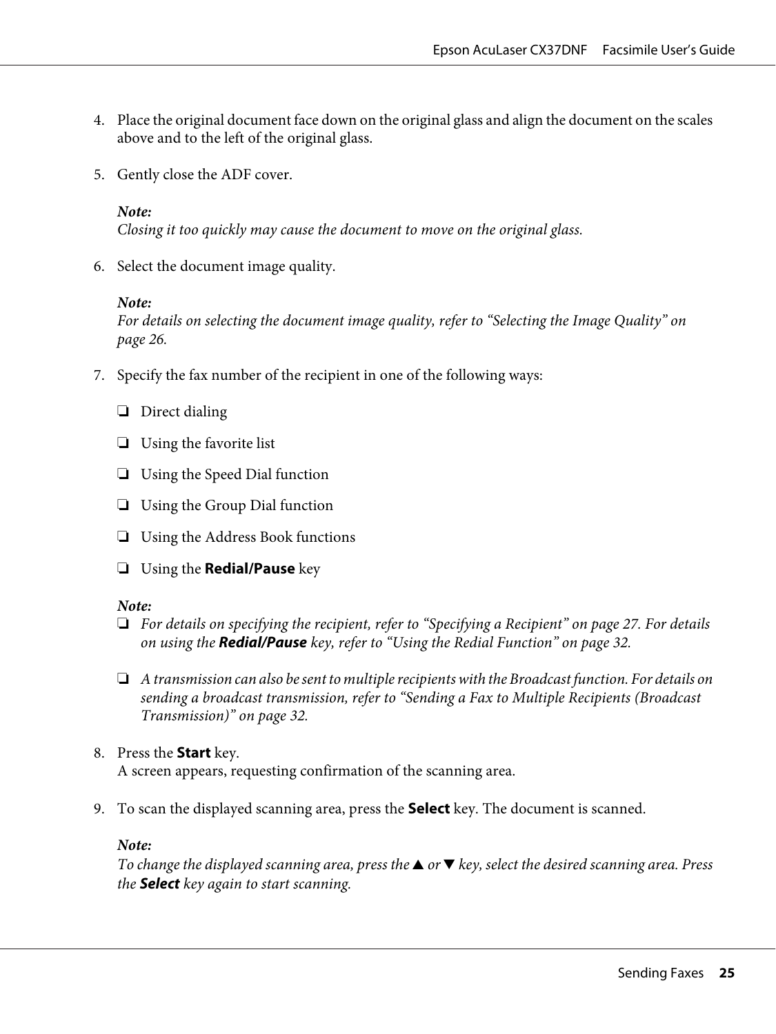4. Place the original document face down on the original glass and align the document on the scales above and to the left of the original glass.

5. Gently close the ADF cover.

   ***Note:***
   *Closing it too quickly may cause the document to move on the original glass.*

6. Select the document image quality.

   ***Note:***
   *For details on selecting the document image quality, refer to "Selecting the Image Quality" on page 26.*

7. Specify the fax number of the recipient in one of the following ways:

   - ❏ Direct dialing
   - ❏ Using the favorite list
   - ❏ Using the Speed Dial function
   - ❏ Using the Group Dial function
   - ❏ Using the Address Book functions
   - ❏ Using the **Redial/Pause** key

   ***Note:***
   - ❏ *For details on specifying the recipient, refer to "Specifying a Recipient" on page 27. For details on using the* ***Redial/Pause*** *key, refer to "Using the Redial Function" on page 32.*
   - ❏ *A transmission can also be sent to multiple recipients with the Broadcast function. For details on sending a broadcast transmission, refer to "Sending a Fax to Multiple Recipients (Broadcast Transmission)" on page 32.*

8. Press the **Start** key.
   A screen appears, requesting confirmation of the scanning area.

9. To scan the displayed scanning area, press the **Select** key. The document is scanned.

   ***Note:***
   *To change the displayed scanning area, press the ▲ or ▼ key, select the desired scanning area. Press the* ***Select*** *key again to start scanning.*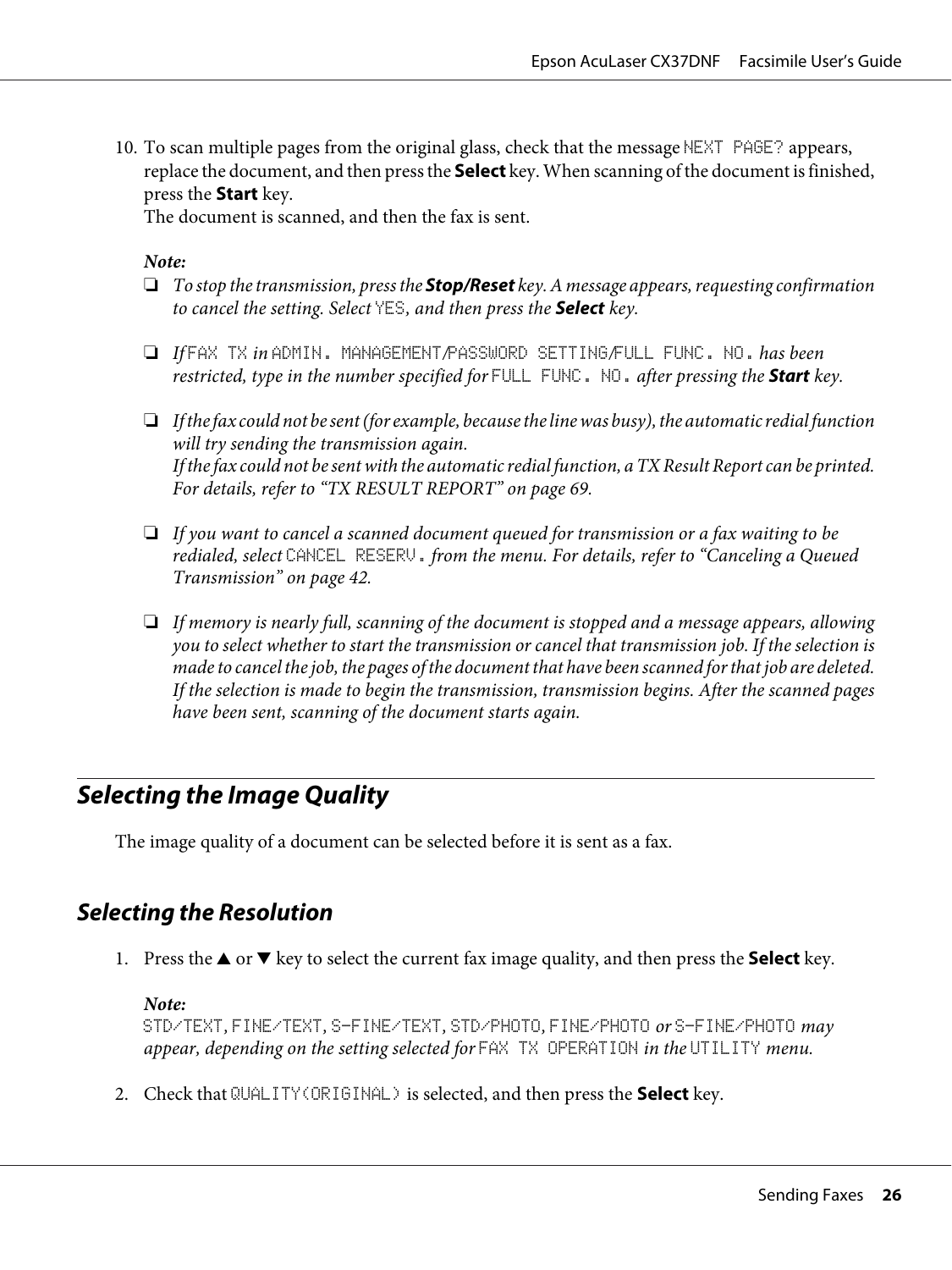10. To scan multiple pages from the original glass, check that the message NEXT PAGE? appears, replace the document, and then press the **Select** key. When scanning of the document is finished, press the **Start** key.
    The document is scanned, and then the fax is sent.

    *Note:*
    - *To stop the transmission, press the **Stop/Reset** key. A message appears, requesting confirmation to cancel the setting. Select YES, and then press the **Select** key.*
    - *If FAX TX in ADMIN. MANAGEMENT/PASSWORD SETTING/FULL FUNC. NO. has been restricted, type in the number specified for FULL FUNC. NO. after pressing the **Start** key.*
    - *If the fax could not be sent (for example, because the line was busy), the automatic redial function will try sending the transmission again.*
      *If the fax could not be sent with the automatic redial function, a TX Result Report can be printed. For details, refer to "TX RESULT REPORT" on page 69.*
    - *If you want to cancel a scanned document queued for transmission or a fax waiting to be redialed, select CANCEL RESERV. from the menu. For details, refer to "Canceling a Queued Transmission" on page 42.*
    - *If memory is nearly full, scanning of the document is stopped and a message appears, allowing you to select whether to start the transmission or cancel that transmission job. If the selection is made to cancel the job, the pages of the document that have been scanned for that job are deleted. If the selection is made to begin the transmission, transmission begins. After the scanned pages have been sent, scanning of the document starts again.*

## Selecting the Image Quality

The image quality of a document can be selected before it is sent as a fax.

### Selecting the Resolution

1. Press the ▲ or ▼ key to select the current fax image quality, and then press the **Select** key.

   *Note:*
   *STD/TEXT, FINE/TEXT, S-FINE/TEXT, STD/PHOTO, FINE/PHOTO or S-FINE/PHOTO may appear, depending on the setting selected for FAX TX OPERATION in the UTILITY menu.*

2. Check that QUALITY(ORIGINAL) is selected, and then press the **Select** key.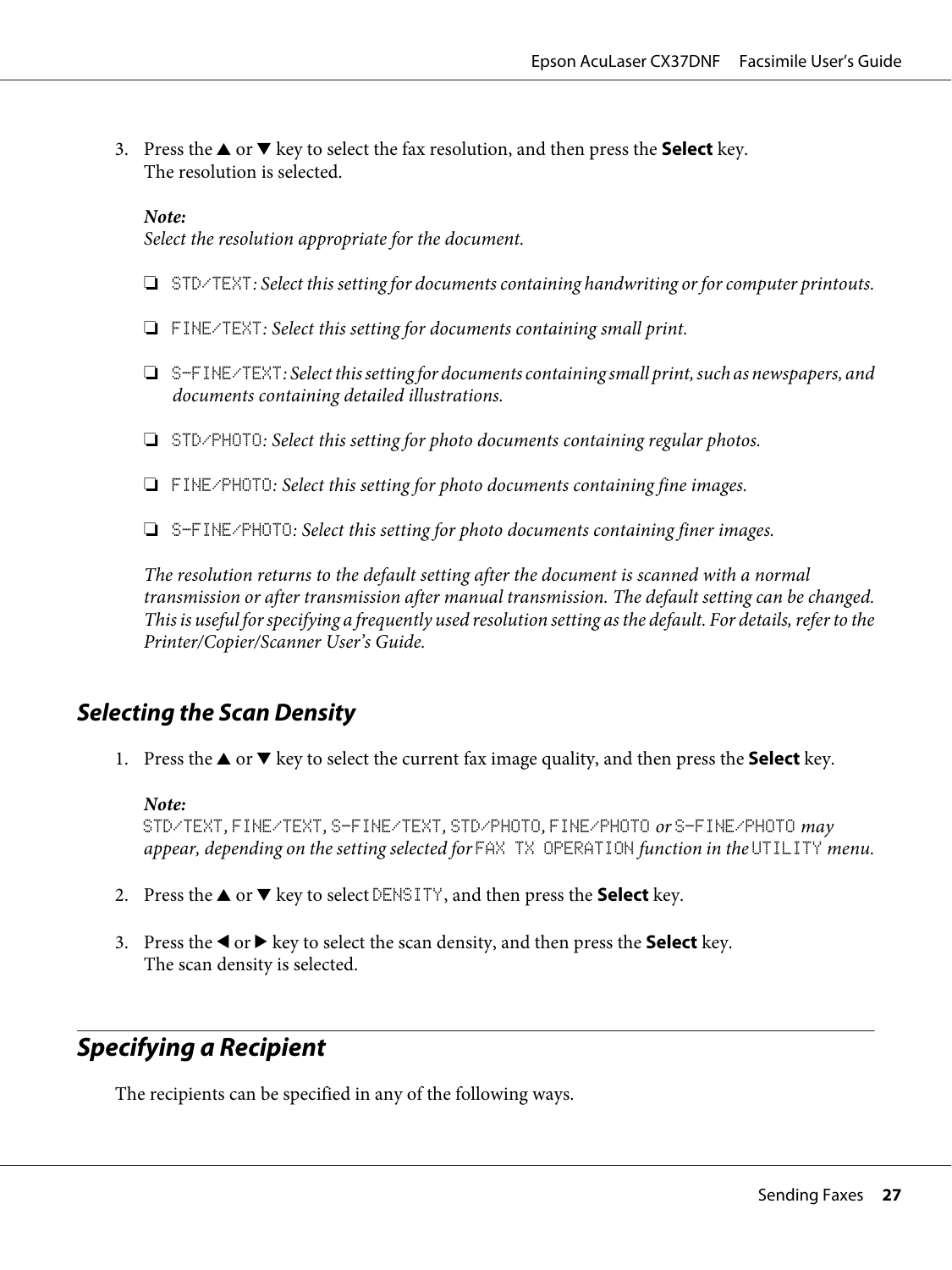3. Press the ▲ or ▼ key to select the fax resolution, and then press the **Select** key.
   The resolution is selected.

   ***Note:***
   *Select the resolution appropriate for the document.*

   - STD/TEXT*: Select this setting for documents containing handwriting or for computer printouts.*
   - FINE/TEXT*: Select this setting for documents containing small print.*
   - S-FINE/TEXT*: Select this setting for documents containing small print, such as newspapers, and documents containing detailed illustrations.*
   - STD/PHOTO*: Select this setting for photo documents containing regular photos.*
   - FINE/PHOTO*: Select this setting for photo documents containing fine images.*
   - S-FINE/PHOTO*: Select this setting for photo documents containing finer images.*

   *The resolution returns to the default setting after the document is scanned with a normal transmission or after transmission after manual transmission. The default setting can be changed. This is useful for specifying a frequently used resolution setting as the default. For details, refer to the Printer/Copier/Scanner User's Guide.*

### *Selecting the Scan Density*

1. Press the ▲ or ▼ key to select the current fax image quality, and then press the **Select** key.

   ***Note:***
   STD/TEXT*,* FINE/TEXT*,* S-FINE/TEXT*,* STD/PHOTO*,* FINE/PHOTO *or* S-FINE/PHOTO *may appear, depending on the setting selected for* FAX TX OPERATION *function in the* UTILITY *menu.*

2. Press the ▲ or ▼ key to select DENSITY, and then press the **Select** key.

3. Press the ◀ or ▶ key to select the scan density, and then press the **Select** key.
   The scan density is selected.

## *Specifying a Recipient*

The recipients can be specified in any of the following ways.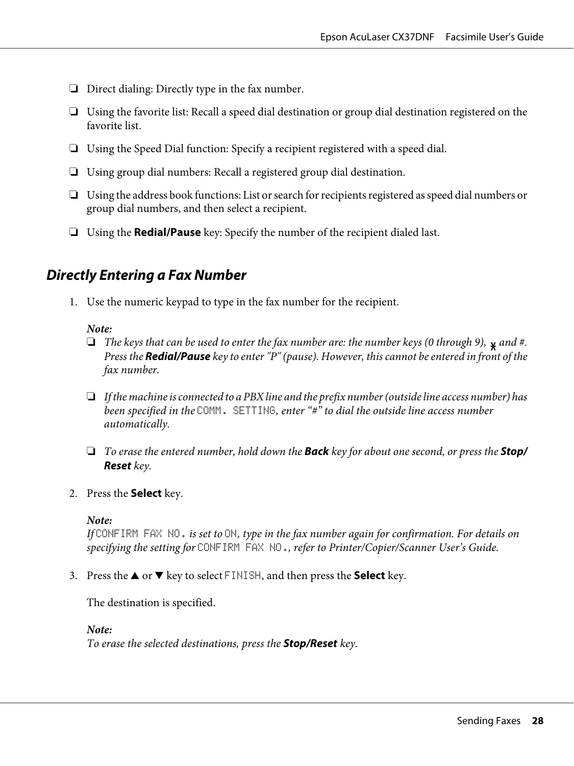- Direct dialing: Directly type in the fax number.
- Using the favorite list: Recall a speed dial destination or group dial destination registered on the favorite list.
- Using the Speed Dial function: Specify a recipient registered with a speed dial.
- Using group dial numbers: Recall a registered group dial destination.
- Using the address book functions: List or search for recipients registered as speed dial numbers or group dial numbers, and then select a recipient.
- Using the **Redial/Pause** key: Specify the number of the recipient dialed last.

## Directly Entering a Fax Number

1. Use the numeric keypad to type in the fax number for the recipient.

   ***Note:***
   - *The keys that can be used to enter the fax number are: the number keys (0 through 9), * and #. Press the **Redial/Pause** key to enter "P" (pause). However, this cannot be entered in front of the fax number.*
   - *If the machine is connected to a PBX line and the prefix number (outside line access number) has been specified in the* `COMM. SETTING`*, enter "#" to dial the outside line access number automatically.*
   - *To erase the entered number, hold down the **Back** key for about one second, or press the **Stop/Reset** key.*

2. Press the **Select** key.

   ***Note:***
   *If* `CONFIRM FAX NO.` *is set to* `ON`*, type in the fax number again for confirmation. For details on specifying the setting for* `CONFIRM FAX NO.`*, refer to Printer/Copier/Scanner User's Guide.*

3. Press the ▲ or ▼ key to select `FINISH`, and then press the **Select** key.

   The destination is specified.

   ***Note:***
   *To erase the selected destinations, press the **Stop/Reset** key.*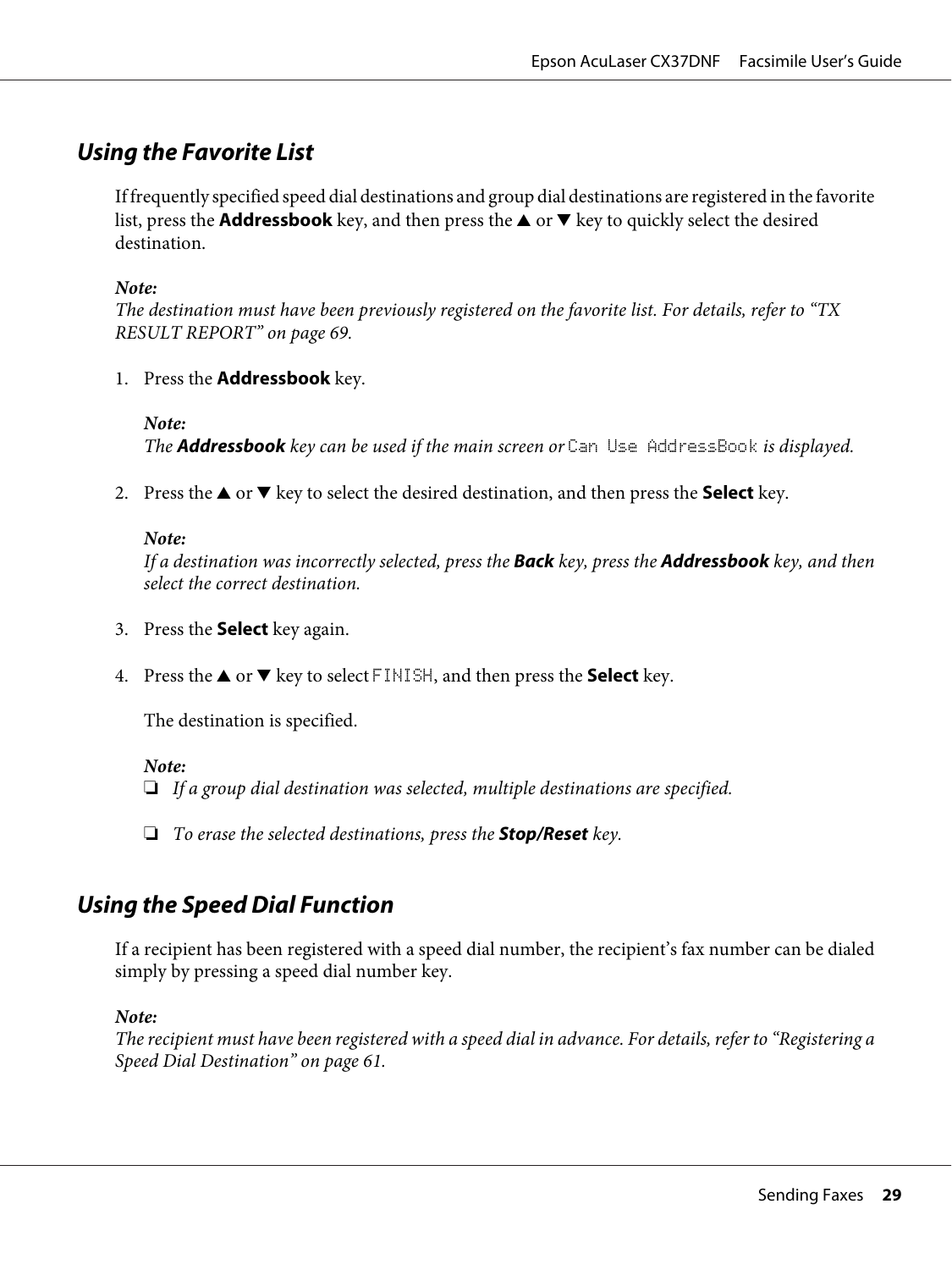## *Using the Favorite List*

If frequently specified speed dial destinations and group dial destinations are registered in the favorite list, press the **Addressbook** key, and then press the ▲ or ▼ key to quickly select the desired destination.

***Note:***
*The destination must have been previously registered on the favorite list. For details, refer to "TX RESULT REPORT" on page 69.*

1. Press the **Addressbook** key.

   ***Note:***
   *The **Addressbook** key can be used if the main screen or* `Can Use AddressBook` *is displayed.*

2. Press the ▲ or ▼ key to select the desired destination, and then press the **Select** key.

   ***Note:***
   *If a destination was incorrectly selected, press the **Back** key, press the **Addressbook** key, and then select the correct destination.*

3. Press the **Select** key again.

4. Press the ▲ or ▼ key to select `FINISH`, and then press the **Select** key.

   The destination is specified.

   ***Note:***
   - *If a group dial destination was selected, multiple destinations are specified.*
   - *To erase the selected destinations, press the **Stop/Reset** key.*

## *Using the Speed Dial Function*

If a recipient has been registered with a speed dial number, the recipient's fax number can be dialed simply by pressing a speed dial number key.

***Note:***
*The recipient must have been registered with a speed dial in advance. For details, refer to "Registering a Speed Dial Destination" on page 61.*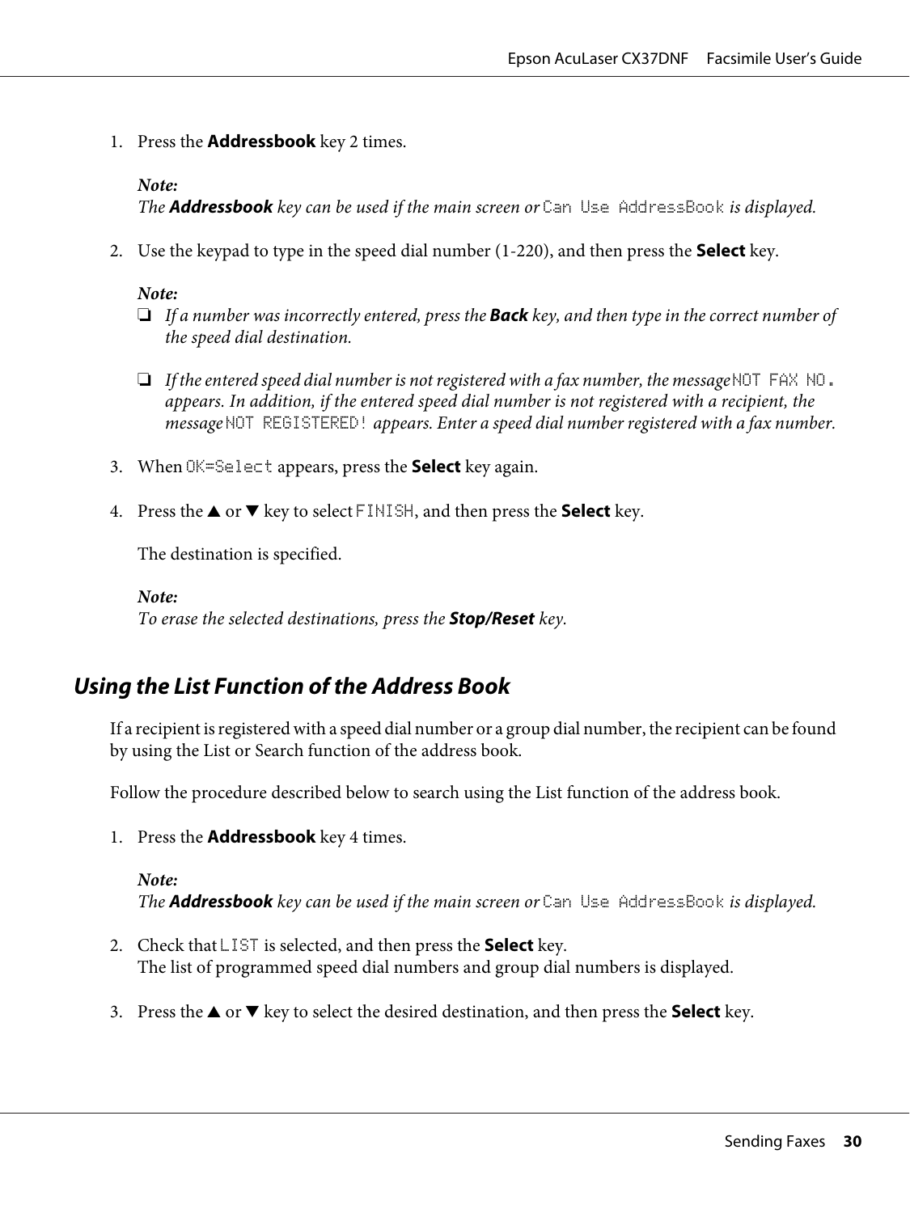1. Press the **Addressbook** key 2 times.

   *Note:*
   *The **Addressbook** key can be used if the main screen or* `Can Use AddressBook` *is displayed.*

2. Use the keypad to type in the speed dial number (1-220), and then press the **Select** key.

   *Note:*
   - *If a number was incorrectly entered, press the **Back** key, and then type in the correct number of the speed dial destination.*
   - *If the entered speed dial number is not registered with a fax number, the message* `NOT FAX NO.` *appears. In addition, if the entered speed dial number is not registered with a recipient, the message* `NOT REGISTERED!` *appears. Enter a speed dial number registered with a fax number.*

3. When `OK=Select` appears, press the **Select** key again.

4. Press the ▲ or ▼ key to select `FINISH`, and then press the **Select** key.

   The destination is specified.

   *Note:*
   *To erase the selected destinations, press the **Stop/Reset** key.*

## Using the List Function of the Address Book

If a recipient is registered with a speed dial number or a group dial number, the recipient can be found by using the List or Search function of the address book.

Follow the procedure described below to search using the List function of the address book.

1. Press the **Addressbook** key 4 times.

   *Note:*
   *The **Addressbook** key can be used if the main screen or* `Can Use AddressBook` *is displayed.*

2. Check that `LIST` is selected, and then press the **Select** key.
   The list of programmed speed dial numbers and group dial numbers is displayed.

3. Press the ▲ or ▼ key to select the desired destination, and then press the **Select** key.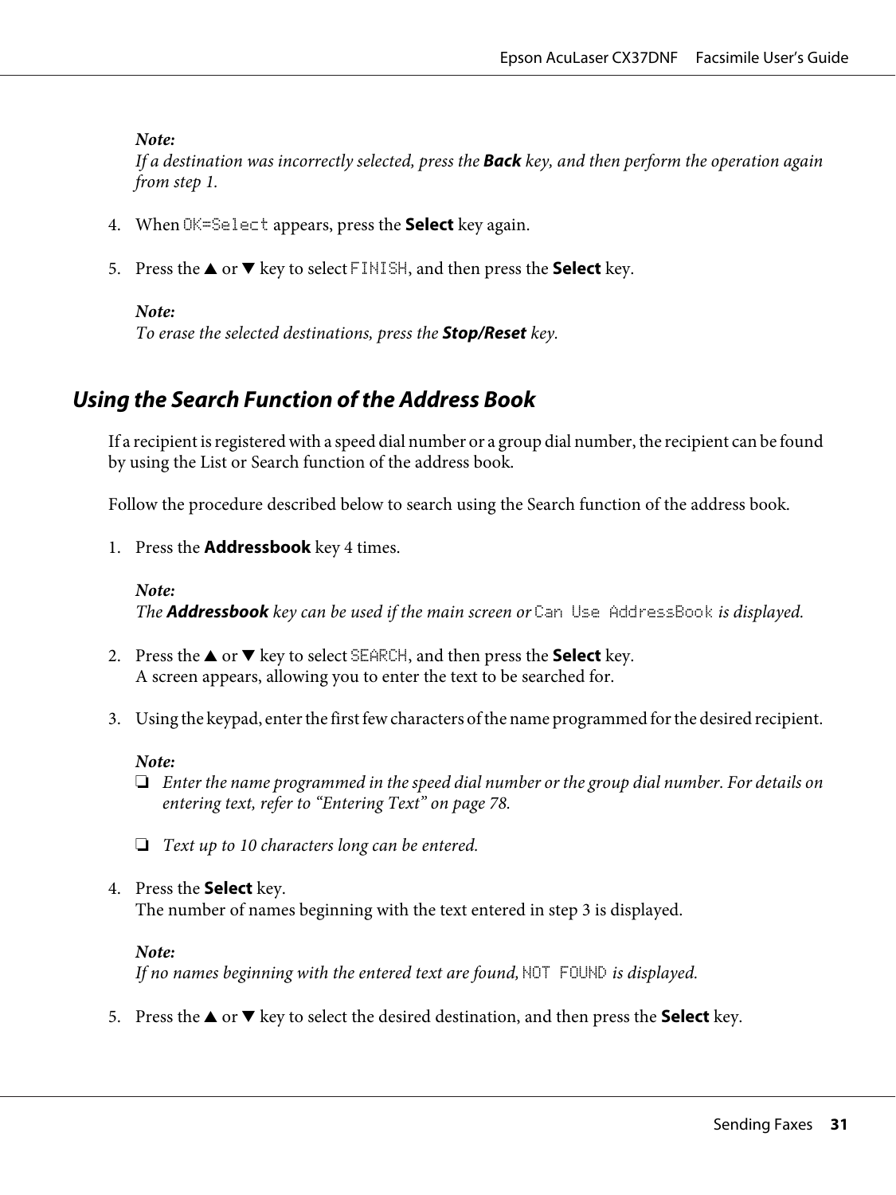*Note:*
*If a destination was incorrectly selected, press the* ***Back*** *key, and then perform the operation again from step 1.*

4. When `OK=Select` appears, press the **Select** key again.

5. Press the ▲ or ▼ key to select `FINISH`, and then press the **Select** key.

   *Note:*
   *To erase the selected destinations, press the* ***Stop/Reset*** *key.*

### Using the Search Function of the Address Book

If a recipient is registered with a speed dial number or a group dial number, the recipient can be found by using the List or Search function of the address book.

Follow the procedure described below to search using the Search function of the address book.

1. Press the **Addressbook** key 4 times.

   *Note:*
   *The* ***Addressbook*** *key can be used if the main screen or* `Can Use AddressBook` *is displayed.*

2. Press the ▲ or ▼ key to select `SEARCH`, and then press the **Select** key.
   A screen appears, allowing you to enter the text to be searched for.

3. Using the keypad, enter the first few characters of the name programmed for the desired recipient.

   *Note:*
   - *Enter the name programmed in the speed dial number or the group dial number. For details on entering text, refer to "Entering Text" on page 78.*
   - *Text up to 10 characters long can be entered.*

4. Press the **Select** key.
   The number of names beginning with the text entered in step 3 is displayed.

   *Note:*
   *If no names beginning with the entered text are found,* `NOT FOUND` *is displayed.*

5. Press the ▲ or ▼ key to select the desired destination, and then press the **Select** key.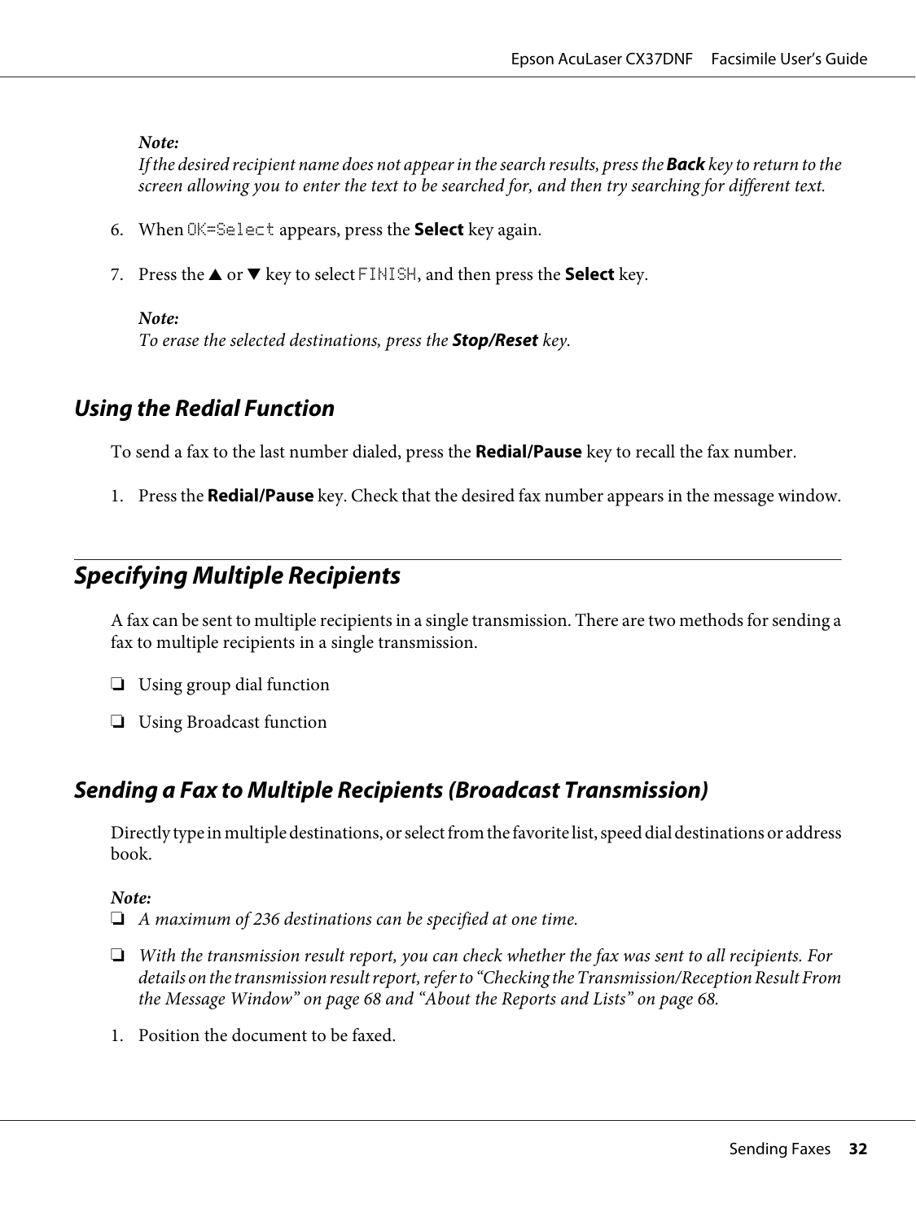*Note:*
*If the desired recipient name does not appear in the search results, press the **Back** key to return to the screen allowing you to enter the text to be searched for, and then try searching for different text.*

6. When `OK=Select` appears, press the **Select** key again.

7. Press the ▲ or ▼ key to select `FINISH`, and then press the **Select** key.

   *Note:*
   *To erase the selected destinations, press the **Stop/Reset** key.*

### Using the Redial Function

To send a fax to the last number dialed, press the **Redial/Pause** key to recall the fax number.

1. Press the **Redial/Pause** key. Check that the desired fax number appears in the message window.

## Specifying Multiple Recipients

A fax can be sent to multiple recipients in a single transmission. There are two methods for sending a fax to multiple recipients in a single transmission.

- ❏ Using group dial function
- ❏ Using Broadcast function

### Sending a Fax to Multiple Recipients (Broadcast Transmission)

Directly type in multiple destinations, or select from the favorite list, speed dial destinations or address book.

*Note:*
- ❏ *A maximum of 236 destinations can be specified at one time.*
- ❏ *With the transmission result report, you can check whether the fax was sent to all recipients. For details on the transmission result report, refer to "Checking the Transmission/Reception Result From the Message Window" on page 68 and "About the Reports and Lists" on page 68.*

1. Position the document to be faxed.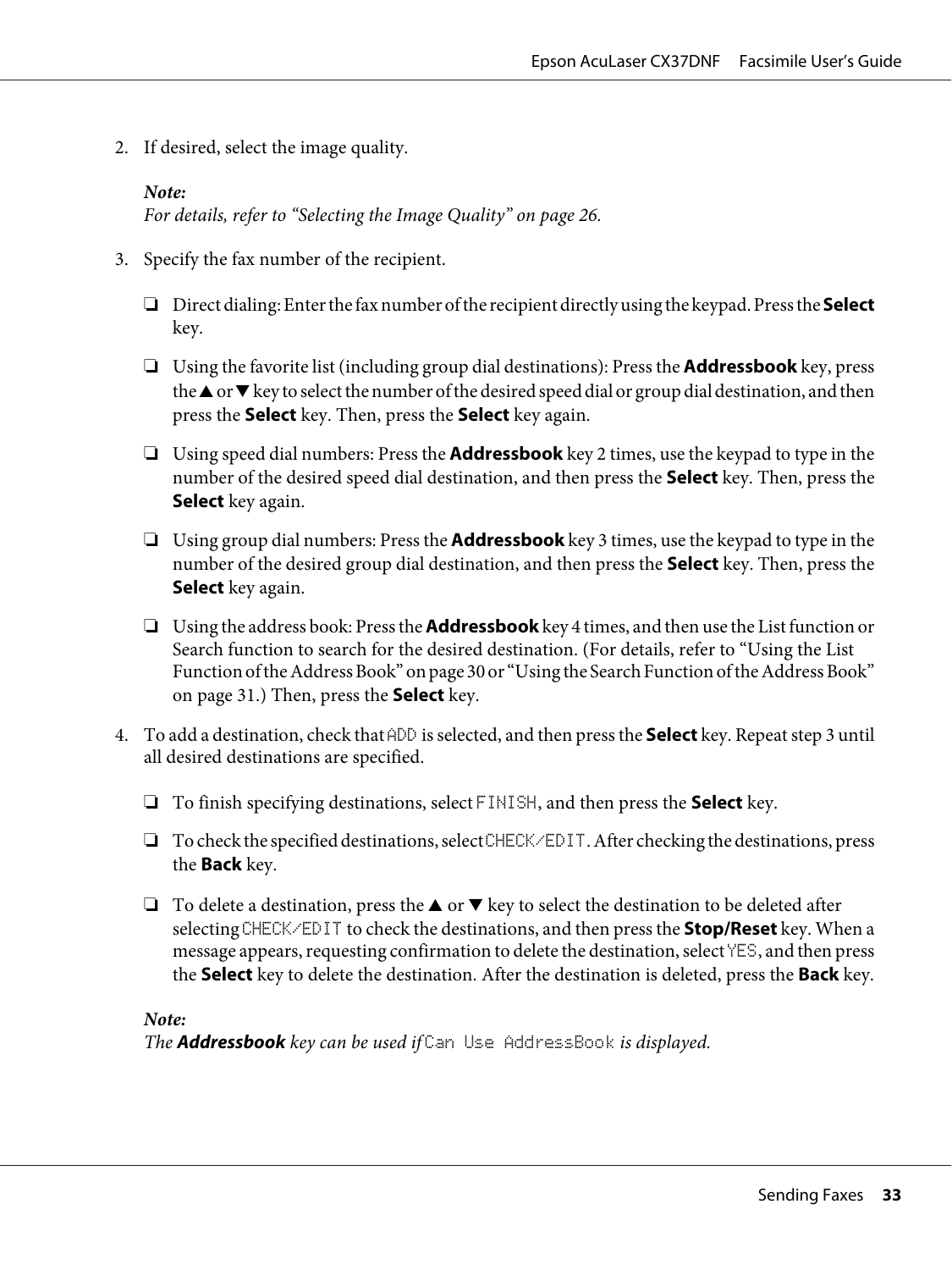2. If desired, select the image quality.

   *Note:*
   *For details, refer to "Selecting the Image Quality" on page 26.*

3. Specify the fax number of the recipient.

   ❏ Direct dialing: Enter the fax number of the recipient directly using the keypad. Press the **Select** key.

   ❏ Using the favorite list (including group dial destinations): Press the **Addressbook** key, press the ▲ or ▼ key to select the number of the desired speed dial or group dial destination, and then press the **Select** key. Then, press the **Select** key again.

   ❏ Using speed dial numbers: Press the **Addressbook** key 2 times, use the keypad to type in the number of the desired speed dial destination, and then press the **Select** key. Then, press the **Select** key again.

   ❏ Using group dial numbers: Press the **Addressbook** key 3 times, use the keypad to type in the number of the desired group dial destination, and then press the **Select** key. Then, press the **Select** key again.

   ❏ Using the address book: Press the **Addressbook** key 4 times, and then use the List function or Search function to search for the desired destination. (For details, refer to "Using the List Function of the Address Book" on page 30 or "Using the Search Function of the Address Book" on page 31.) Then, press the **Select** key.

4. To add a destination, check that `ADD` is selected, and then press the **Select** key. Repeat step 3 until all desired destinations are specified.

   ❏ To finish specifying destinations, select `FINISH`, and then press the **Select** key.

   ❏ To check the specified destinations, select `CHECK/EDIT`. After checking the destinations, press the **Back** key.

   ❏ To delete a destination, press the ▲ or ▼ key to select the destination to be deleted after selecting `CHECK/EDIT` to check the destinations, and then press the **Stop/Reset** key. When a message appears, requesting confirmation to delete the destination, select `YES`, and then press the **Select** key to delete the destination. After the destination is deleted, press the **Back** key.

   *Note:*
   *The* ***Addressbook*** *key can be used if* `Can Use AddressBook` *is displayed.*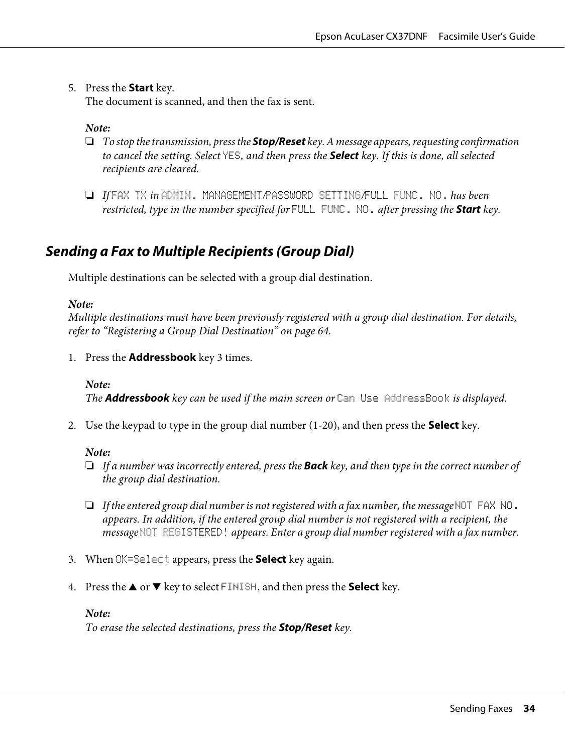5. Press the **Start** key.
   The document is scanned, and then the fax is sent.

   *Note:*
   - *To stop the transmission, press the* ***Stop/Reset*** *key. A message appears, requesting confirmation to cancel the setting. Select* `YES`*, and then press the* ***Select*** *key. If this is done, all selected recipients are cleared.*
   - *If* `FAX TX` *in* `ADMIN. MANAGEMENT/PASSWORD SETTING/FULL FUNC. NO.` *has been restricted, type in the number specified for* `FULL FUNC. NO.` *after pressing the* ***Start*** *key.*

### Sending a Fax to Multiple Recipients (Group Dial)

Multiple destinations can be selected with a group dial destination.

*Note:*
*Multiple destinations must have been previously registered with a group dial destination. For details, refer to "Registering a Group Dial Destination" on page 64.*

1. Press the **Addressbook** key 3 times.

   *Note:*
   *The* ***Addressbook*** *key can be used if the main screen or* `Can Use AddressBook` *is displayed.*

2. Use the keypad to type in the group dial number (1-20), and then press the **Select** key.

   *Note:*
   - *If a number was incorrectly entered, press the* ***Back*** *key, and then type in the correct number of the group dial destination.*
   - *If the entered group dial number is not registered with a fax number, the message* `NOT FAX NO.` *appears. In addition, if the entered group dial number is not registered with a recipient, the message* `NOT REGISTERED!` *appears. Enter a group dial number registered with a fax number.*

3. When `OK=Select` appears, press the **Select** key again.

4. Press the ▲ or ▼ key to select `FINISH`, and then press the **Select** key.

   *Note:*
   *To erase the selected destinations, press the* ***Stop/Reset*** *key.*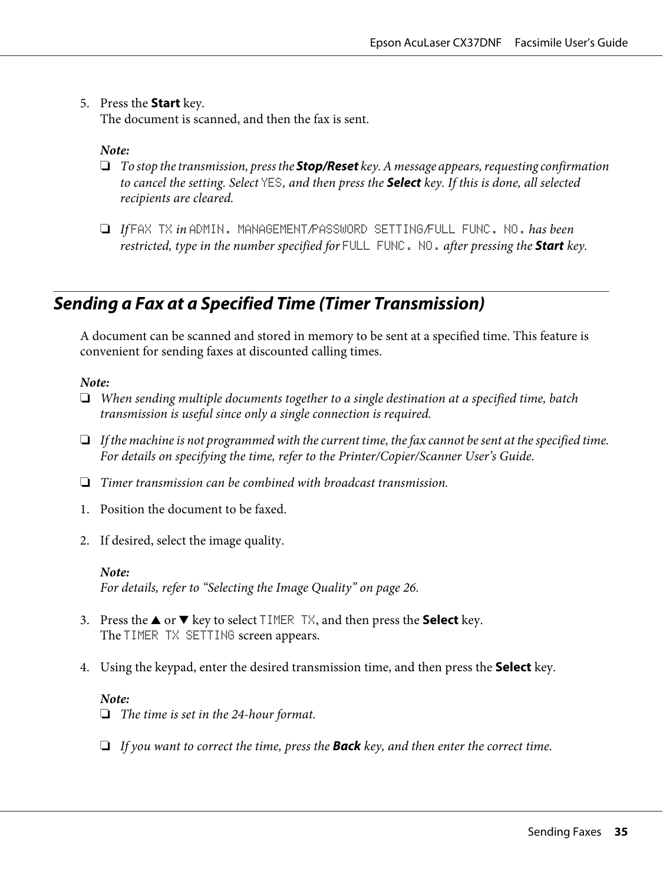5. Press the **Start** key.
   The document is scanned, and then the fax is sent.

   *Note:*
   - *To stop the transmission, press the **Stop/Reset** key. A message appears, requesting confirmation to cancel the setting. Select YES, and then press the **Select** key. If this is done, all selected recipients are cleared.*
   - *If FAX TX in ADMIN. MANAGEMENT/PASSWORD SETTING/FULL FUNC. NO. has been restricted, type in the number specified for FULL FUNC. NO. after pressing the **Start** key.*

## Sending a Fax at a Specified Time (Timer Transmission)

A document can be scanned and stored in memory to be sent at a specified time. This feature is convenient for sending faxes at discounted calling times.

*Note:*
- *When sending multiple documents together to a single destination at a specified time, batch transmission is useful since only a single connection is required.*
- *If the machine is not programmed with the current time, the fax cannot be sent at the specified time. For details on specifying the time, refer to the Printer/Copier/Scanner User's Guide.*
- *Timer transmission can be combined with broadcast transmission.*

1. Position the document to be faxed.
2. If desired, select the image quality.

   *Note:*
   *For details, refer to "Selecting the Image Quality" on page 26.*

3. Press the ▲ or ▼ key to select TIMER TX, and then press the **Select** key.
   The TIMER TX SETTING screen appears.
4. Using the keypad, enter the desired transmission time, and then press the **Select** key.

   *Note:*
   - *The time is set in the 24-hour format.*
   - *If you want to correct the time, press the **Back** key, and then enter the correct time.*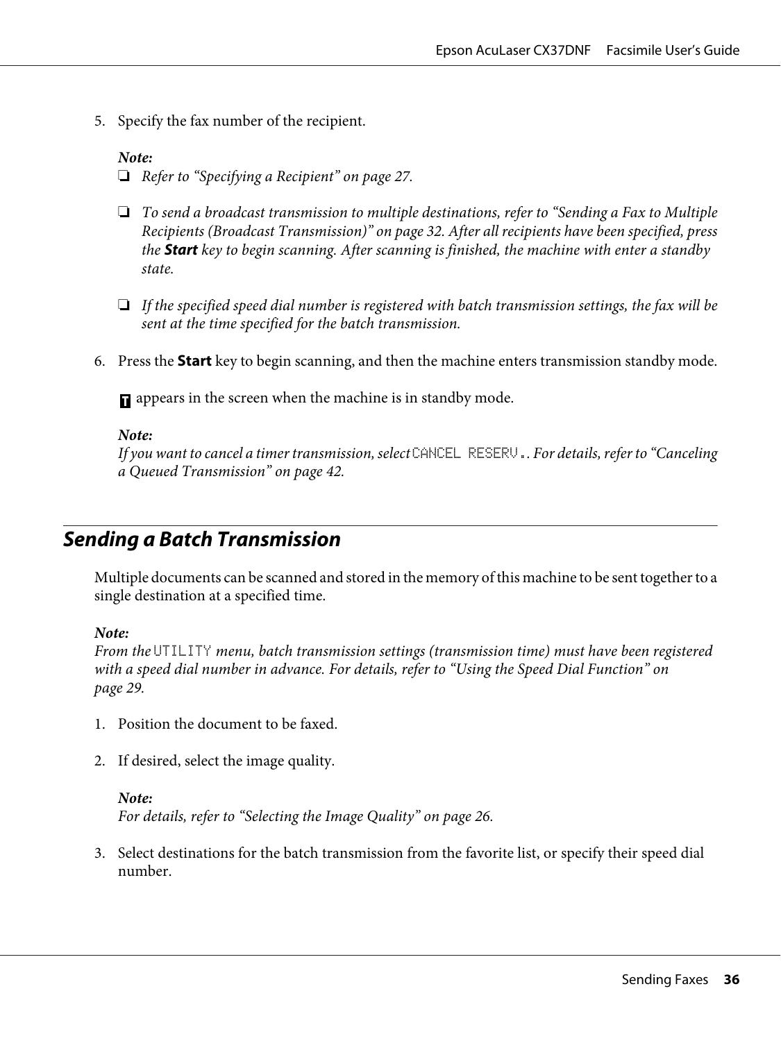5. Specify the fax number of the recipient.

   ***Note:***
   - *Refer to "Specifying a Recipient" on page 27.*
   - *To send a broadcast transmission to multiple destinations, refer to "Sending a Fax to Multiple Recipients (Broadcast Transmission)" on page 32. After all recipients have been specified, press the **Start** key to begin scanning. After scanning is finished, the machine with enter a standby state.*
   - *If the specified speed dial number is registered with batch transmission settings, the fax will be sent at the time specified for the batch transmission.*

6. Press the **Start** key to begin scanning, and then the machine enters transmission standby mode.

   T appears in the screen when the machine is in standby mode.

   ***Note:***
   *If you want to cancel a timer transmission, select* `CANCEL RESERV.`*. For details, refer to "Canceling a Queued Transmission" on page 42.*

## Sending a Batch Transmission

Multiple documents can be scanned and stored in the memory of this machine to be sent together to a single destination at a specified time.

***Note:***
*From the* `UTILITY` *menu, batch transmission settings (transmission time) must have been registered with a speed dial number in advance. For details, refer to "Using the Speed Dial Function" on page 29.*

1. Position the document to be faxed.

2. If desired, select the image quality.

   ***Note:***
   *For details, refer to "Selecting the Image Quality" on page 26.*

3. Select destinations for the batch transmission from the favorite list, or specify their speed dial number.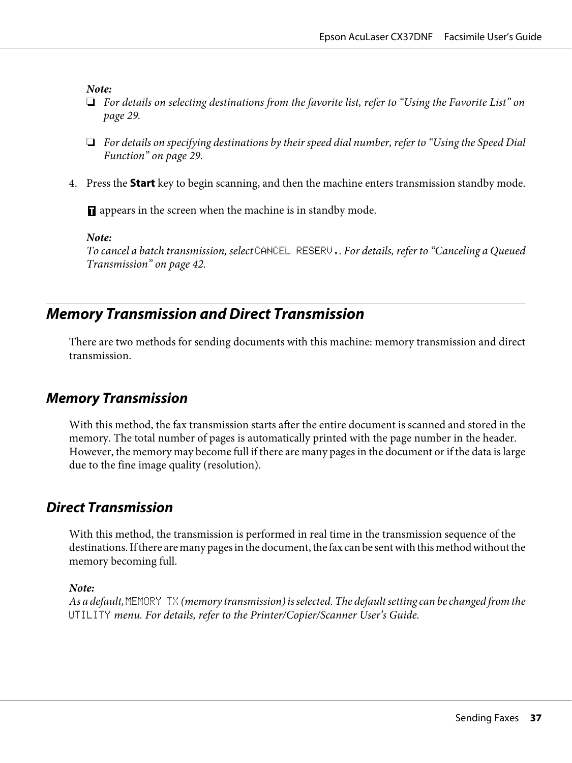*Note:*

- ❏ *For details on selecting destinations from the favorite list, refer to “Using the Favorite List” on page 29.*
- ❏ *For details on specifying destinations by their speed dial number, refer to “Using the Speed Dial Function” on page 29.*

4. Press the **Start** key to begin scanning, and then the machine enters transmission standby mode.

   T appears in the screen when the machine is in standby mode.

   *Note:*
   *To cancel a batch transmission, select* `CANCEL RESERV.`*. For details, refer to “Canceling a Queued Transmission” on page 42.*

## Memory Transmission and Direct Transmission

There are two methods for sending documents with this machine: memory transmission and direct transmission.

### Memory Transmission

With this method, the fax transmission starts after the entire document is scanned and stored in the memory. The total number of pages is automatically printed with the page number in the header. However, the memory may become full if there are many pages in the document or if the data is large due to the fine image quality (resolution).

### Direct Transmission

With this method, the transmission is performed in real time in the transmission sequence of the destinations. If there are many pages in the document, the fax can be sent with this method without the memory becoming full.

*Note:*
*As a default,* `MEMORY TX` *(memory transmission) is selected. The default setting can be changed from the* `UTILITY` *menu. For details, refer to the Printer/Copier/Scanner User’s Guide.*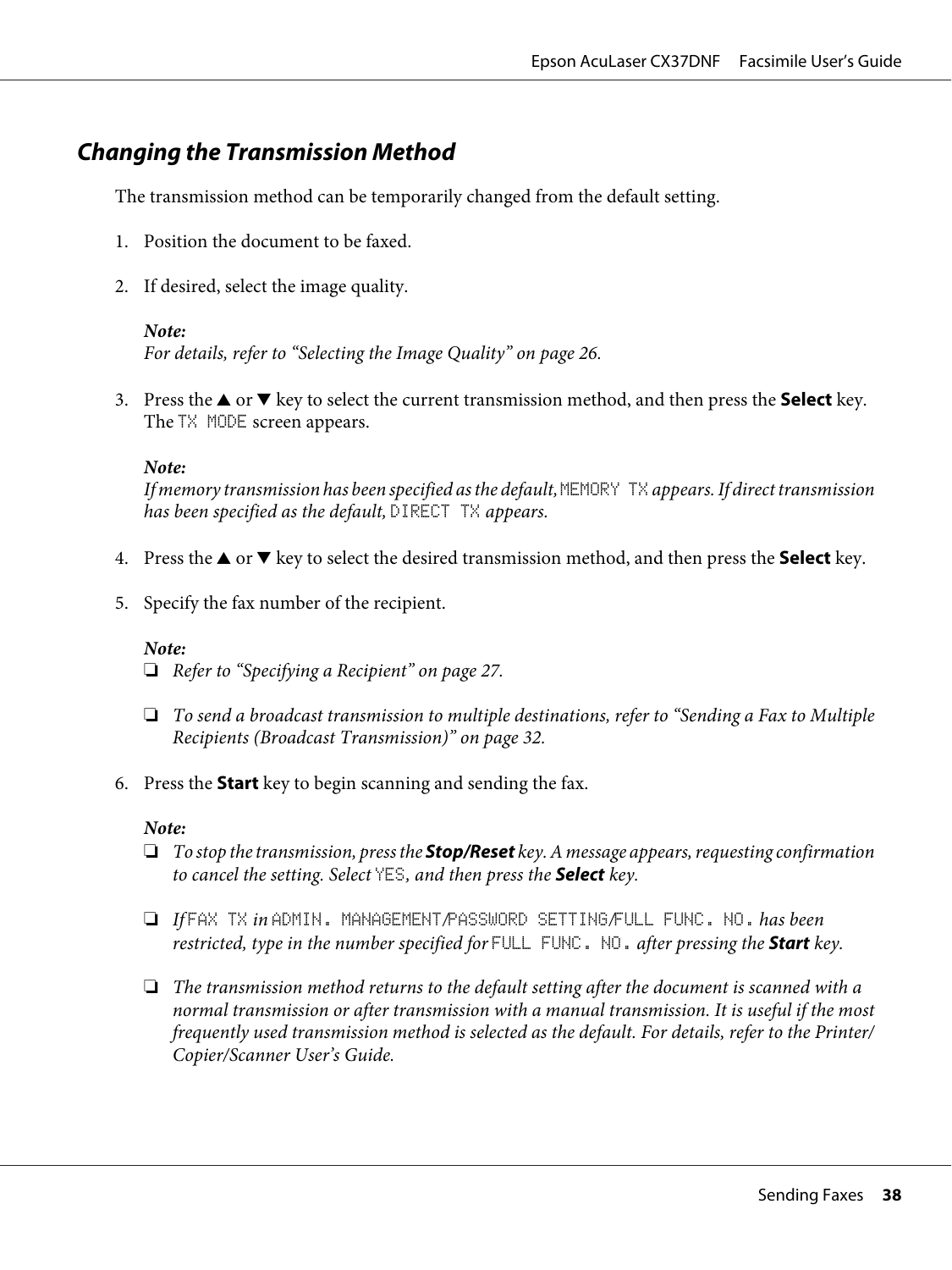## *Changing the Transmission Method*

The transmission method can be temporarily changed from the default setting.

1. Position the document to be faxed.

2. If desired, select the image quality.

   ***Note:***
   *For details, refer to "Selecting the Image Quality" on page 26.*

3. Press the ▲ or ▼ key to select the current transmission method, and then press the **Select** key. The `TX MODE` screen appears.

   ***Note:***
   *If memory transmission has been specified as the default,* `MEMORY TX` *appears. If direct transmission has been specified as the default,* `DIRECT TX` *appears.*

4. Press the ▲ or ▼ key to select the desired transmission method, and then press the **Select** key.

5. Specify the fax number of the recipient.

   ***Note:***
   - ❏ *Refer to "Specifying a Recipient" on page 27.*
   - ❏ *To send a broadcast transmission to multiple destinations, refer to "Sending a Fax to Multiple Recipients (Broadcast Transmission)" on page 32.*

6. Press the **Start** key to begin scanning and sending the fax.

   ***Note:***
   - ❏ *To stop the transmission, press the* ***Stop/Reset*** *key. A message appears, requesting confirmation to cancel the setting. Select* `YES`*, and then press the* ***Select*** *key.*
   - ❏ *If* `FAX TX` *in* `ADMIN. MANAGEMENT/PASSWORD SETTING/FULL FUNC. NO.` *has been restricted, type in the number specified for* `FULL FUNC. NO.` *after pressing the* ***Start*** *key.*
   - ❏ *The transmission method returns to the default setting after the document is scanned with a normal transmission or after transmission with a manual transmission. It is useful if the most frequently used transmission method is selected as the default. For details, refer to the Printer/ Copier/Scanner User's Guide.*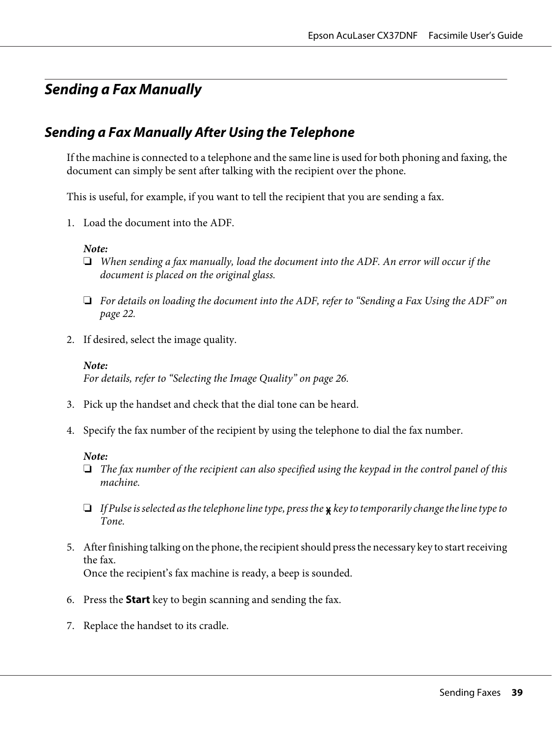# Sending a Fax Manually

## Sending a Fax Manually After Using the Telephone

If the machine is connected to a telephone and the same line is used for both phoning and faxing, the document can simply be sent after talking with the recipient over the phone.

This is useful, for example, if you want to tell the recipient that you are sending a fax.

1. Load the document into the ADF.

   ***Note:***
   - *When sending a fax manually, load the document into the ADF. An error will occur if the document is placed on the original glass.*
   - *For details on loading the document into the ADF, refer to "Sending a Fax Using the ADF" on page 22.*

2. If desired, select the image quality.

   ***Note:***
   *For details, refer to "Selecting the Image Quality" on page 26.*

3. Pick up the handset and check that the dial tone can be heard.

4. Specify the fax number of the recipient by using the telephone to dial the fax number.

   ***Note:***
   - *The fax number of the recipient can also specified using the keypad in the control panel of this machine.*
   - *If Pulse is selected as the telephone line type, press the * key to temporarily change the line type to Tone.*

5. After finishing talking on the phone, the recipient should press the necessary key to start receiving the fax.
   Once the recipient's fax machine is ready, a beep is sounded.

6. Press the **Start** key to begin scanning and sending the fax.

7. Replace the handset to its cradle.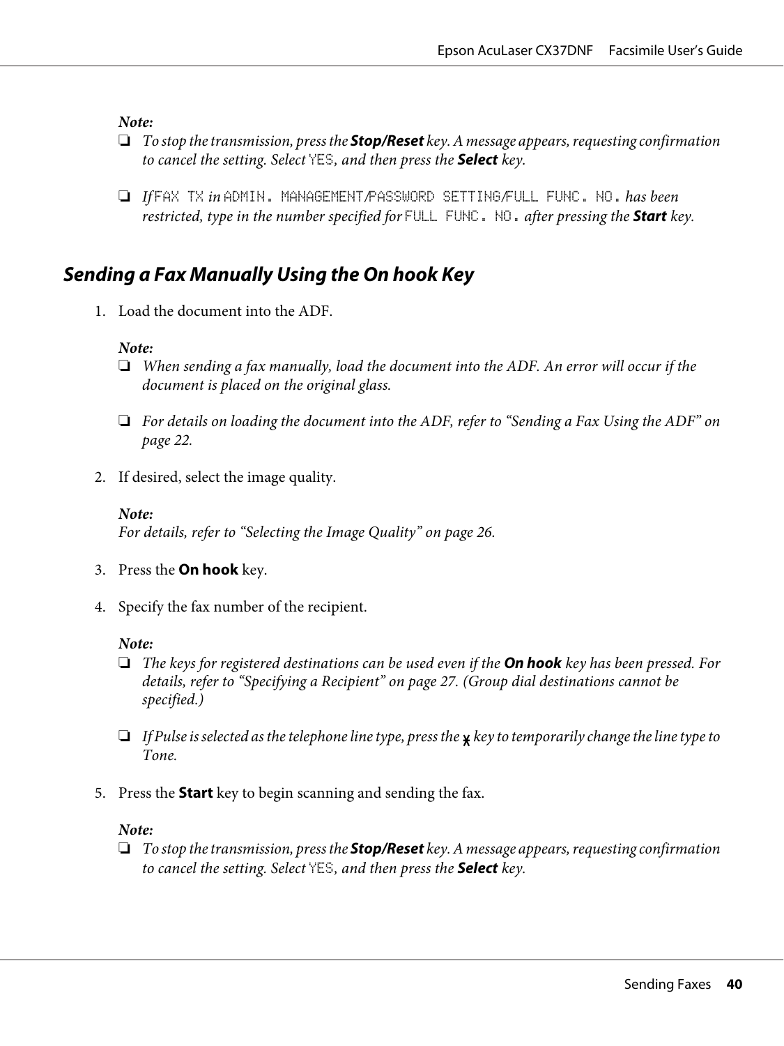*Note:*
- *To stop the transmission, press the **Stop/Reset** key. A message appears, requesting confirmation to cancel the setting. Select* `YES`*, and then press the **Select** key.*
- *If* `FAX TX` *in* `ADMIN. MANAGEMENT/PASSWORD SETTING/FULL FUNC. NO.` *has been restricted, type in the number specified for* `FULL FUNC. NO.` *after pressing the **Start** key.*

## Sending a Fax Manually Using the On hook Key

1. Load the document into the ADF.

   *Note:*
   - *When sending a fax manually, load the document into the ADF. An error will occur if the document is placed on the original glass.*
   - *For details on loading the document into the ADF, refer to "Sending a Fax Using the ADF" on page 22.*

2. If desired, select the image quality.

   *Note:*
   *For details, refer to "Selecting the Image Quality" on page 26.*

3. Press the **On hook** key.

4. Specify the fax number of the recipient.

   *Note:*
   - *The keys for registered destinations can be used even if the **On hook** key has been pressed. For details, refer to "Specifying a Recipient" on page 27. (Group dial destinations cannot be specified.)*
   - *If Pulse is selected as the telephone line type, press the* ✱ *key to temporarily change the line type to Tone.*

5. Press the **Start** key to begin scanning and sending the fax.

   *Note:*
   - *To stop the transmission, press the **Stop/Reset** key. A message appears, requesting confirmation to cancel the setting. Select* `YES`*, and then press the **Select** key.*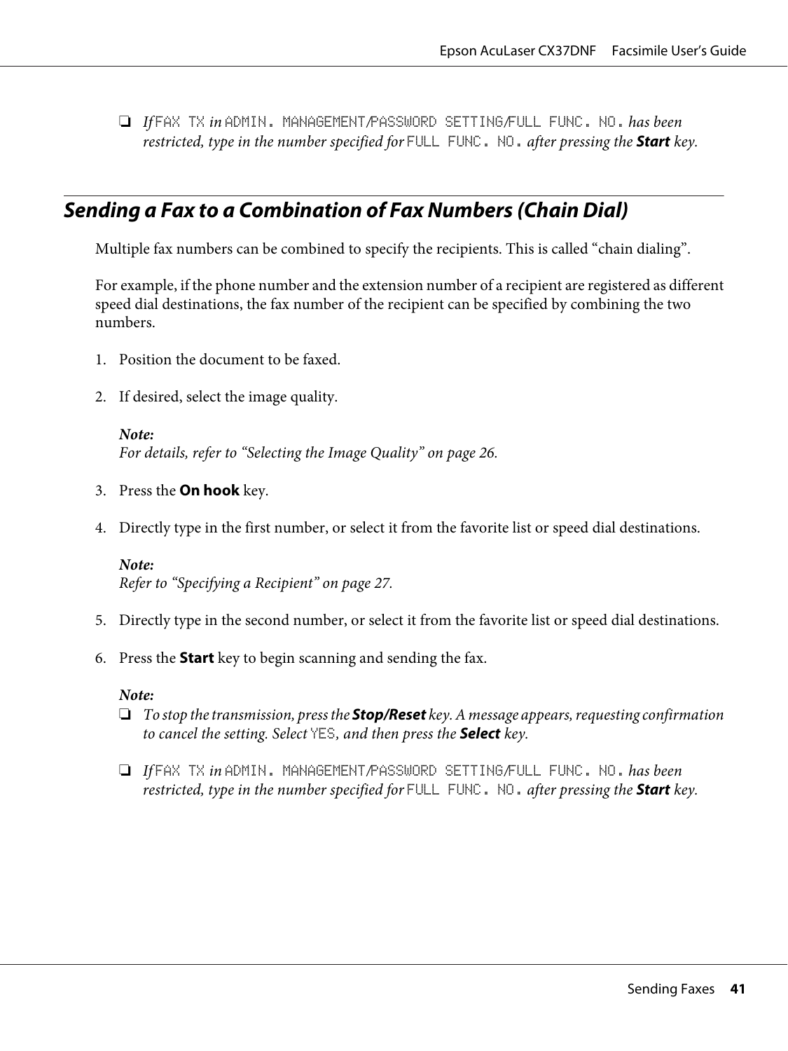- *If* `FAX TX` *in* `ADMIN. MANAGEMENT/PASSWORD SETTING/FULL FUNC. NO.` *has been restricted, type in the number specified for* `FULL FUNC. NO.` *after pressing the* ***Start*** *key.*

## Sending a Fax to a Combination of Fax Numbers (Chain Dial)

Multiple fax numbers can be combined to specify the recipients. This is called "chain dialing".

For example, if the phone number and the extension number of a recipient are registered as different speed dial destinations, the fax number of the recipient can be specified by combining the two numbers.

1. Position the document to be faxed.

2. If desired, select the image quality.

   ***Note:***
   *For details, refer to "Selecting the Image Quality" on page 26.*

3. Press the **On hook** key.

4. Directly type in the first number, or select it from the favorite list or speed dial destinations.

   ***Note:***
   *Refer to "Specifying a Recipient" on page 27.*

5. Directly type in the second number, or select it from the favorite list or speed dial destinations.

6. Press the **Start** key to begin scanning and sending the fax.

   ***Note:***
   - *To stop the transmission, press the* ***Stop/Reset*** *key. A message appears, requesting confirmation to cancel the setting. Select* `YES`*, and then press the* ***Select*** *key.*
   - *If* `FAX TX` *in* `ADMIN. MANAGEMENT/PASSWORD SETTING/FULL FUNC. NO.` *has been restricted, type in the number specified for* `FULL FUNC. NO.` *after pressing the* ***Start*** *key.*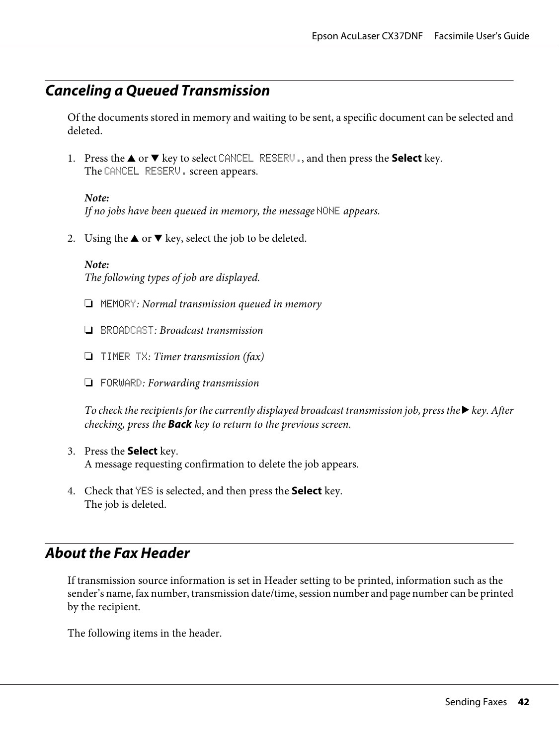## Canceling a Queued Transmission

Of the documents stored in memory and waiting to be sent, a specific document can be selected and deleted.

1. Press the ▲ or ▼ key to select `CANCEL RESERV.`, and then press the **Select** key.
   The `CANCEL RESERV.` screen appears.

   ***Note:***
   *If no jobs have been queued in memory, the message* `NONE` *appears.*

2. Using the ▲ or ▼ key, select the job to be deleted.

   ***Note:***
   *The following types of job are displayed.*

   ❏ `MEMORY`*: Normal transmission queued in memory*

   ❏ `BROADCAST`*: Broadcast transmission*

   ❏ `TIMER TX`*: Timer transmission (fax)*

   ❏ `FORWARD`*: Forwarding transmission*

   *To check the recipients for the currently displayed broadcast transmission job, press the ▶ key. After checking, press the* ***Back*** *key to return to the previous screen.*

3. Press the **Select** key.
   A message requesting confirmation to delete the job appears.

4. Check that `YES` is selected, and then press the **Select** key.
   The job is deleted.

## About the Fax Header

If transmission source information is set in Header setting to be printed, information such as the sender's name, fax number, transmission date/time, session number and page number can be printed by the recipient.

The following items in the header.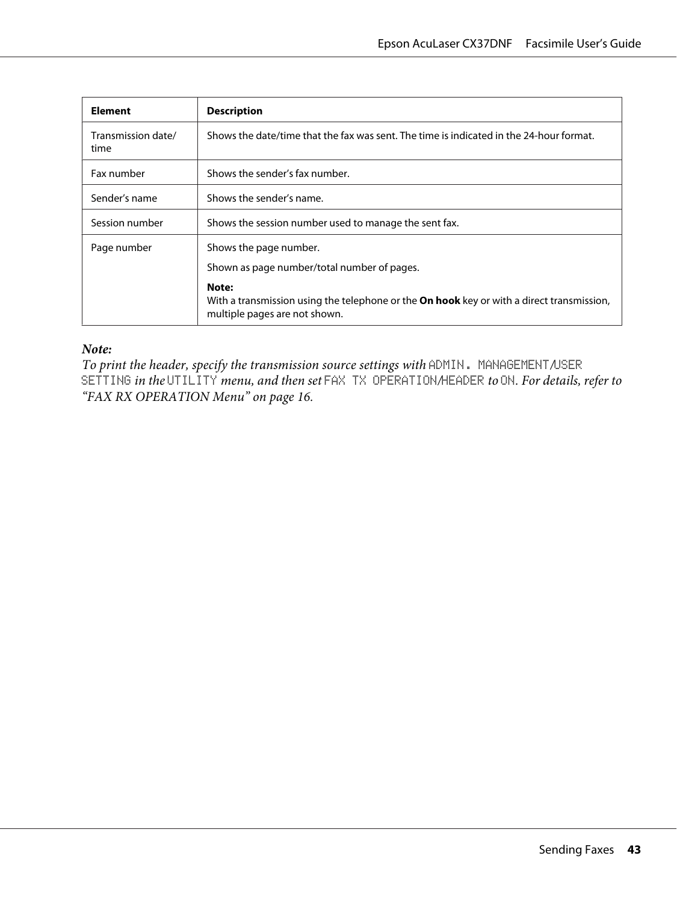| Element | Description |
|---|---|
| Transmission date/time | Shows the date/time that the fax was sent. The time is indicated in the 24-hour format. |
| Fax number | Shows the sender's fax number. |
| Sender's name | Shows the sender's name. |
| Session number | Shows the session number used to manage the sent fax. |
| Page number | Shows the page number.<br><br>Shown as page number/total number of pages.<br><br>**Note:**<br>With a transmission using the telephone or the **On hook** key or with a direct transmission, multiple pages are not shown. |

***Note:***
*To print the header, specify the transmission source settings with* `ADMIN. MANAGEMENT/USER SETTING` *in the* `UTILITY` *menu, and then set* `FAX TX OPERATION/HEADER` *to* `ON`*. For details, refer to "FAX RX OPERATION Menu" on page 16.*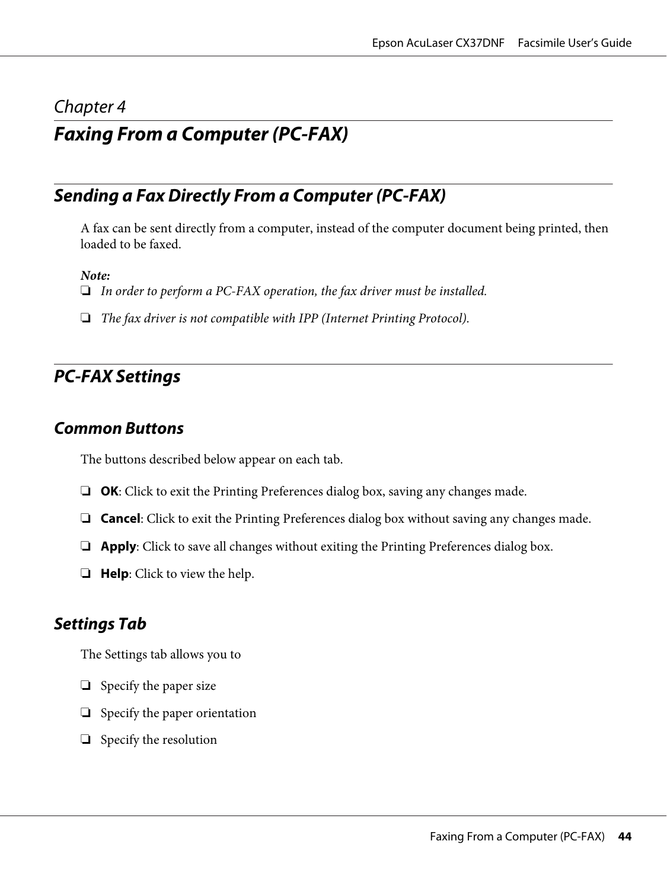*Chapter 4*

# *Faxing From a Computer (PC-FAX)*

## *Sending a Fax Directly From a Computer (PC-FAX)*

A fax can be sent directly from a computer, instead of the computer document being printed, then loaded to be faxed.

***Note:***
- *In order to perform a PC-FAX operation, the fax driver must be installed.*
- *The fax driver is not compatible with IPP (Internet Printing Protocol).*

## *PC-FAX Settings*

### *Common Buttons*

The buttons described below appear on each tab.

- **OK**: Click to exit the Printing Preferences dialog box, saving any changes made.
- **Cancel**: Click to exit the Printing Preferences dialog box without saving any changes made.
- **Apply**: Click to save all changes without exiting the Printing Preferences dialog box.
- **Help**: Click to view the help.

### *Settings Tab*

The Settings tab allows you to

- Specify the paper size
- Specify the paper orientation
- Specify the resolution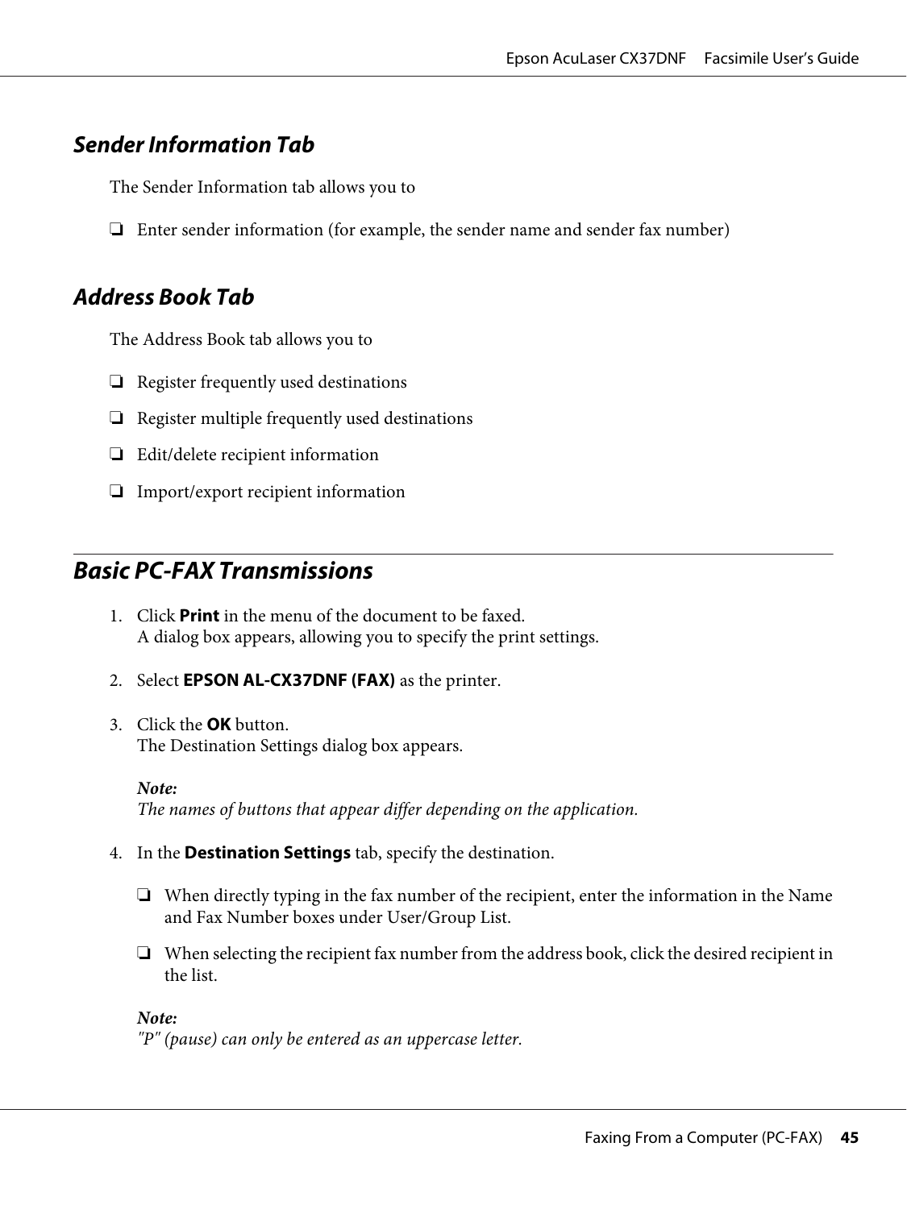### *Sender Information Tab*

The Sender Information tab allows you to

- Enter sender information (for example, the sender name and sender fax number)

### *Address Book Tab*

The Address Book tab allows you to

- Register frequently used destinations
- Register multiple frequently used destinations
- Edit/delete recipient information
- Import/export recipient information

## *Basic PC-FAX Transmissions*

1. Click **Print** in the menu of the document to be faxed.
   A dialog box appears, allowing you to specify the print settings.

2. Select **EPSON AL-CX37DNF (FAX)** as the printer.

3. Click the **OK** button.
   The Destination Settings dialog box appears.

   ***Note:***
   *The names of buttons that appear differ depending on the application.*

4. In the **Destination Settings** tab, specify the destination.

   - When directly typing in the fax number of the recipient, enter the information in the Name and Fax Number boxes under User/Group List.
   - When selecting the recipient fax number from the address book, click the desired recipient in the list.

   ***Note:***
   *"P" (pause) can only be entered as an uppercase letter.*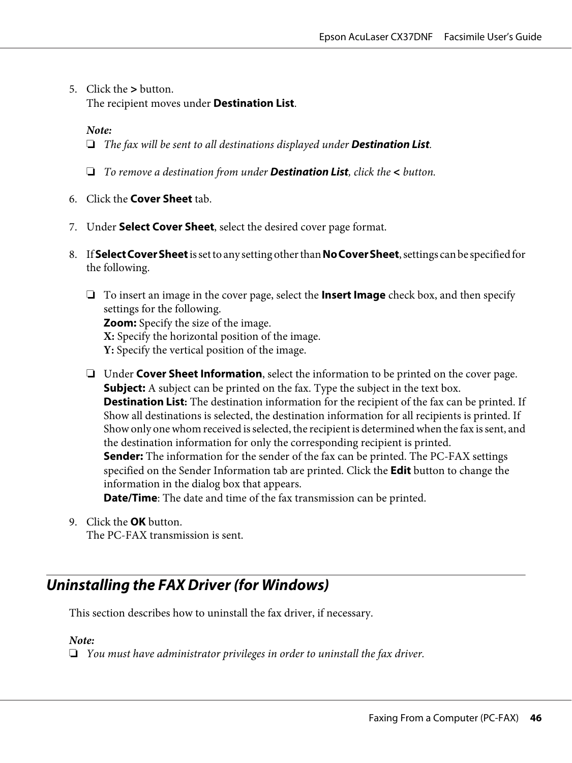5. Click the **>** button.
   The recipient moves under **Destination List**.

   *Note:*
   - *The fax will be sent to all destinations displayed under* ***Destination List****.*
   - *To remove a destination from under* ***Destination List****, click the* ***<*** *button.*

6. Click the **Cover Sheet** tab.

7. Under **Select Cover Sheet**, select the desired cover page format.

8. If **Select Cover Sheet** is set to any setting other than **No Cover Sheet**, settings can be specified for the following.

   - To insert an image in the cover page, select the **Insert Image** check box, and then specify settings for the following.
     **Zoom:** Specify the size of the image.
     **X:** Specify the horizontal position of the image.
     **Y:** Specify the vertical position of the image.
   - Under **Cover Sheet Information**, select the information to be printed on the cover page.
     **Subject:** A subject can be printed on the fax. Type the subject in the text box.
     **Destination List:** The destination information for the recipient of the fax can be printed. If Show all destinations is selected, the destination information for all recipients is printed. If Show only one whom received is selected, the recipient is determined when the fax is sent, and the destination information for only the corresponding recipient is printed.
     **Sender:** The information for the sender of the fax can be printed. The PC-FAX settings specified on the Sender Information tab are printed. Click the **Edit** button to change the information in the dialog box that appears.
     **Date/Time**: The date and time of the fax transmission can be printed.

9. Click the **OK** button.
   The PC-FAX transmission is sent.

## *Uninstalling the FAX Driver (for Windows)*

This section describes how to uninstall the fax driver, if necessary.

*Note:*
- *You must have administrator privileges in order to uninstall the fax driver.*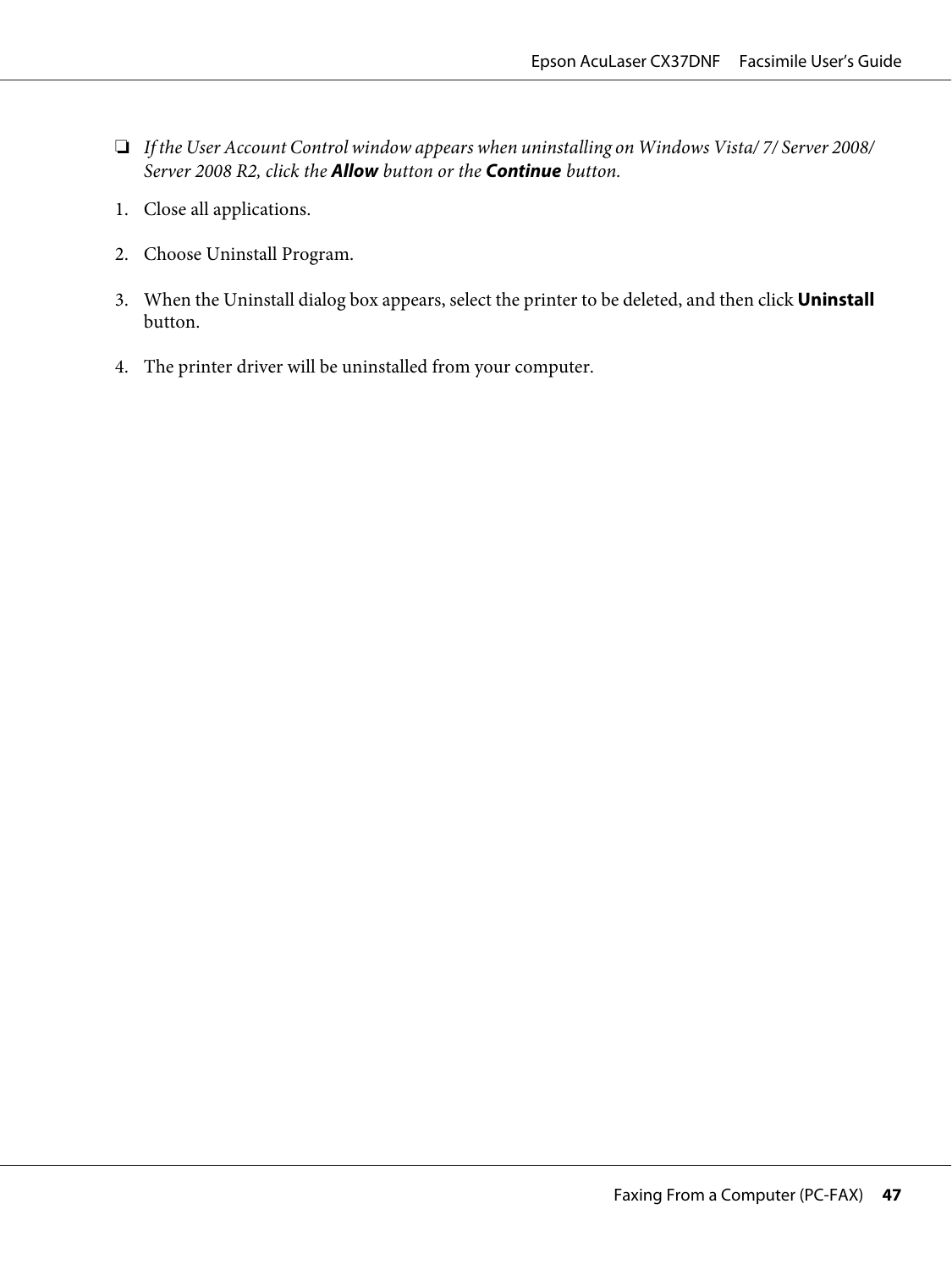- *If the User Account Control window appears when uninstalling on Windows Vista/ 7/ Server 2008/ Server 2008 R2, click the* ***Allow*** *button or the* ***Continue*** *button.*

1. Close all applications.

2. Choose Uninstall Program.

3. When the Uninstall dialog box appears, select the printer to be deleted, and then click **Uninstall** button.

4. The printer driver will be uninstalled from your computer.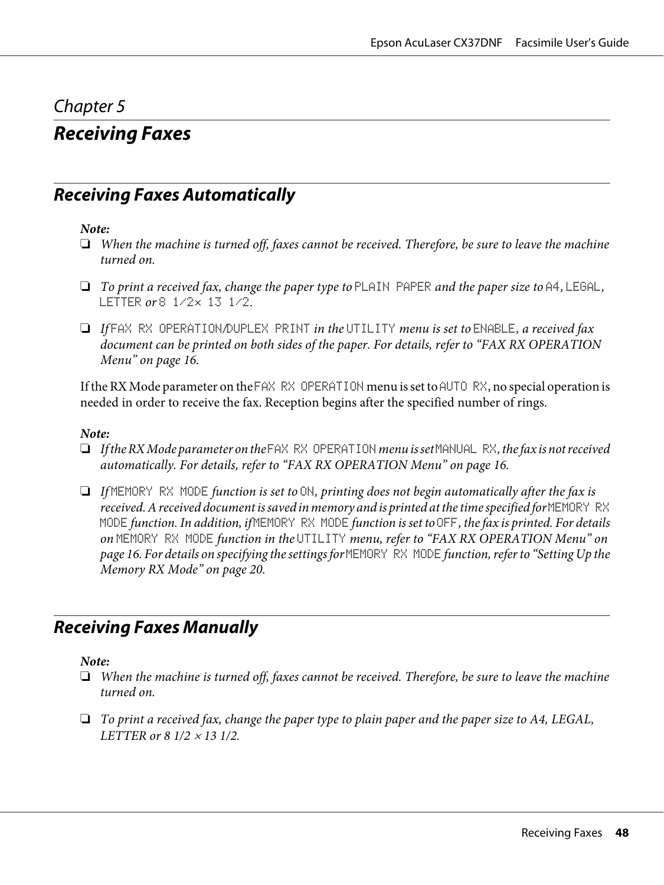# Chapter 5

# Receiving Faxes

## Receiving Faxes Automatically

*Note:*

- *When the machine is turned off, faxes cannot be received. Therefore, be sure to leave the machine turned on.*
- *To print a received fax, change the paper type to* `PLAIN PAPER` *and the paper size to* `A4`, `LEGAL`, `LETTER` *or* `8 1/2× 13 1/2`.
- *If* `FAX RX OPERATION/DUPLEX PRINT` *in the* `UTILITY` *menu is set to* `ENABLE`, *a received fax document can be printed on both sides of the paper. For details, refer to “FAX RX OPERATION Menu” on page 16.*

If the RX Mode parameter on the `FAX RX OPERATION` menu is set to `AUTO RX`, no special operation is needed in order to receive the fax. Reception begins after the specified number of rings.

*Note:*

- *If the RX Mode parameter on the* `FAX RX OPERATION` *menu is set* `MANUAL RX`, *the fax is not received automatically. For details, refer to “FAX RX OPERATION Menu” on page 16.*
- *If* `MEMORY RX MODE` *function is set to* `ON`, *printing does not begin automatically after the fax is received. A received document is saved in memory and is printed at the time specified for* `MEMORY RX MODE` *function. In addition, if* `MEMORY RX MODE` *function is set to* `OFF`, *the fax is printed. For details on* `MEMORY RX MODE` *function in the* `UTILITY` *menu, refer to “FAX RX OPERATION Menu” on page 16. For details on specifying the settings for* `MEMORY RX MODE` *function, refer to “Setting Up the Memory RX Mode” on page 20.*

## Receiving Faxes Manually

*Note:*

- *When the machine is turned off, faxes cannot be received. Therefore, be sure to leave the machine turned on.*
- *To print a received fax, change the paper type to plain paper and the paper size to A4, LEGAL, LETTER or 8 1/2 × 13 1/2.*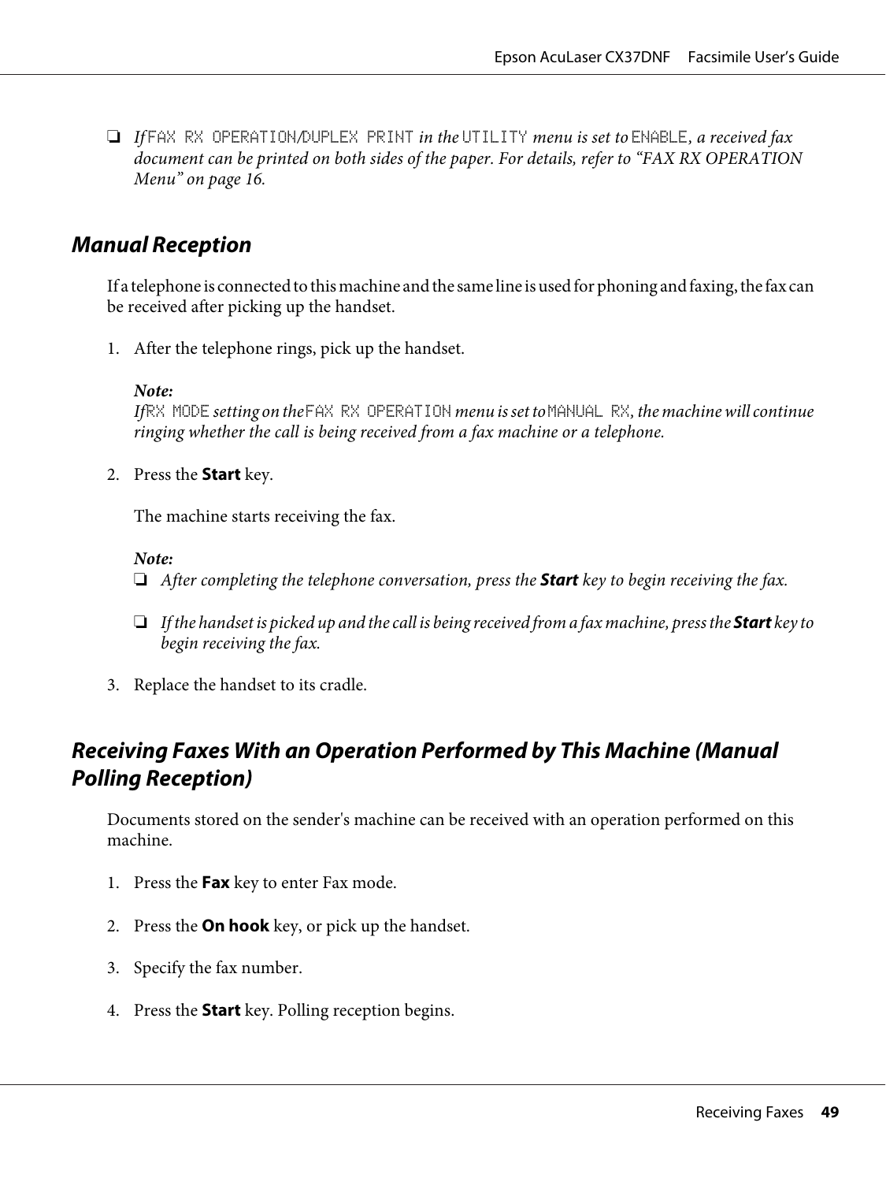- *If* FAX RX OPERATION/DUPLEX PRINT *in the* UTILITY *menu is set to* ENABLE*, a received fax document can be printed on both sides of the paper. For details, refer to "FAX RX OPERATION Menu" on page 16.*

## Manual Reception

If a telephone is connected to this machine and the same line is used for phoning and faxing, the fax can be received after picking up the handset.

1. After the telephone rings, pick up the handset.

   ***Note:***
   *If* RX MODE *setting on the* FAX RX OPERATION *menu is set to* MANUAL RX*, the machine will continue ringing whether the call is being received from a fax machine or a telephone.*

2. Press the **Start** key.

   The machine starts receiving the fax.

   ***Note:***
   - *After completing the telephone conversation, press the **Start** key to begin receiving the fax.*
   - *If the handset is picked up and the call is being received from a fax machine, press the **Start** key to begin receiving the fax.*

3. Replace the handset to its cradle.

## Receiving Faxes With an Operation Performed by This Machine (Manual Polling Reception)

Documents stored on the sender's machine can be received with an operation performed on this machine.

1. Press the **Fax** key to enter Fax mode.
2. Press the **On hook** key, or pick up the handset.
3. Specify the fax number.
4. Press the **Start** key. Polling reception begins.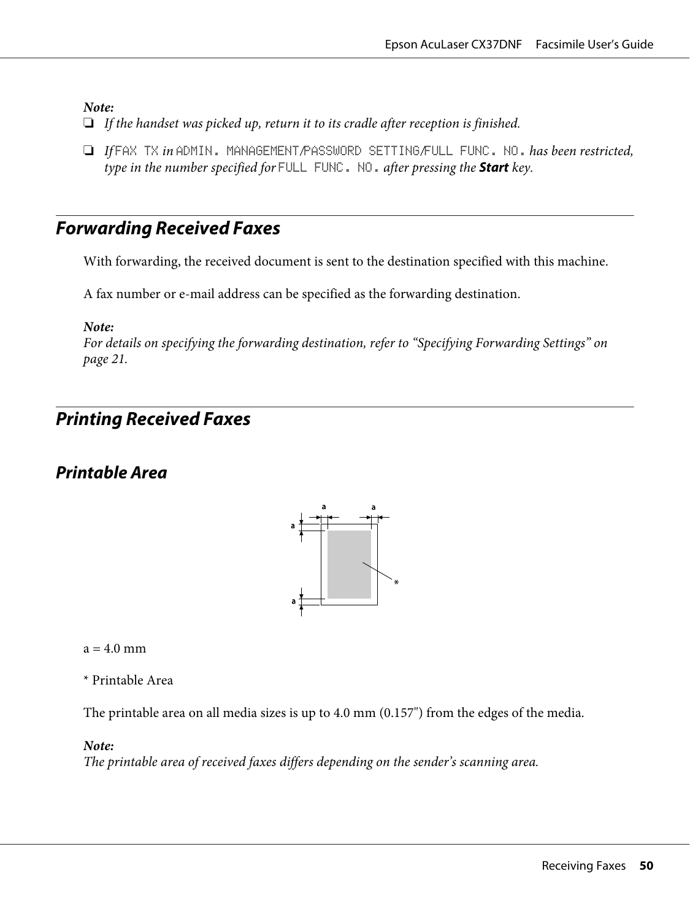*Note:*
- *If the handset was picked up, return it to its cradle after reception is finished.*
- *If* FAX TX *in* ADMIN. MANAGEMENT/PASSWORD SETTING/FULL FUNC. NO. *has been restricted, type in the number specified for* FULL FUNC. NO. *after pressing the* ***Start*** *key.*

## Forwarding Received Faxes

With forwarding, the received document is sent to the destination specified with this machine.

A fax number or e-mail address can be specified as the forwarding destination.

*Note:*
*For details on specifying the forwarding destination, refer to "Specifying Forwarding Settings" on page 21.*

## Printing Received Faxes

### Printable Area

a = 4.0 mm

* Printable Area

The printable area on all media sizes is up to 4.0 mm (0.157") from the edges of the media.

*Note:*
*The printable area of received faxes differs depending on the sender's scanning area.*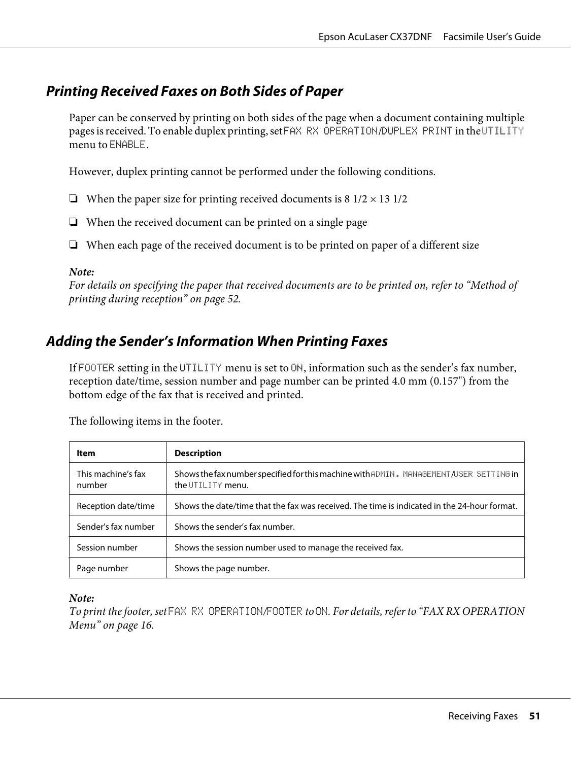## Printing Received Faxes on Both Sides of Paper

Paper can be conserved by printing on both sides of the page when a document containing multiple pages is received. To enable duplex printing, set `FAX RX OPERATION`/`DUPLEX PRINT` in the `UTILITY` menu to `ENABLE`.

However, duplex printing cannot be performed under the following conditions.

- ❏ When the paper size for printing received documents is 8 1/2 × 13 1/2
- ❏ When the received document can be printed on a single page
- ❏ When each page of the received document is to be printed on paper of a different size

**Note:**
*For details on specifying the paper that received documents are to be printed on, refer to "Method of printing during reception" on page 52.*

## Adding the Sender's Information When Printing Faxes

If `FOOTER` setting in the `UTILITY` menu is set to `ON`, information such as the sender's fax number, reception date/time, session number and page number can be printed 4.0 mm (0.157") from the bottom edge of the fax that is received and printed.

The following items in the footer.

| Item | Description |
|---|---|
| This machine's fax number | Shows the fax number specified for this machine with `ADMIN. MANAGEMENT`/`USER SETTING` in the `UTILITY` menu. |
| Reception date/time | Shows the date/time that the fax was received. The time is indicated in the 24-hour format. |
| Sender's fax number | Shows the sender's fax number. |
| Session number | Shows the session number used to manage the received fax. |
| Page number | Shows the page number. |

**Note:**
*To print the footer, set `FAX RX OPERATION`/`FOOTER` to `ON`. For details, refer to "FAX RX OPERATION Menu" on page 16.*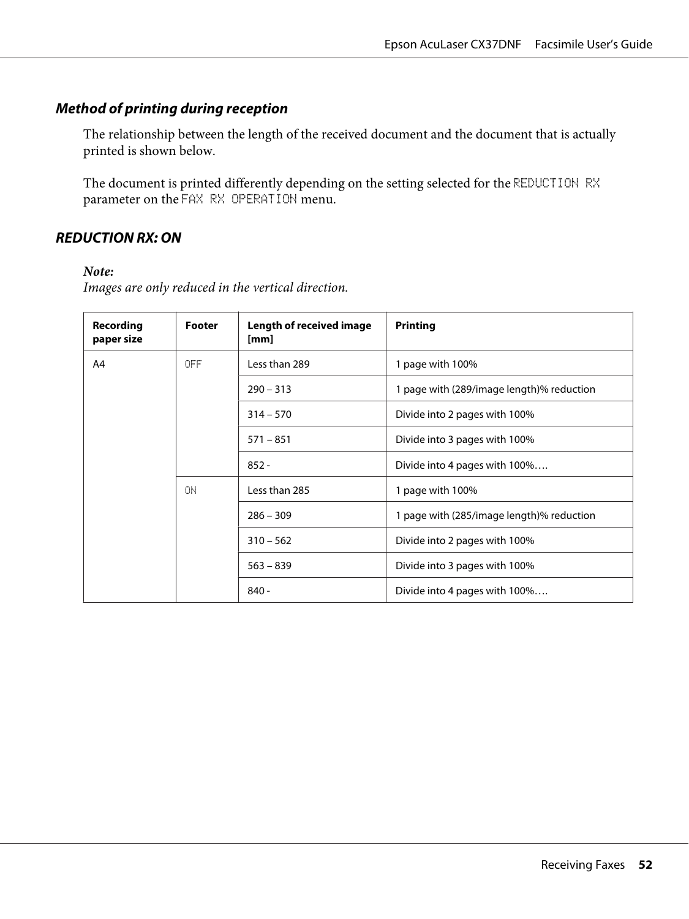### Method of printing during reception

The relationship between the length of the received document and the document that is actually printed is shown below.

The document is printed differently depending on the setting selected for the `REDUCTION RX` parameter on the `FAX RX OPERATION` menu.

### REDUCTION RX: ON

***Note:***
*Images are only reduced in the vertical direction.*

| Recording paper size | Footer | Length of received image [mm] | Printing |
|---|---|---|---|
| A4 | `OFF` | Less than 289 | 1 page with 100% |
| | | 290 – 313 | 1 page with (289/image length)% reduction |
| | | 314 – 570 | Divide into 2 pages with 100% |
| | | 571 – 851 | Divide into 3 pages with 100% |
| | | 852 - | Divide into 4 pages with 100%…. |
| | `ON` | Less than 285 | 1 page with 100% |
| | | 286 – 309 | 1 page with (285/image length)% reduction |
| | | 310 – 562 | Divide into 2 pages with 100% |
| | | 563 – 839 | Divide into 3 pages with 100% |
| | | 840 - | Divide into 4 pages with 100%…. |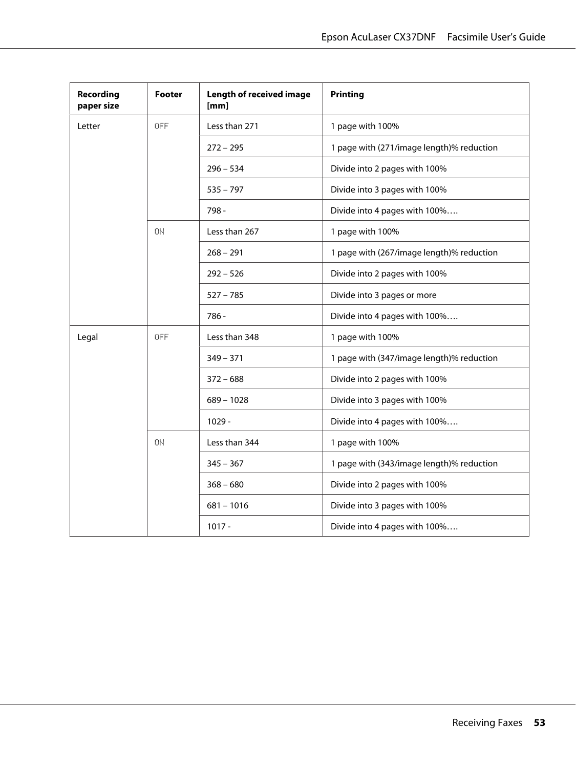| Recording paper size | Footer | Length of received image [mm] | Printing |
|---|---|---|---|
| Letter | OFF | Less than 271 | 1 page with 100% |
| | | 272 – 295 | 1 page with (271/image length)% reduction |
| | | 296 – 534 | Divide into 2 pages with 100% |
| | | 535 – 797 | Divide into 3 pages with 100% |
| | | 798 - | Divide into 4 pages with 100%…. |
| | ON | Less than 267 | 1 page with 100% |
| | | 268 – 291 | 1 page with (267/image length)% reduction |
| | | 292 – 526 | Divide into 2 pages with 100% |
| | | 527 – 785 | Divide into 3 pages or more |
| | | 786 - | Divide into 4 pages with 100%…. |
| Legal | OFF | Less than 348 | 1 page with 100% |
| | | 349 – 371 | 1 page with (347/image length)% reduction |
| | | 372 – 688 | Divide into 2 pages with 100% |
| | | 689 – 1028 | Divide into 3 pages with 100% |
| | | 1029 - | Divide into 4 pages with 100%…. |
| | ON | Less than 344 | 1 page with 100% |
| | | 345 – 367 | 1 page with (343/image length)% reduction |
| | | 368 – 680 | Divide into 2 pages with 100% |
| | | 681 – 1016 | Divide into 3 pages with 100% |
| | | 1017 - | Divide into 4 pages with 100%…. |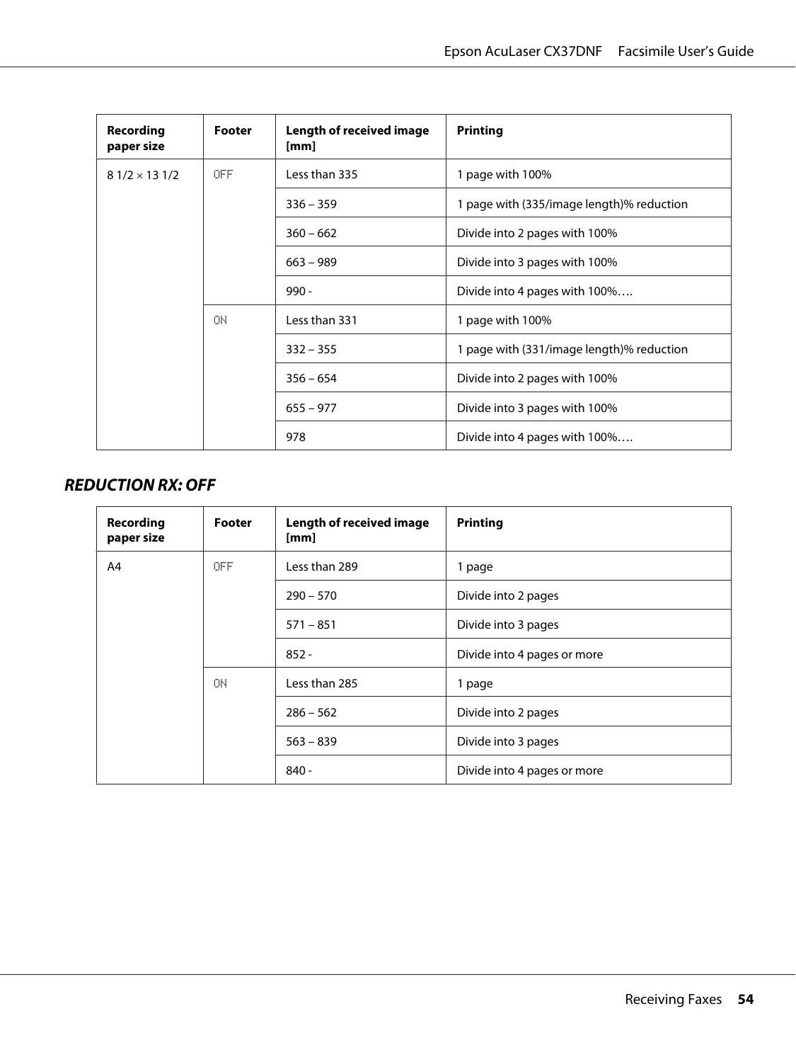| Recording paper size | Footer | Length of received image [mm] | Printing |
|---|---|---|---|
| 8 1/2 × 13 1/2 | OFF | Less than 335 | 1 page with 100% |
| | | 336 – 359 | 1 page with (335/image length)% reduction |
| | | 360 – 662 | Divide into 2 pages with 100% |
| | | 663 – 989 | Divide into 3 pages with 100% |
| | | 990 - | Divide into 4 pages with 100%…. |
| | ON | Less than 331 | 1 page with 100% |
| | | 332 – 355 | 1 page with (331/image length)% reduction |
| | | 356 – 654 | Divide into 2 pages with 100% |
| | | 655 – 977 | Divide into 3 pages with 100% |
| | | 978 | Divide into 4 pages with 100%…. |

### *REDUCTION RX: OFF*

| Recording paper size | Footer | Length of received image [mm] | Printing |
|---|---|---|---|
| A4 | OFF | Less than 289 | 1 page |
| | | 290 – 570 | Divide into 2 pages |
| | | 571 – 851 | Divide into 3 pages |
| | | 852 - | Divide into 4 pages or more |
| | ON | Less than 285 | 1 page |
| | | 286 – 562 | Divide into 2 pages |
| | | 563 – 839 | Divide into 3 pages |
| | | 840 - | Divide into 4 pages or more |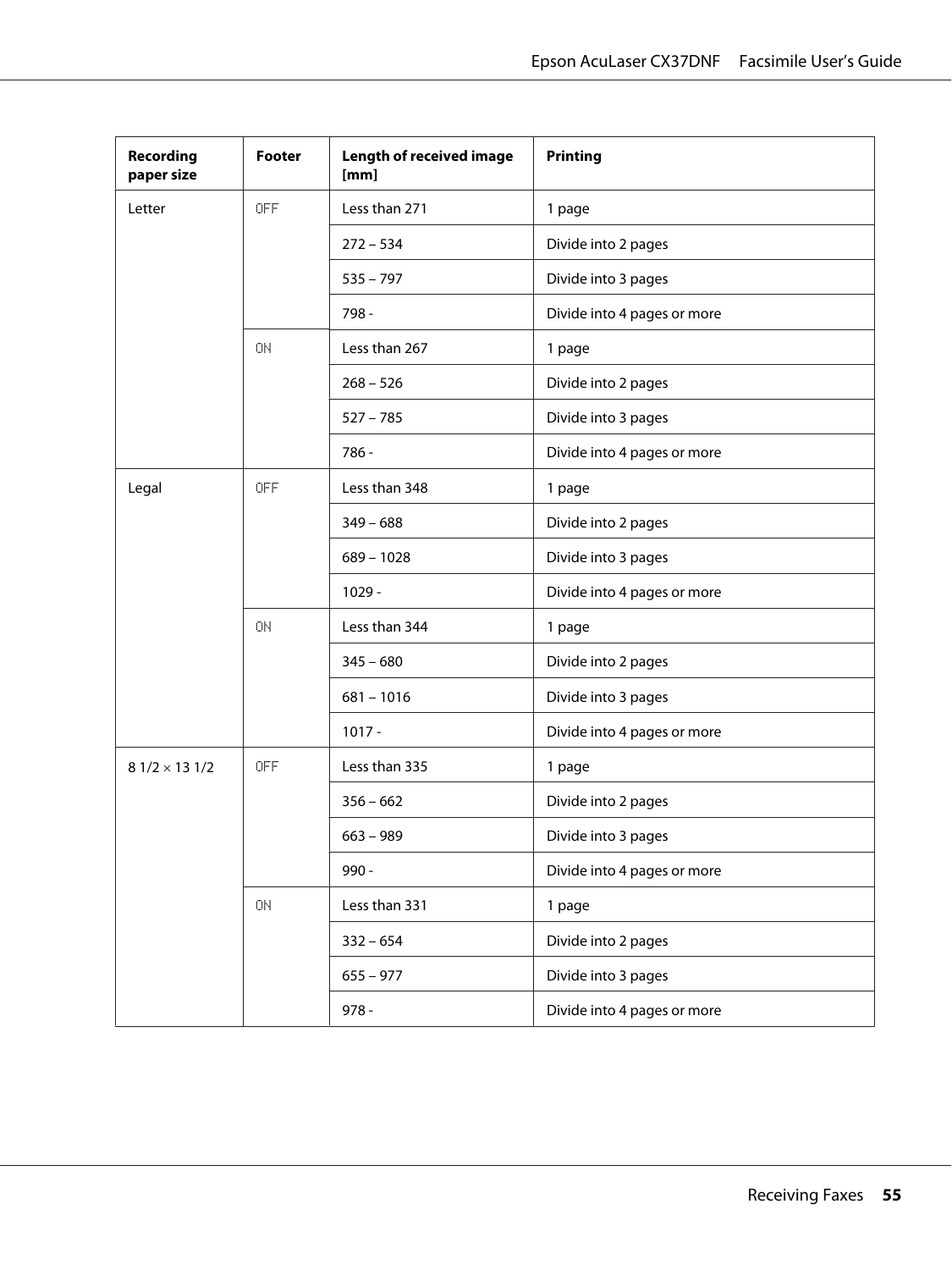| Recording paper size | Footer | Length of received image [mm] | Printing |
|---|---|---|---|
| Letter | OFF | Less than 271 | 1 page |
| | | 272 – 534 | Divide into 2 pages |
| | | 535 – 797 | Divide into 3 pages |
| | | 798 - | Divide into 4 pages or more |
| | ON | Less than 267 | 1 page |
| | | 268 – 526 | Divide into 2 pages |
| | | 527 – 785 | Divide into 3 pages |
| | | 786 - | Divide into 4 pages or more |
| Legal | OFF | Less than 348 | 1 page |
| | | 349 – 688 | Divide into 2 pages |
| | | 689 – 1028 | Divide into 3 pages |
| | | 1029 - | Divide into 4 pages or more |
| | ON | Less than 344 | 1 page |
| | | 345 – 680 | Divide into 2 pages |
| | | 681 – 1016 | Divide into 3 pages |
| | | 1017 - | Divide into 4 pages or more |
| 8 1/2 × 13 1/2 | OFF | Less than 335 | 1 page |
| | | 356 – 662 | Divide into 2 pages |
| | | 663 – 989 | Divide into 3 pages |
| | | 990 - | Divide into 4 pages or more |
| | ON | Less than 331 | 1 page |
| | | 332 – 654 | Divide into 2 pages |
| | | 655 – 977 | Divide into 3 pages |
| | | 978 - | Divide into 4 pages or more |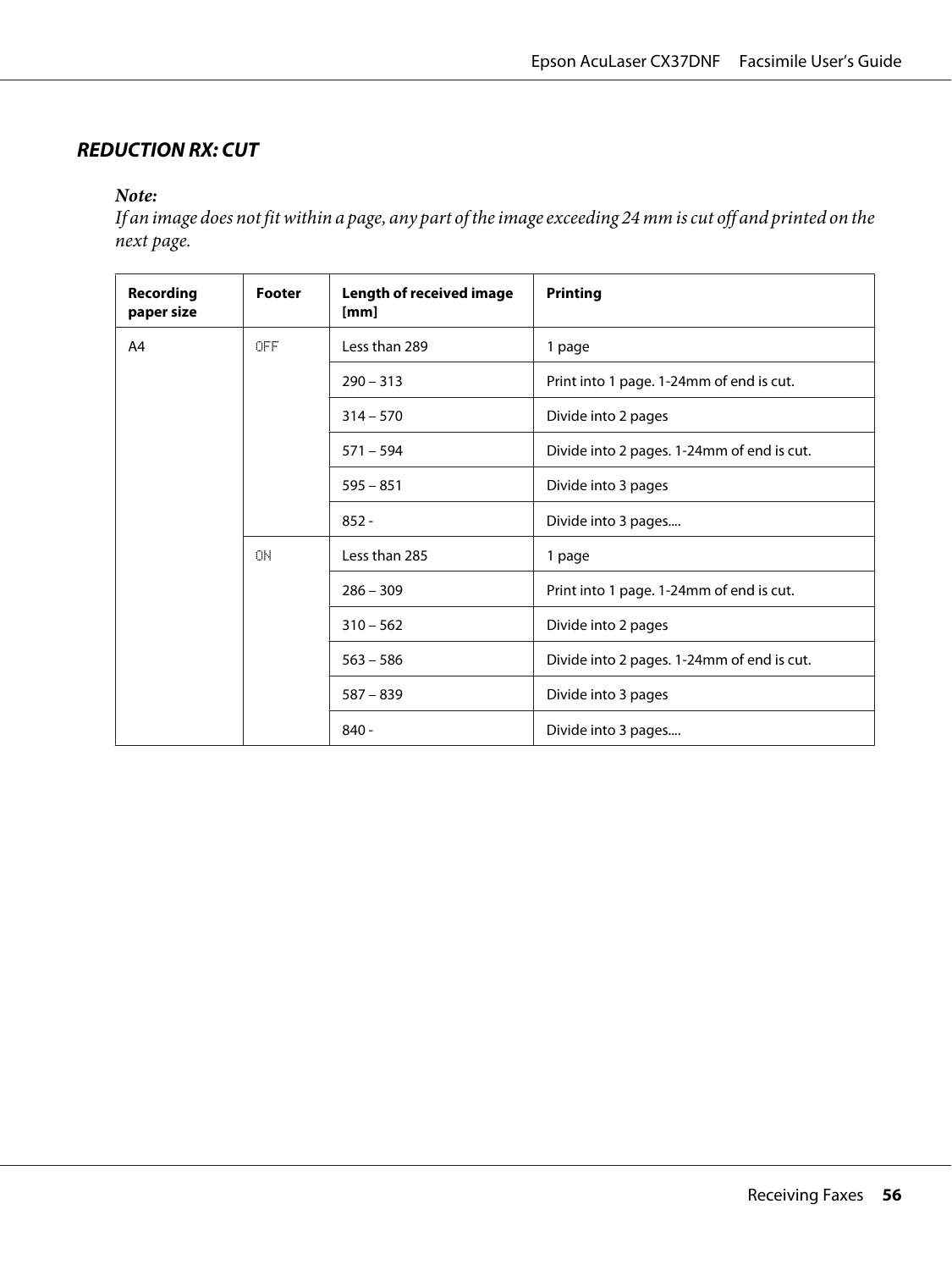### REDUCTION RX: CUT

***Note:***
*If an image does not fit within a page, any part of the image exceeding 24 mm is cut off and printed on the next page.*

| Recording paper size | Footer | Length of received image [mm] | Printing |
|---|---|---|---|
| A4 | OFF | Less than 289 | 1 page |
| | | 290 – 313 | Print into 1 page. 1-24mm of end is cut. |
| | | 314 – 570 | Divide into 2 pages |
| | | 571 – 594 | Divide into 2 pages. 1-24mm of end is cut. |
| | | 595 – 851 | Divide into 3 pages |
| | | 852 - | Divide into 3 pages.... |
| | ON | Less than 285 | 1 page |
| | | 286 – 309 | Print into 1 page. 1-24mm of end is cut. |
| | | 310 – 562 | Divide into 2 pages |
| | | 563 – 586 | Divide into 2 pages. 1-24mm of end is cut. |
| | | 587 – 839 | Divide into 3 pages |
| | | 840 - | Divide into 3 pages.... |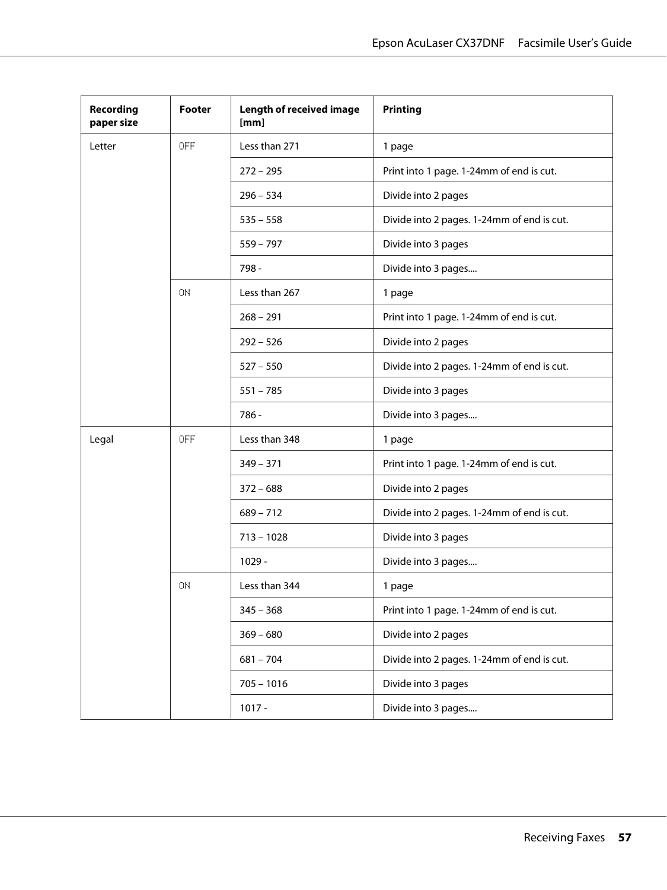| Recording paper size | Footer | Length of received image [mm] | Printing |
|---|---|---|---|
| Letter | OFF | Less than 271 | 1 page |
| | | 272 – 295 | Print into 1 page. 1-24mm of end is cut. |
| | | 296 – 534 | Divide into 2 pages |
| | | 535 – 558 | Divide into 2 pages. 1-24mm of end is cut. |
| | | 559 – 797 | Divide into 3 pages |
| | | 798 - | Divide into 3 pages.... |
| | ON | Less than 267 | 1 page |
| | | 268 – 291 | Print into 1 page. 1-24mm of end is cut. |
| | | 292 – 526 | Divide into 2 pages |
| | | 527 – 550 | Divide into 2 pages. 1-24mm of end is cut. |
| | | 551 – 785 | Divide into 3 pages |
| | | 786 - | Divide into 3 pages.... |
| Legal | OFF | Less than 348 | 1 page |
| | | 349 – 371 | Print into 1 page. 1-24mm of end is cut. |
| | | 372 – 688 | Divide into 2 pages |
| | | 689 – 712 | Divide into 2 pages. 1-24mm of end is cut. |
| | | 713 – 1028 | Divide into 3 pages |
| | | 1029 - | Divide into 3 pages.... |
| | ON | Less than 344 | 1 page |
| | | 345 – 368 | Print into 1 page. 1-24mm of end is cut. |
| | | 369 – 680 | Divide into 2 pages |
| | | 681 – 704 | Divide into 2 pages. 1-24mm of end is cut. |
| | | 705 – 1016 | Divide into 3 pages |
| | | 1017 - | Divide into 3 pages.... |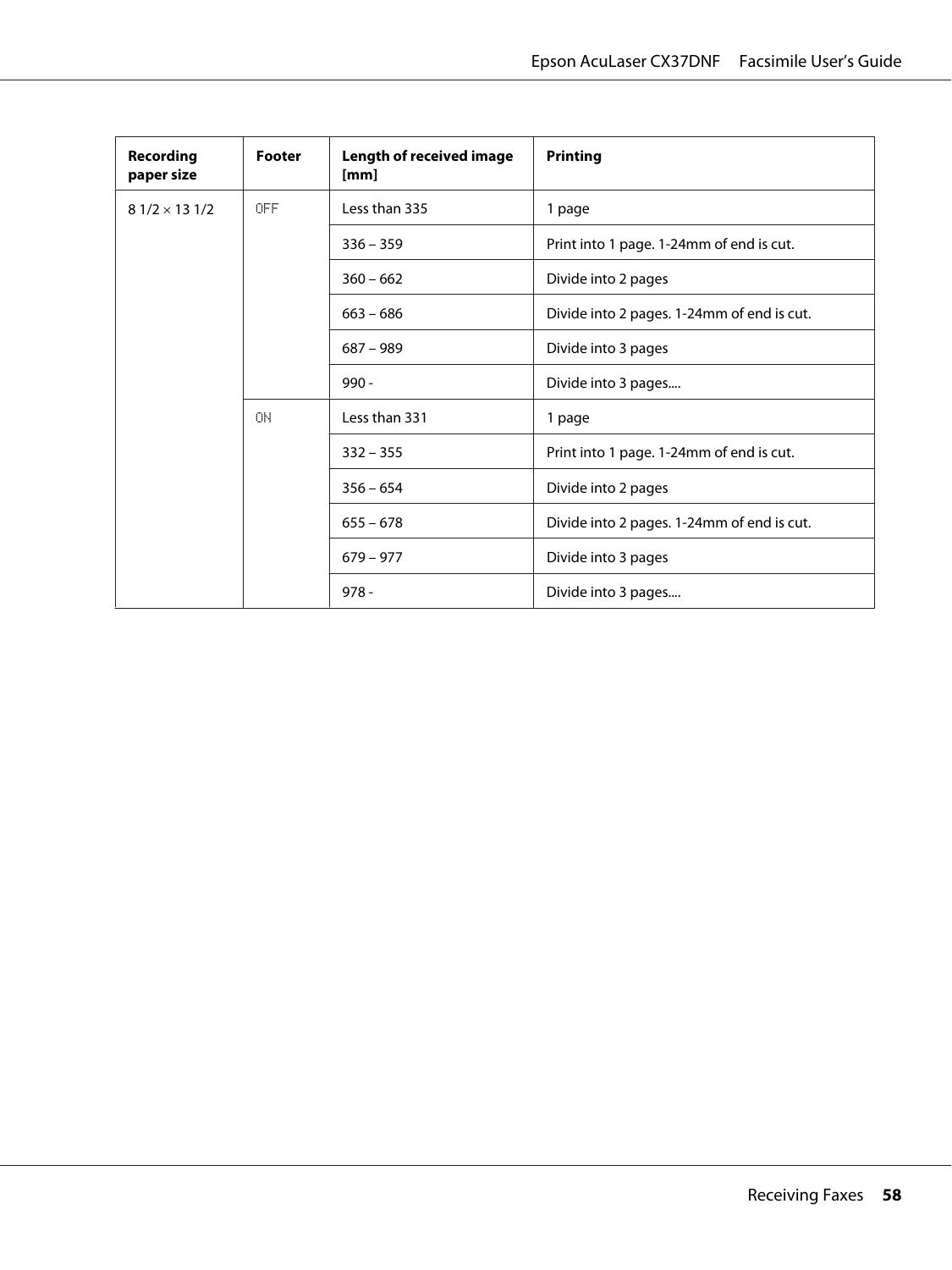| Recording paper size | Footer | Length of received image [mm] | Printing |
|---|---|---|---|
| 8 1/2 × 13 1/2 | OFF | Less than 335 | 1 page |
| | | 336 – 359 | Print into 1 page. 1-24mm of end is cut. |
| | | 360 – 662 | Divide into 2 pages |
| | | 663 – 686 | Divide into 2 pages. 1-24mm of end is cut. |
| | | 687 – 989 | Divide into 3 pages |
| | | 990 - | Divide into 3 pages.... |
| | ON | Less than 331 | 1 page |
| | | 332 – 355 | Print into 1 page. 1-24mm of end is cut. |
| | | 356 – 654 | Divide into 2 pages |
| | | 655 – 678 | Divide into 2 pages. 1-24mm of end is cut. |
| | | 679 – 977 | Divide into 3 pages |
| | | 978 - | Divide into 3 pages.... |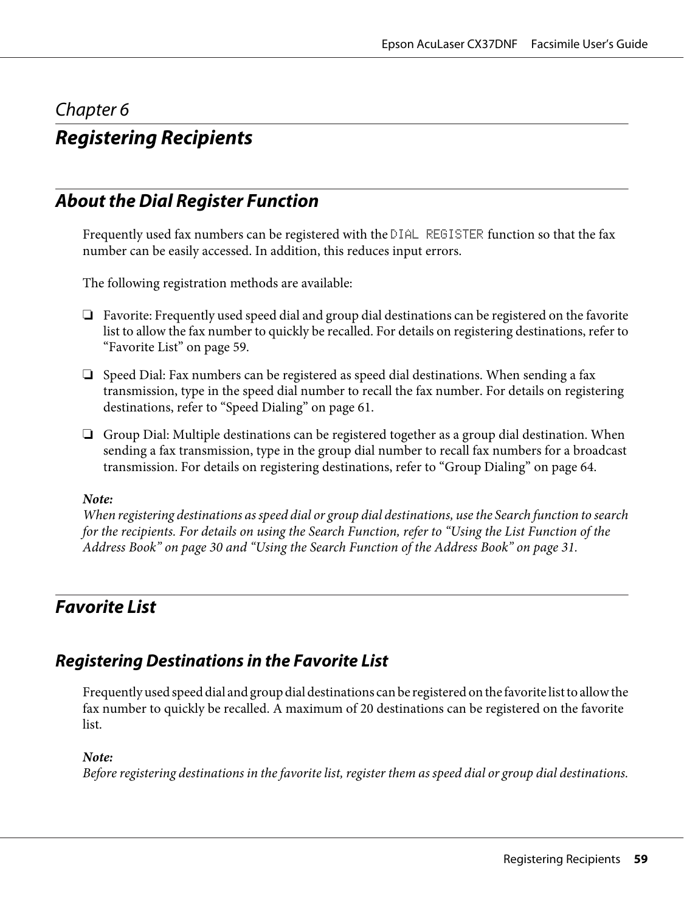# Chapter 6

# Registering Recipients

## About the Dial Register Function

Frequently used fax numbers can be registered with the DIAL REGISTER function so that the fax number can be easily accessed. In addition, this reduces input errors.

The following registration methods are available:

- Favorite: Frequently used speed dial and group dial destinations can be registered on the favorite list to allow the fax number to quickly be recalled. For details on registering destinations, refer to “Favorite List” on page 59.
- Speed Dial: Fax numbers can be registered as speed dial destinations. When sending a fax transmission, type in the speed dial number to recall the fax number. For details on registering destinations, refer to “Speed Dialing” on page 61.
- Group Dial: Multiple destinations can be registered together as a group dial destination. When sending a fax transmission, type in the group dial number to recall fax numbers for a broadcast transmission. For details on registering destinations, refer to “Group Dialing” on page 64.

***Note:***
*When registering destinations as speed dial or group dial destinations, use the Search function to search for the recipients. For details on using the Search Function, refer to “Using the List Function of the Address Book” on page 30 and “Using the Search Function of the Address Book” on page 31.*

## Favorite List

### Registering Destinations in the Favorite List

Frequently used speed dial and group dial destinations can be registered on the favorite list to allow the fax number to quickly be recalled. A maximum of 20 destinations can be registered on the favorite list.

***Note:***
*Before registering destinations in the favorite list, register them as speed dial or group dial destinations.*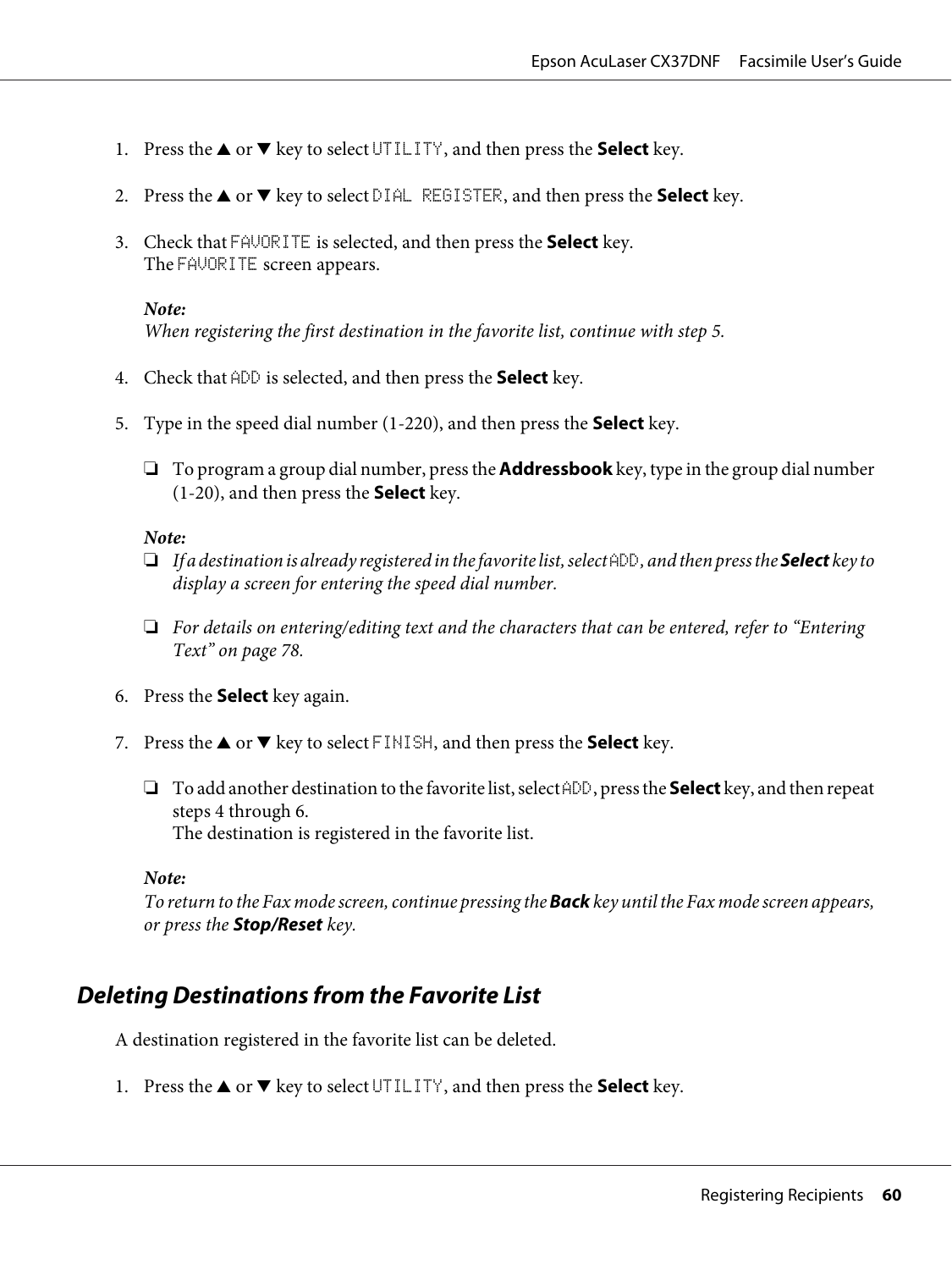1. Press the ▲ or ▼ key to select UTILITY, and then press the **Select** key.

2. Press the ▲ or ▼ key to select DIAL REGISTER, and then press the **Select** key.

3. Check that FAVORITE is selected, and then press the **Select** key.
   The FAVORITE screen appears.

   ***Note:***
   *When registering the first destination in the favorite list, continue with step 5.*

4. Check that ADD is selected, and then press the **Select** key.

5. Type in the speed dial number (1-220), and then press the **Select** key.

   ❏ To program a group dial number, press the **Addressbook** key, type in the group dial number (1-20), and then press the **Select** key.

   ***Note:***
   ❏ *If a destination is already registered in the favorite list, select ADD, and then press the **Select** key to display a screen for entering the speed dial number.*

   ❏ *For details on entering/editing text and the characters that can be entered, refer to "Entering Text" on page 78.*

6. Press the **Select** key again.

7. Press the ▲ or ▼ key to select FINISH, and then press the **Select** key.

   ❏ To add another destination to the favorite list, select ADD, press the **Select** key, and then repeat steps 4 through 6.
   The destination is registered in the favorite list.

   ***Note:***
   *To return to the Fax mode screen, continue pressing the **Back** key until the Fax mode screen appears, or press the **Stop/Reset** key.*

## *Deleting Destinations from the Favorite List*

A destination registered in the favorite list can be deleted.

1. Press the ▲ or ▼ key to select UTILITY, and then press the **Select** key.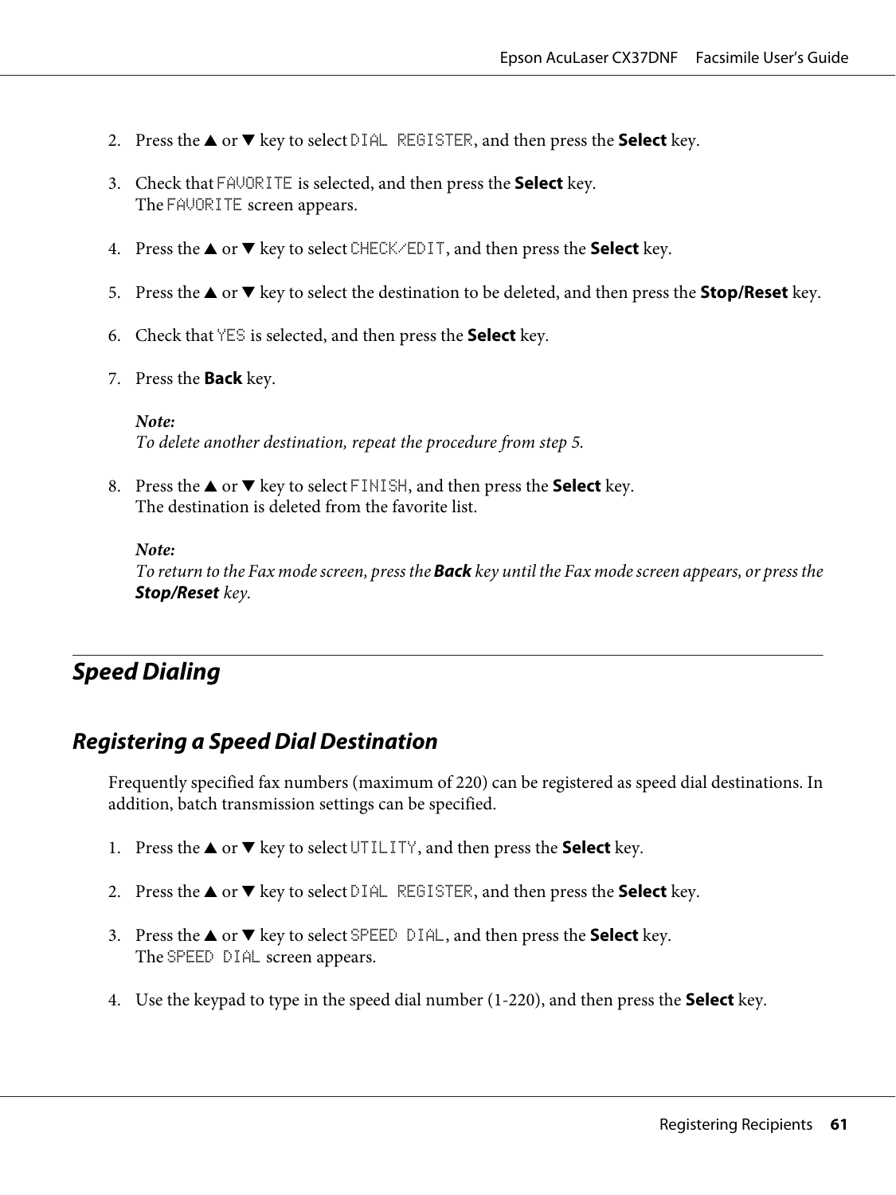2. Press the ▲ or ▼ key to select DIAL REGISTER, and then press the **Select** key.

3. Check that FAVORITE is selected, and then press the **Select** key.
   The FAVORITE screen appears.

4. Press the ▲ or ▼ key to select CHECK/EDIT, and then press the **Select** key.

5. Press the ▲ or ▼ key to select the destination to be deleted, and then press the **Stop/Reset** key.

6. Check that YES is selected, and then press the **Select** key.

7. Press the **Back** key.

   ***Note:***
   *To delete another destination, repeat the procedure from step 5.*

8. Press the ▲ or ▼ key to select FINISH, and then press the **Select** key.
   The destination is deleted from the favorite list.

   ***Note:***
   *To return to the Fax mode screen, press the **Back** key until the Fax mode screen appears, or press the **Stop/Reset** key.*

## Speed Dialing

### Registering a Speed Dial Destination

Frequently specified fax numbers (maximum of 220) can be registered as speed dial destinations. In addition, batch transmission settings can be specified.

1. Press the ▲ or ▼ key to select UTILITY, and then press the **Select** key.

2. Press the ▲ or ▼ key to select DIAL REGISTER, and then press the **Select** key.

3. Press the ▲ or ▼ key to select SPEED DIAL, and then press the **Select** key.
   The SPEED DIAL screen appears.

4. Use the keypad to type in the speed dial number (1-220), and then press the **Select** key.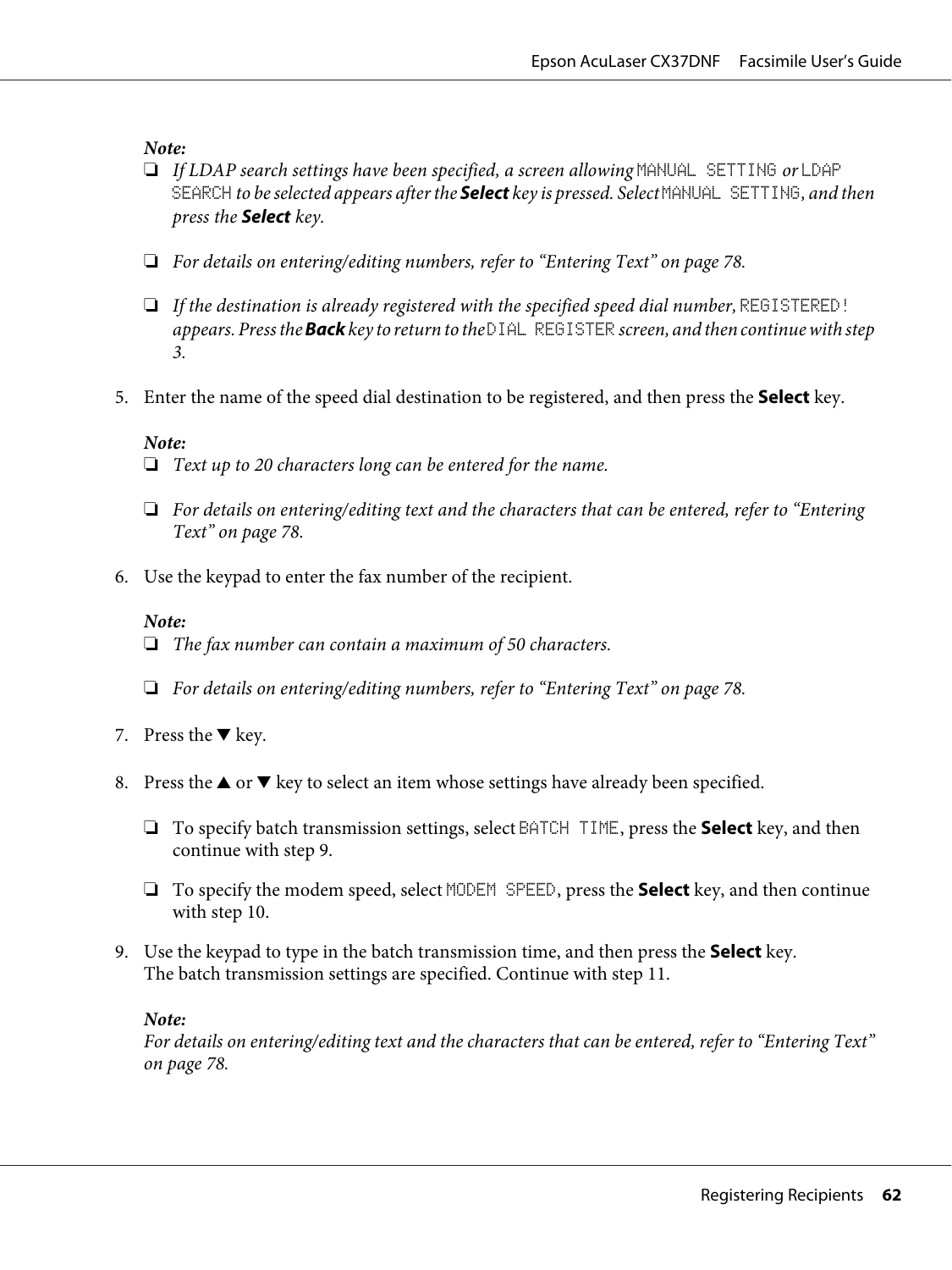*Note:*
- *If LDAP search settings have been specified, a screen allowing* `MANUAL SETTING` *or* `LDAP SEARCH` *to be selected appears after the* ***Select*** *key is pressed. Select* `MANUAL SETTING`*, and then press the* ***Select*** *key.*
- *For details on entering/editing numbers, refer to “Entering Text” on page 78.*
- *If the destination is already registered with the specified speed dial number,* `REGISTERED!` *appears. Press the* ***Back*** *key to return to the* `DIAL REGISTER` *screen, and then continue with step 3.*

5. Enter the name of the speed dial destination to be registered, and then press the **Select** key.

   *Note:*
   - *Text up to 20 characters long can be entered for the name.*
   - *For details on entering/editing text and the characters that can be entered, refer to “Entering Text” on page 78.*

6. Use the keypad to enter the fax number of the recipient.

   *Note:*
   - *The fax number can contain a maximum of 50 characters.*
   - *For details on entering/editing numbers, refer to “Entering Text” on page 78.*

7. Press the ▼ key.

8. Press the ▲ or ▼ key to select an item whose settings have already been specified.
   - To specify batch transmission settings, select `BATCH TIME`, press the **Select** key, and then continue with step 9.
   - To specify the modem speed, select `MODEM SPEED`, press the **Select** key, and then continue with step 10.

9. Use the keypad to type in the batch transmission time, and then press the **Select** key.
   The batch transmission settings are specified. Continue with step 11.

   *Note:*
   *For details on entering/editing text and the characters that can be entered, refer to “Entering Text” on page 78.*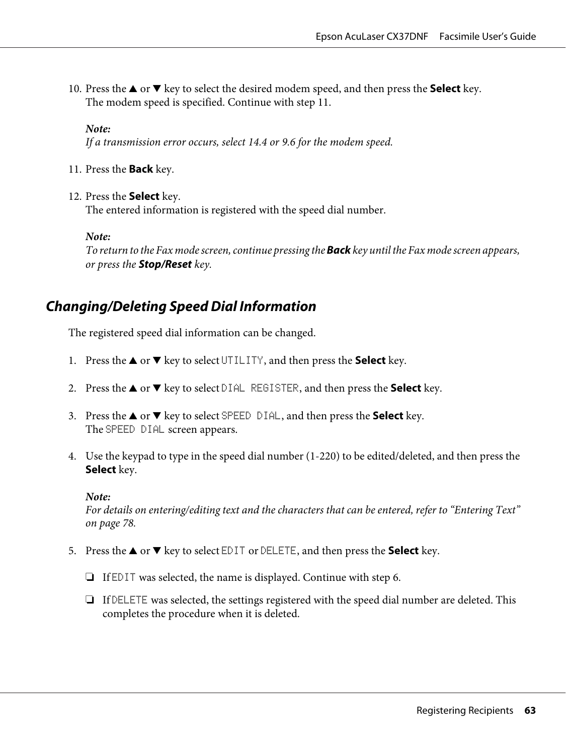10. Press the ▲ or ▼ key to select the desired modem speed, and then press the **Select** key.
    The modem speed is specified. Continue with step 11.

    ***Note:***
    *If a transmission error occurs, select 14.4 or 9.6 for the modem speed.*

11. Press the **Back** key.

12. Press the **Select** key.
    The entered information is registered with the speed dial number.

    ***Note:***
    *To return to the Fax mode screen, continue pressing the* ***Back*** *key until the Fax mode screen appears, or press the* ***Stop/Reset*** *key.*

### *Changing/Deleting Speed Dial Information*

The registered speed dial information can be changed.

1. Press the ▲ or ▼ key to select UTILITY, and then press the **Select** key.

2. Press the ▲ or ▼ key to select DIAL REGISTER, and then press the **Select** key.

3. Press the ▲ or ▼ key to select SPEED DIAL, and then press the **Select** key.
   The SPEED DIAL screen appears.

4. Use the keypad to type in the speed dial number (1-220) to be edited/deleted, and then press the **Select** key.

   ***Note:***
   *For details on entering/editing text and the characters that can be entered, refer to "Entering Text" on page 78.*

5. Press the ▲ or ▼ key to select EDIT or DELETE, and then press the **Select** key.

   ❏ If EDIT was selected, the name is displayed. Continue with step 6.

   ❏ If DELETE was selected, the settings registered with the speed dial number are deleted. This completes the procedure when it is deleted.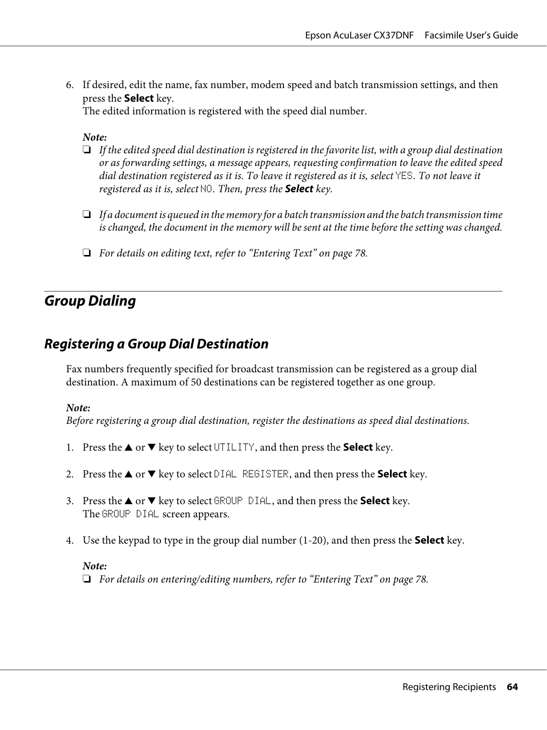6. If desired, edit the name, fax number, modem speed and batch transmission settings, and then press the **Select** key.
   The edited information is registered with the speed dial number.

   *Note:*
   - *If the edited speed dial destination is registered in the favorite list, with a group dial destination or as forwarding settings, a message appears, requesting confirmation to leave the edited speed dial destination registered as it is. To leave it registered as it is, select* `YES`*. To not leave it registered as it is, select* `NO`*. Then, press the* ***Select*** *key.*
   - *If a document is queued in the memory for a batch transmission and the batch transmission time is changed, the document in the memory will be sent at the time before the setting was changed.*
   - *For details on editing text, refer to "Entering Text" on page 78.*

## *Group Dialing*

### *Registering a Group Dial Destination*

Fax numbers frequently specified for broadcast transmission can be registered as a group dial destination. A maximum of 50 destinations can be registered together as one group.

*Note:*
*Before registering a group dial destination, register the destinations as speed dial destinations.*

1. Press the ▲ or ▼ key to select `UTILITY`, and then press the **Select** key.

2. Press the ▲ or ▼ key to select `DIAL REGISTER`, and then press the **Select** key.

3. Press the ▲ or ▼ key to select `GROUP DIAL`, and then press the **Select** key.
   The `GROUP DIAL` screen appears.

4. Use the keypad to type in the group dial number (1-20), and then press the **Select** key.

   *Note:*
   - *For details on entering/editing numbers, refer to "Entering Text" on page 78.*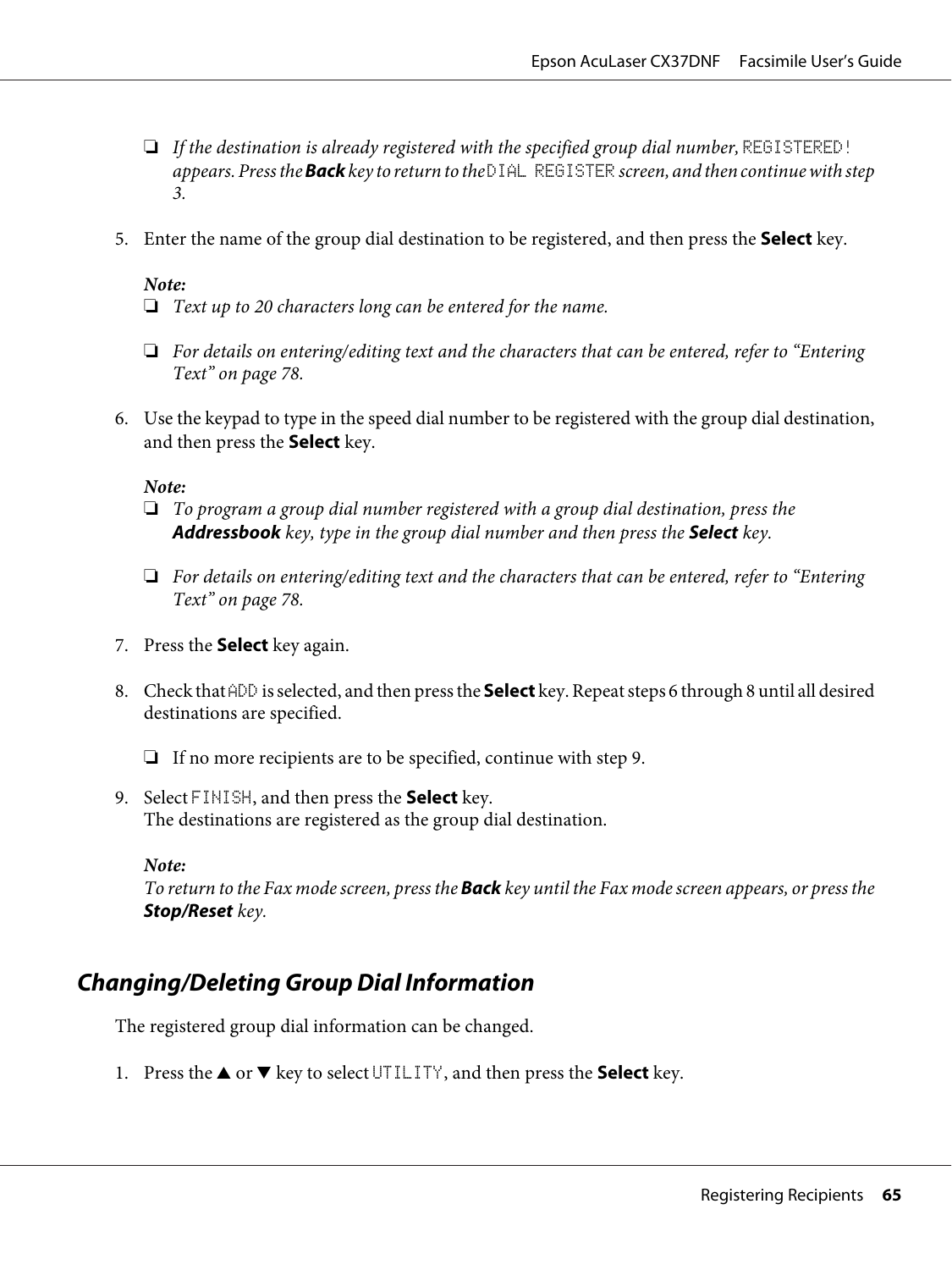- *If the destination is already registered with the specified group dial number,* REGISTERED! *appears. Press the* ***Back*** *key to return to the* DIAL REGISTER *screen, and then continue with step 3.*

5. Enter the name of the group dial destination to be registered, and then press the **Select** key.

   ***Note:***
   - *Text up to 20 characters long can be entered for the name.*
   - *For details on entering/editing text and the characters that can be entered, refer to "Entering Text" on page 78.*

6. Use the keypad to type in the speed dial number to be registered with the group dial destination, and then press the **Select** key.

   ***Note:***
   - *To program a group dial number registered with a group dial destination, press the* ***Addressbook*** *key, type in the group dial number and then press the* ***Select*** *key.*
   - *For details on entering/editing text and the characters that can be entered, refer to "Entering Text" on page 78.*

7. Press the **Select** key again.

8. Check that ADD is selected, and then press the **Select** key. Repeat steps 6 through 8 until all desired destinations are specified.

   - If no more recipients are to be specified, continue with step 9.

9. Select FINISH, and then press the **Select** key.
   The destinations are registered as the group dial destination.

   ***Note:***
   *To return to the Fax mode screen, press the* ***Back*** *key until the Fax mode screen appears, or press the* ***Stop/Reset*** *key.*

## Changing/Deleting Group Dial Information

The registered group dial information can be changed.

1. Press the ▲ or ▼ key to select UTILITY, and then press the **Select** key.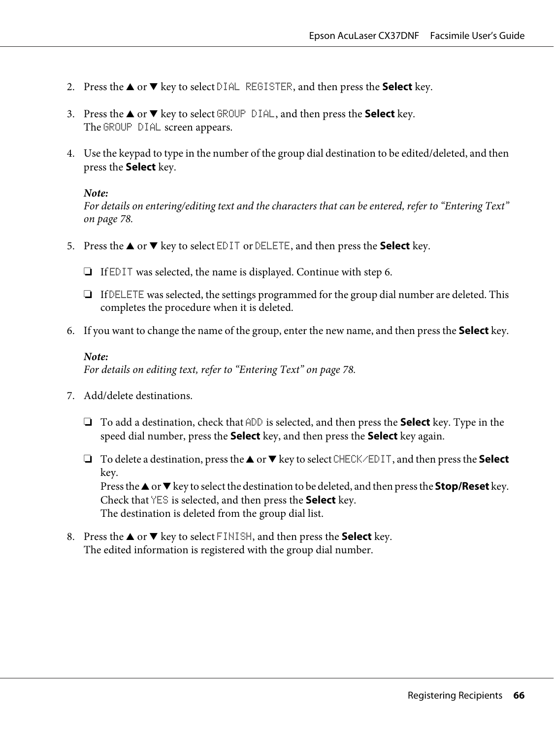2. Press the ▲ or ▼ key to select `DIAL REGISTER`, and then press the **Select** key.

3. Press the ▲ or ▼ key to select `GROUP DIAL`, and then press the **Select** key.
   The `GROUP DIAL` screen appears.

4. Use the keypad to type in the number of the group dial destination to be edited/deleted, and then press the **Select** key.

   ***Note:***
   *For details on entering/editing text and the characters that can be entered, refer to "Entering Text" on page 78.*

5. Press the ▲ or ▼ key to select `EDIT` or `DELETE`, and then press the **Select** key.

   ❏ If `EDIT` was selected, the name is displayed. Continue with step 6.

   ❏ If `DELETE` was selected, the settings programmed for the group dial number are deleted. This completes the procedure when it is deleted.

6. If you want to change the name of the group, enter the new name, and then press the **Select** key.

   ***Note:***
   *For details on editing text, refer to "Entering Text" on page 78.*

7. Add/delete destinations.

   ❏ To add a destination, check that `ADD` is selected, and then press the **Select** key. Type in the speed dial number, press the **Select** key, and then press the **Select** key again.

   ❏ To delete a destination, press the ▲ or ▼ key to select `CHECK/EDIT`, and then press the **Select** key.
   Press the ▲ or ▼ key to select the destination to be deleted, and then press the **Stop/Reset** key.
   Check that `YES` is selected, and then press the **Select** key.
   The destination is deleted from the group dial list.

8. Press the ▲ or ▼ key to select `FINISH`, and then press the **Select** key.
   The edited information is registered with the group dial number.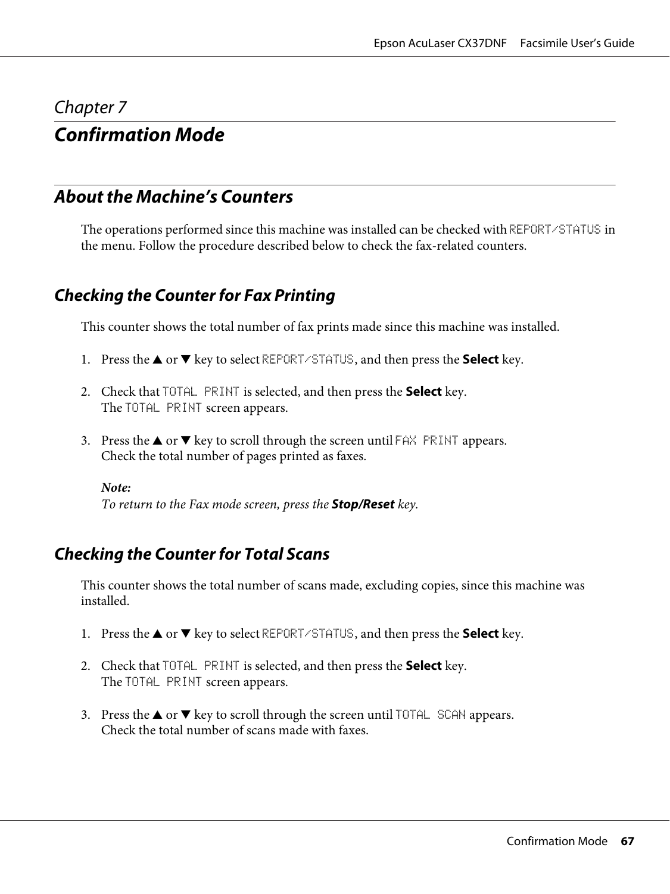# Chapter 7

# Confirmation Mode

## About the Machine's Counters

The operations performed since this machine was installed can be checked with REPORT/STATUS in the menu. Follow the procedure described below to check the fax-related counters.

### Checking the Counter for Fax Printing

This counter shows the total number of fax prints made since this machine was installed.

1. Press the ▲ or ▼ key to select REPORT/STATUS, and then press the **Select** key.

2. Check that TOTAL PRINT is selected, and then press the **Select** key.
   The TOTAL PRINT screen appears.

3. Press the ▲ or ▼ key to scroll through the screen until FAX PRINT appears.
   Check the total number of pages printed as faxes.

   ***Note:***
   *To return to the Fax mode screen, press the* ***Stop/Reset*** *key.*

### Checking the Counter for Total Scans

This counter shows the total number of scans made, excluding copies, since this machine was installed.

1. Press the ▲ or ▼ key to select REPORT/STATUS, and then press the **Select** key.

2. Check that TOTAL PRINT is selected, and then press the **Select** key.
   The TOTAL PRINT screen appears.

3. Press the ▲ or ▼ key to scroll through the screen until TOTAL SCAN appears.
   Check the total number of scans made with faxes.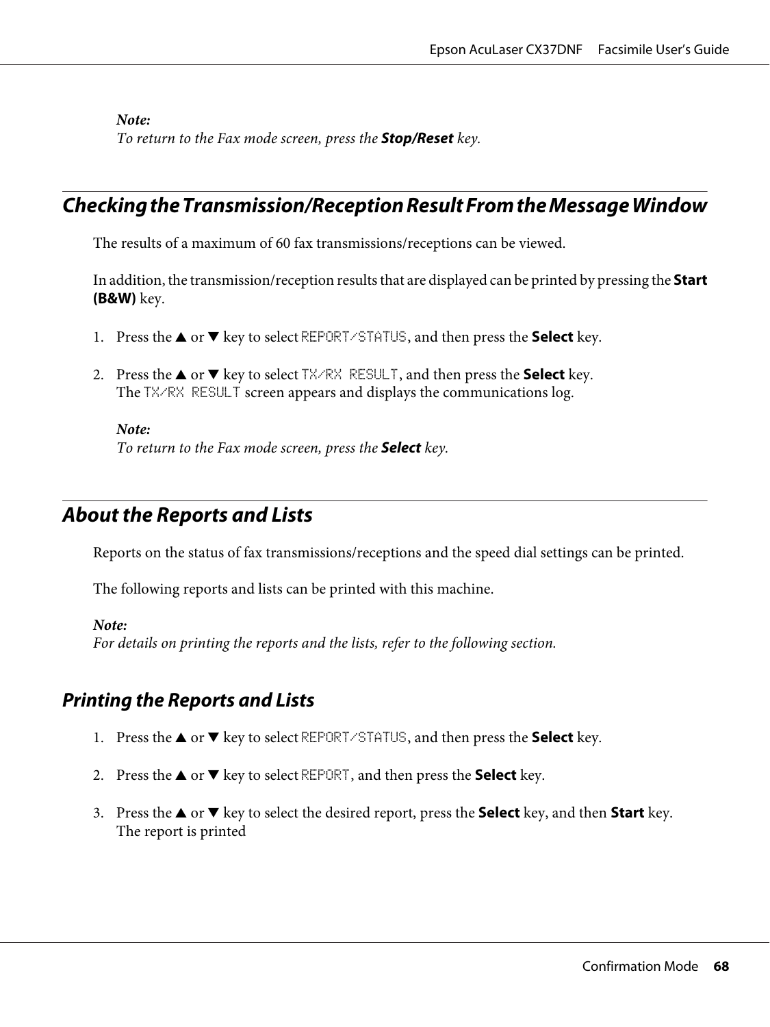*Note:*
*To return to the Fax mode screen, press the* ***Stop/Reset*** *key.*

## Checking the Transmission/Reception Result From the Message Window

The results of a maximum of 60 fax transmissions/receptions can be viewed.

In addition, the transmission/reception results that are displayed can be printed by pressing the **Start (B&W)** key.

1. Press the ▲ or ▼ key to select `REPORT/STATUS`, and then press the **Select** key.

2. Press the ▲ or ▼ key to select `TX/RX RESULT`, and then press the **Select** key.
   The `TX/RX RESULT` screen appears and displays the communications log.

   *Note:*
   *To return to the Fax mode screen, press the* ***Select*** *key.*

## About the Reports and Lists

Reports on the status of fax transmissions/receptions and the speed dial settings can be printed.

The following reports and lists can be printed with this machine.

*Note:*
*For details on printing the reports and the lists, refer to the following section.*

### Printing the Reports and Lists

1. Press the ▲ or ▼ key to select `REPORT/STATUS`, and then press the **Select** key.

2. Press the ▲ or ▼ key to select `REPORT`, and then press the **Select** key.

3. Press the ▲ or ▼ key to select the desired report, press the **Select** key, and then **Start** key.
   The report is printed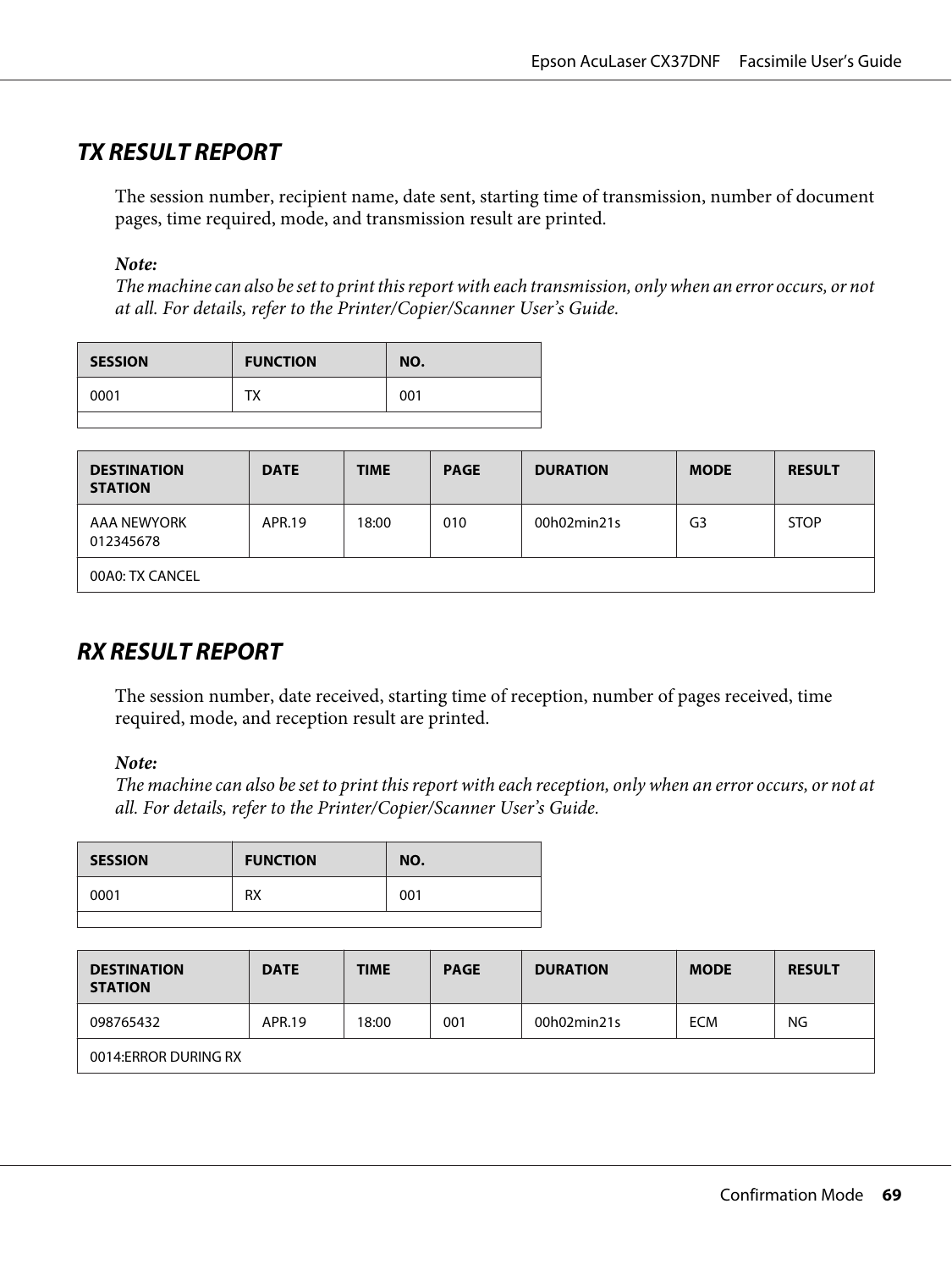## TX RESULT REPORT

The session number, recipient name, date sent, starting time of transmission, number of document pages, time required, mode, and transmission result are printed.

***Note:***
*The machine can also be set to print this report with each transmission, only when an error occurs, or not at all. For details, refer to the Printer/Copier/Scanner User's Guide.*

| SESSION | FUNCTION | NO. |
|---|---|---|
| 0001 | TX | 001 |
| | | |

| DESTINATION STATION | DATE | TIME | PAGE | DURATION | MODE | RESULT |
|---|---|---|---|---|---|---|
| AAA NEWYORK 012345678 | APR.19 | 18:00 | 010 | 00h02min21s | G3 | STOP |
| 00A0: TX CANCEL | | | | | | |

## RX RESULT REPORT

The session number, date received, starting time of reception, number of pages received, time required, mode, and reception result are printed.

***Note:***
*The machine can also be set to print this report with each reception, only when an error occurs, or not at all. For details, refer to the Printer/Copier/Scanner User's Guide.*

| SESSION | FUNCTION | NO. |
|---|---|---|
| 0001 | RX | 001 |
| | | |

| DESTINATION STATION | DATE | TIME | PAGE | DURATION | MODE | RESULT |
|---|---|---|---|---|---|---|
| 098765432 | APR.19 | 18:00 | 001 | 00h02min21s | ECM | NG |
| 0014:ERROR DURING RX | | | | | | |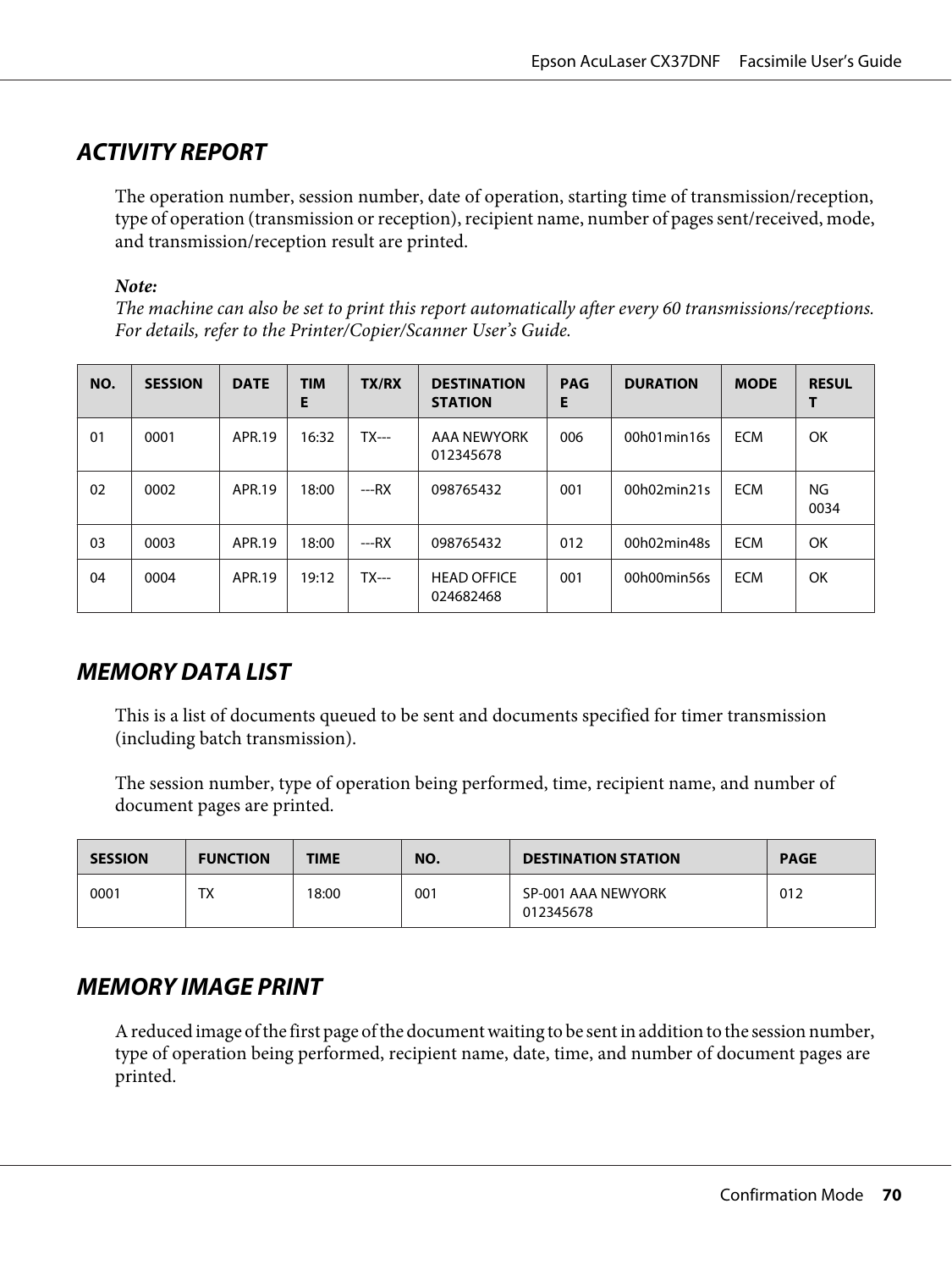## ACTIVITY REPORT

The operation number, session number, date of operation, starting time of transmission/reception, type of operation (transmission or reception), recipient name, number of pages sent/received, mode, and transmission/reception result are printed.

***Note:***
*The machine can also be set to print this report automatically after every 60 transmissions/receptions. For details, refer to the Printer/Copier/Scanner User's Guide.*

| NO. | SESSION | DATE | TIME | TX/RX | DESTINATION STATION | PAGE | DURATION | MODE | RESULT |
|---|---|---|---|---|---|---|---|---|---|
| 01 | 0001 | APR.19 | 16:32 | TX--- | AAA NEWYORK 012345678 | 006 | 00h01min16s | ECM | OK |
| 02 | 0002 | APR.19 | 18:00 | ---RX | 098765432 | 001 | 00h02min21s | ECM | NG 0034 |
| 03 | 0003 | APR.19 | 18:00 | ---RX | 098765432 | 012 | 00h02min48s | ECM | OK |
| 04 | 0004 | APR.19 | 19:12 | TX--- | HEAD OFFICE 024682468 | 001 | 00h00min56s | ECM | OK |

## MEMORY DATA LIST

This is a list of documents queued to be sent and documents specified for timer transmission (including batch transmission).

The session number, type of operation being performed, time, recipient name, and number of document pages are printed.

| SESSION | FUNCTION | TIME | NO. | DESTINATION STATION | PAGE |
|---|---|---|---|---|---|
| 0001 | TX | 18:00 | 001 | SP-001 AAA NEWYORK 012345678 | 012 |

## MEMORY IMAGE PRINT

A reduced image of the first page of the document waiting to be sent in addition to the session number, type of operation being performed, recipient name, date, time, and number of document pages are printed.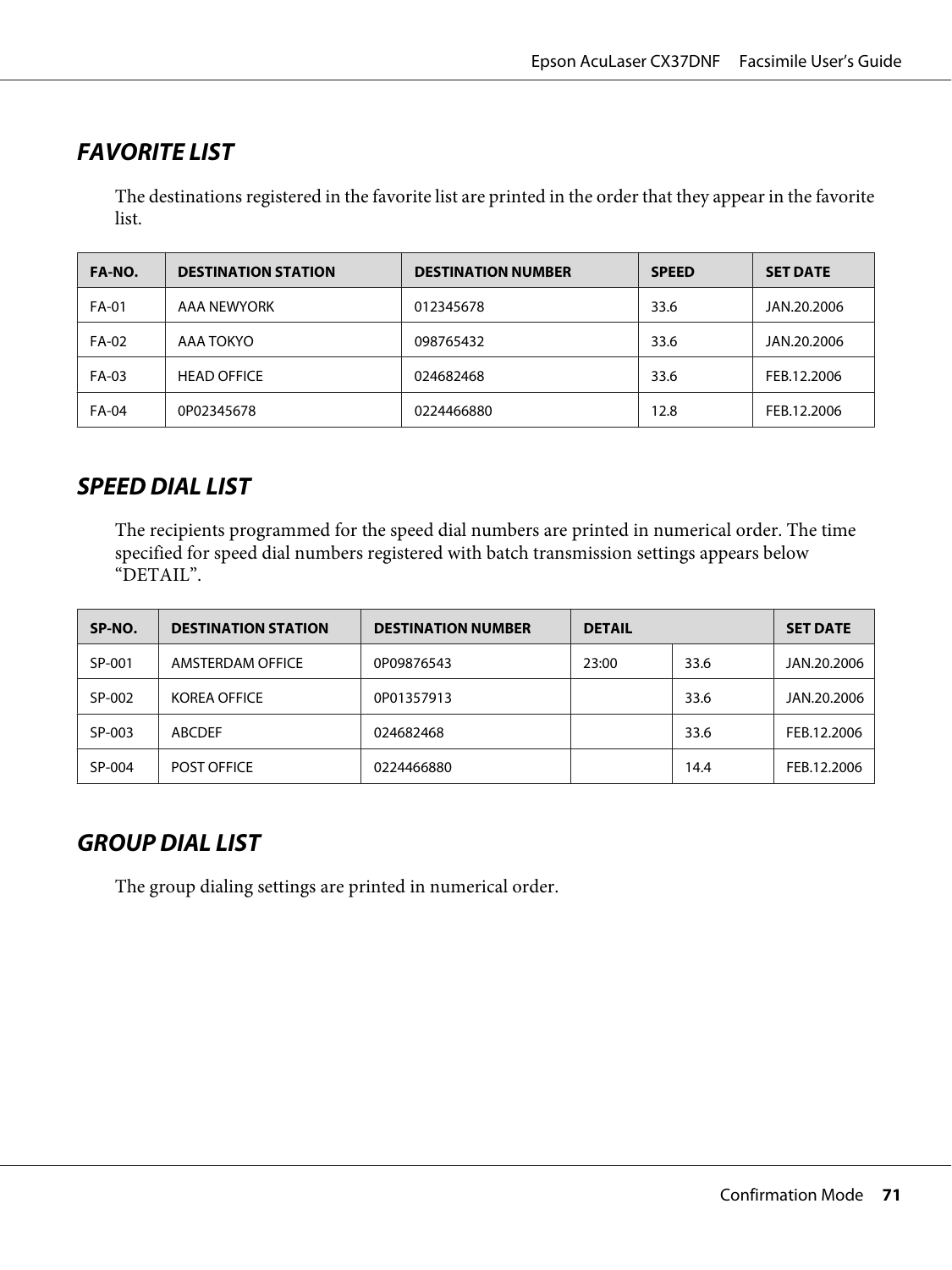## FAVORITE LIST

The destinations registered in the favorite list are printed in the order that they appear in the favorite list.

| FA-NO. | DESTINATION STATION | DESTINATION NUMBER | SPEED | SET DATE |
|---|---|---|---|---|
| FA-01 | AAA NEWYORK | 012345678 | 33.6 | JAN.20.2006 |
| FA-02 | AAA TOKYO | 098765432 | 33.6 | JAN.20.2006 |
| FA-03 | HEAD OFFICE | 024682468 | 33.6 | FEB.12.2006 |
| FA-04 | 0P02345678 | 0224466880 | 12.8 | FEB.12.2006 |

## SPEED DIAL LIST

The recipients programmed for the speed dial numbers are printed in numerical order. The time specified for speed dial numbers registered with batch transmission settings appears below "DETAIL".

| SP-NO. | DESTINATION STATION | DESTINATION NUMBER | DETAIL | | SET DATE |
|---|---|---|---|---|---|
| SP-001 | AMSTERDAM OFFICE | 0P09876543 | 23:00 | 33.6 | JAN.20.2006 |
| SP-002 | KOREA OFFICE | 0P01357913 | | 33.6 | JAN.20.2006 |
| SP-003 | ABCDEF | 024682468 | | 33.6 | FEB.12.2006 |
| SP-004 | POST OFFICE | 0224466880 | | 14.4 | FEB.12.2006 |

## GROUP DIAL LIST

The group dialing settings are printed in numerical order.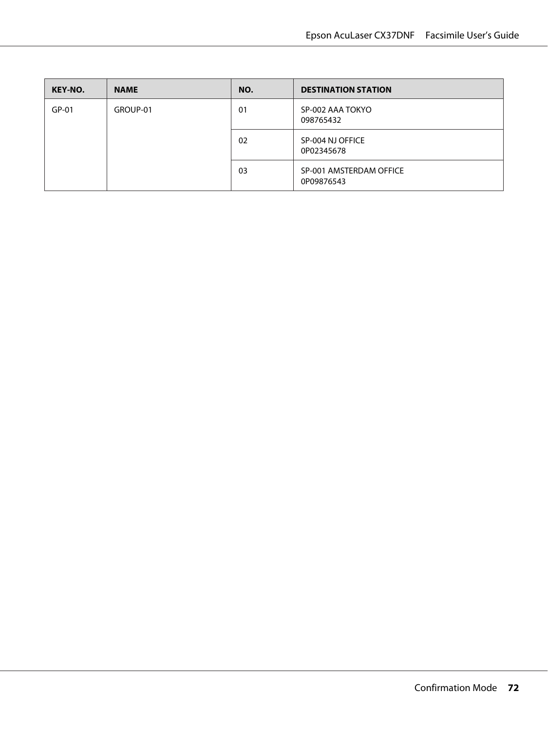| KEY-NO. | NAME | NO. | DESTINATION STATION |
|---|---|---|---|
| GP-01 | GROUP-01 | 01 | SP-002 AAA TOKYO<br>098765432 |
| | | 02 | SP-004 NJ OFFICE<br>0P02345678 |
| | | 03 | SP-001 AMSTERDAM OFFICE<br>0P09876543 |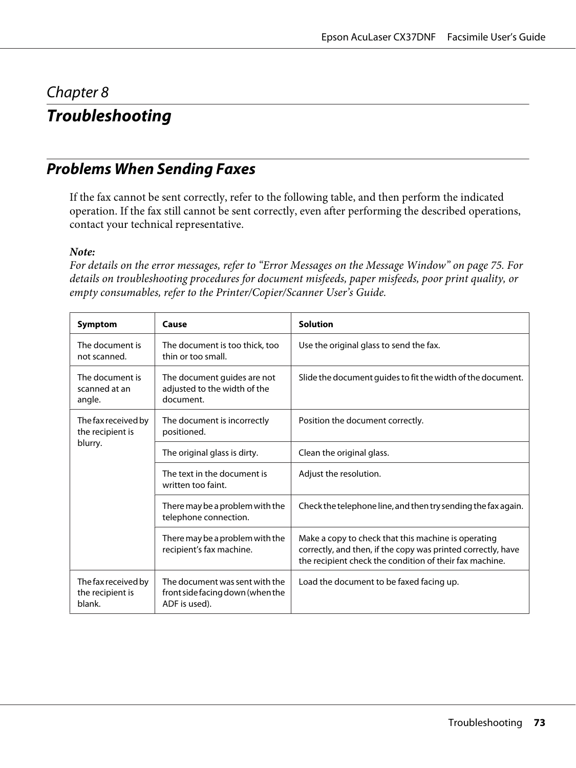*Chapter 8*

# Troubleshooting

## Problems When Sending Faxes

If the fax cannot be sent correctly, refer to the following table, and then perform the indicated operation. If the fax still cannot be sent correctly, even after performing the described operations, contact your technical representative.

***Note:***
*For details on the error messages, refer to "Error Messages on the Message Window" on page 75. For details on troubleshooting procedures for document misfeeds, paper misfeeds, poor print quality, or empty consumables, refer to the Printer/Copier/Scanner User's Guide.*

| Symptom | Cause | Solution |
|---|---|---|
| The document is not scanned. | The document is too thick, too thin or too small. | Use the original glass to send the fax. |
| The document is scanned at an angle. | The document guides are not adjusted to the width of the document. | Slide the document guides to fit the width of the document. |
| The fax received by the recipient is blurry. | The document is incorrectly positioned. | Position the document correctly. |
| | The original glass is dirty. | Clean the original glass. |
| | The text in the document is written too faint. | Adjust the resolution. |
| | There may be a problem with the telephone connection. | Check the telephone line, and then try sending the fax again. |
| | There may be a problem with the recipient's fax machine. | Make a copy to check that this machine is operating correctly, and then, if the copy was printed correctly, have the recipient check the condition of their fax machine. |
| The fax received by the recipient is blank. | The document was sent with the front side facing down (when the ADF is used). | Load the document to be faxed facing up. |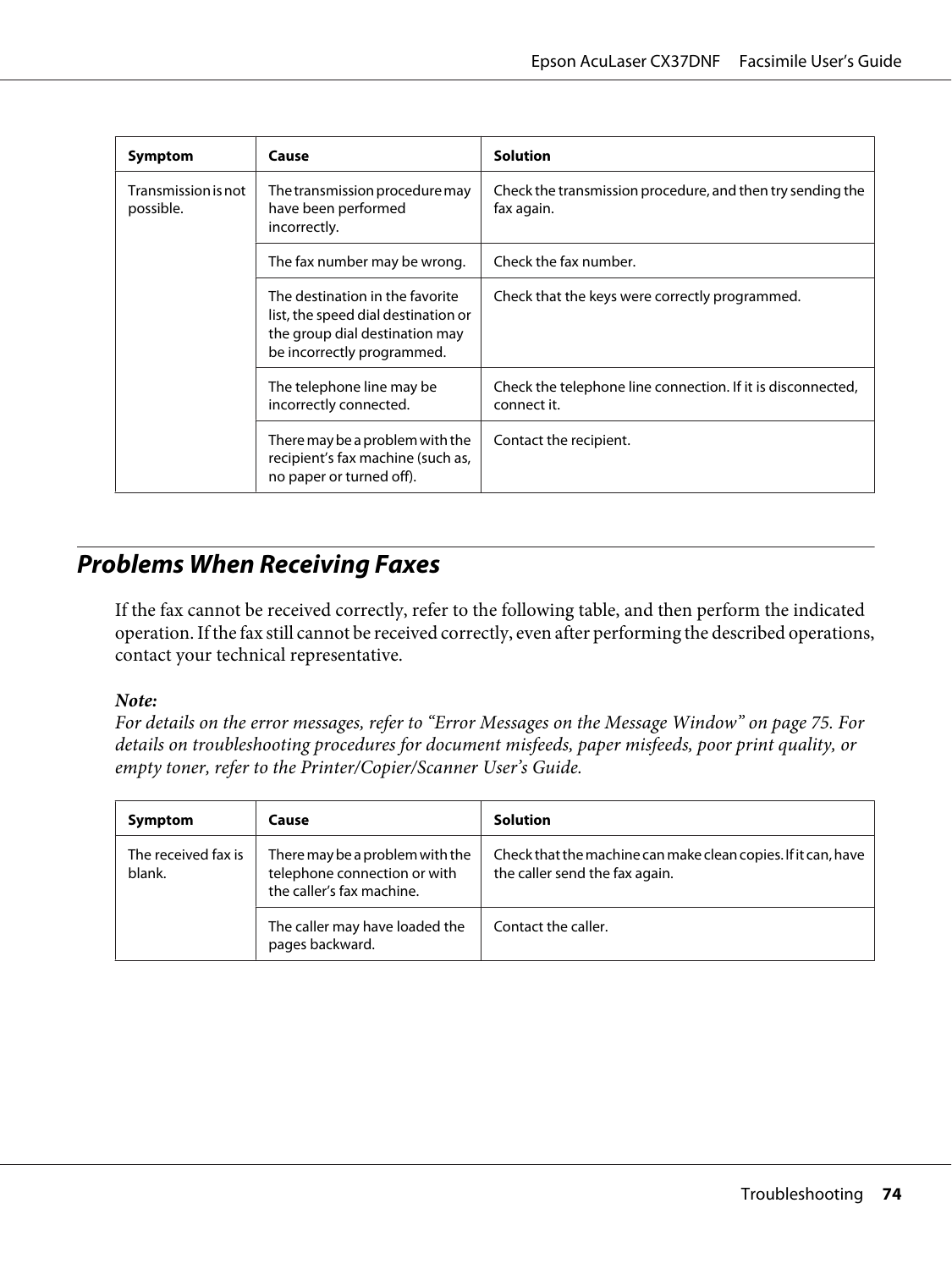| Symptom | Cause | Solution |
| --- | --- | --- |
| Transmission is not possible. | The transmission procedure may have been performed incorrectly. | Check the transmission procedure, and then try sending the fax again. |
| | The fax number may be wrong. | Check the fax number. |
| | The destination in the favorite list, the speed dial destination or the group dial destination may be incorrectly programmed. | Check that the keys were correctly programmed. |
| | The telephone line may be incorrectly connected. | Check the telephone line connection. If it is disconnected, connect it. |
| | There may be a problem with the recipient's fax machine (such as, no paper or turned off). | Contact the recipient. |

## Problems When Receiving Faxes

If the fax cannot be received correctly, refer to the following table, and then perform the indicated operation. If the fax still cannot be received correctly, even after performing the described operations, contact your technical representative.

***Note:***
*For details on the error messages, refer to "Error Messages on the Message Window" on page 75. For details on troubleshooting procedures for document misfeeds, paper misfeeds, poor print quality, or empty toner, refer to the Printer/Copier/Scanner User's Guide.*

| Symptom | Cause | Solution |
| --- | --- | --- |
| The received fax is blank. | There may be a problem with the telephone connection or with the caller's fax machine. | Check that the machine can make clean copies. If it can, have the caller send the fax again. |
| | The caller may have loaded the pages backward. | Contact the caller. |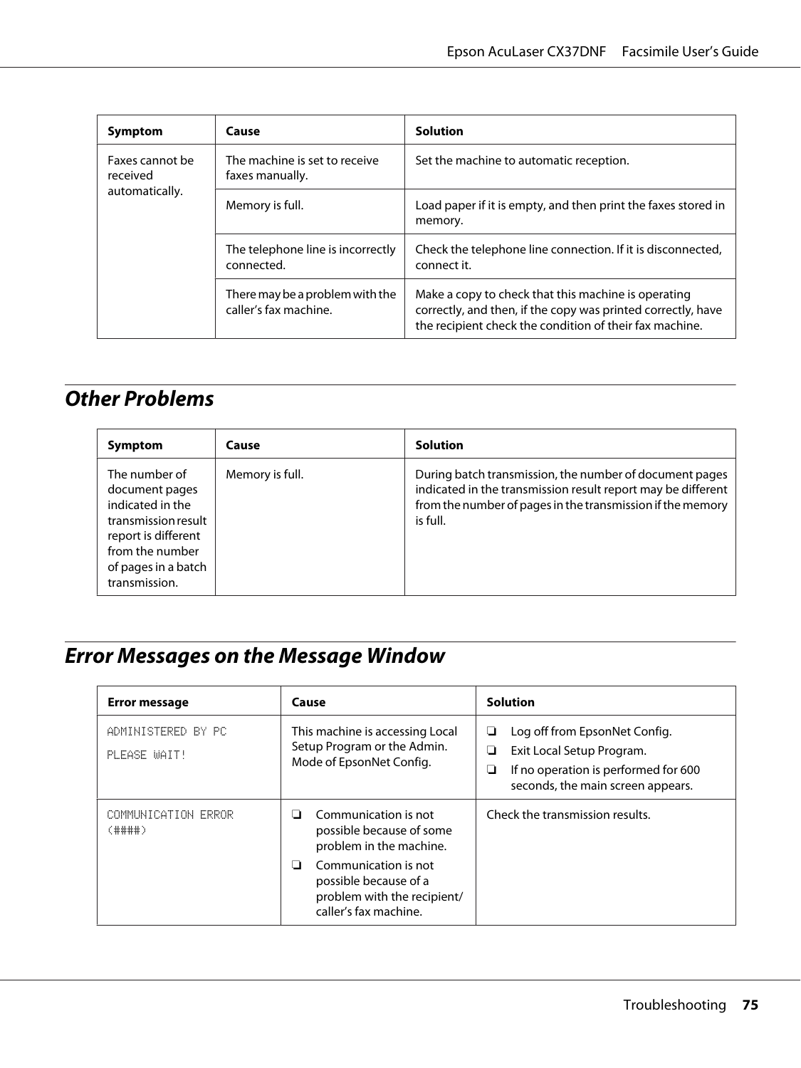| Symptom | Cause | Solution |
|---|---|---|
| Faxes cannot be received automatically. | The machine is set to receive faxes manually. | Set the machine to automatic reception. |
| | Memory is full. | Load paper if it is empty, and then print the faxes stored in memory. |
| | The telephone line is incorrectly connected. | Check the telephone line connection. If it is disconnected, connect it. |
| | There may be a problem with the caller's fax machine. | Make a copy to check that this machine is operating correctly, and then, if the copy was printed correctly, have the recipient check the condition of their fax machine. |

## Other Problems

| Symptom | Cause | Solution |
|---|---|---|
| The number of document pages indicated in the transmission result report is different from the number of pages in a batch transmission. | Memory is full. | During batch transmission, the number of document pages indicated in the transmission result report may be different from the number of pages in the transmission if the memory is full. |

## Error Messages on the Message Window

| Error message | Cause | Solution |
|---|---|---|
| ADMINISTERED BY PC<br>PLEASE WAIT! | This machine is accessing Local Setup Program or the Admin. Mode of EpsonNet Config. | ❏ Log off from EpsonNet Config.<br>❏ Exit Local Setup Program.<br>❏ If no operation is performed for 600 seconds, the main screen appears. |
| COMMUNICATION ERROR (####) | ❏ Communication is not possible because of some problem in the machine.<br>❏ Communication is not possible because of a problem with the recipient/caller's fax machine. | Check the transmission results. |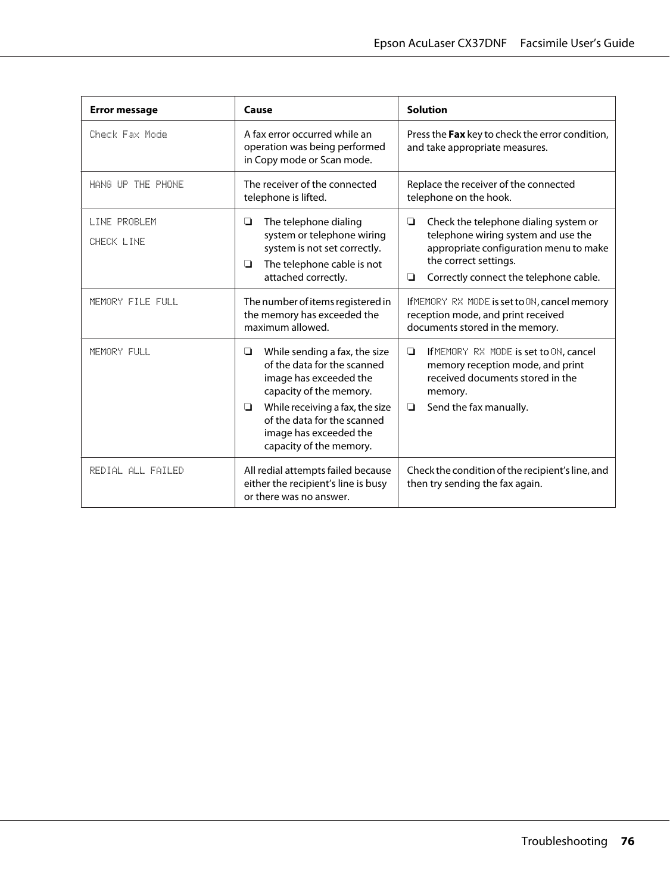| Error message | Cause | Solution |
| --- | --- | --- |
| Check Fax Mode | A fax error occurred while an operation was being performed in Copy mode or Scan mode. | Press the **Fax** key to check the error condition, and take appropriate measures. |
| HANG UP THE PHONE | The receiver of the connected telephone is lifted. | Replace the receiver of the connected telephone on the hook. |
| LINE PROBLEM<br>CHECK LINE | ❏ The telephone dialing system or telephone wiring system is not set correctly.<br>❏ The telephone cable is not attached correctly. | ❏ Check the telephone dialing system or telephone wiring system and use the appropriate configuration menu to make the correct settings.<br>❏ Correctly connect the telephone cable. |
| MEMORY FILE FULL | The number of items registered in the memory has exceeded the maximum allowed. | If MEMORY RX MODE is set to ON, cancel memory reception mode, and print received documents stored in the memory. |
| MEMORY FULL | ❏ While sending a fax, the size of the data for the scanned image has exceeded the capacity of the memory.<br>❏ While receiving a fax, the size of the data for the scanned image has exceeded the capacity of the memory. | ❏ If MEMORY RX MODE is set to ON, cancel memory reception mode, and print received documents stored in the memory.<br>❏ Send the fax manually. |
| REDIAL ALL FAILED | All redial attempts failed because either the recipient's line is busy or there was no answer. | Check the condition of the recipient's line, and then try sending the fax again. |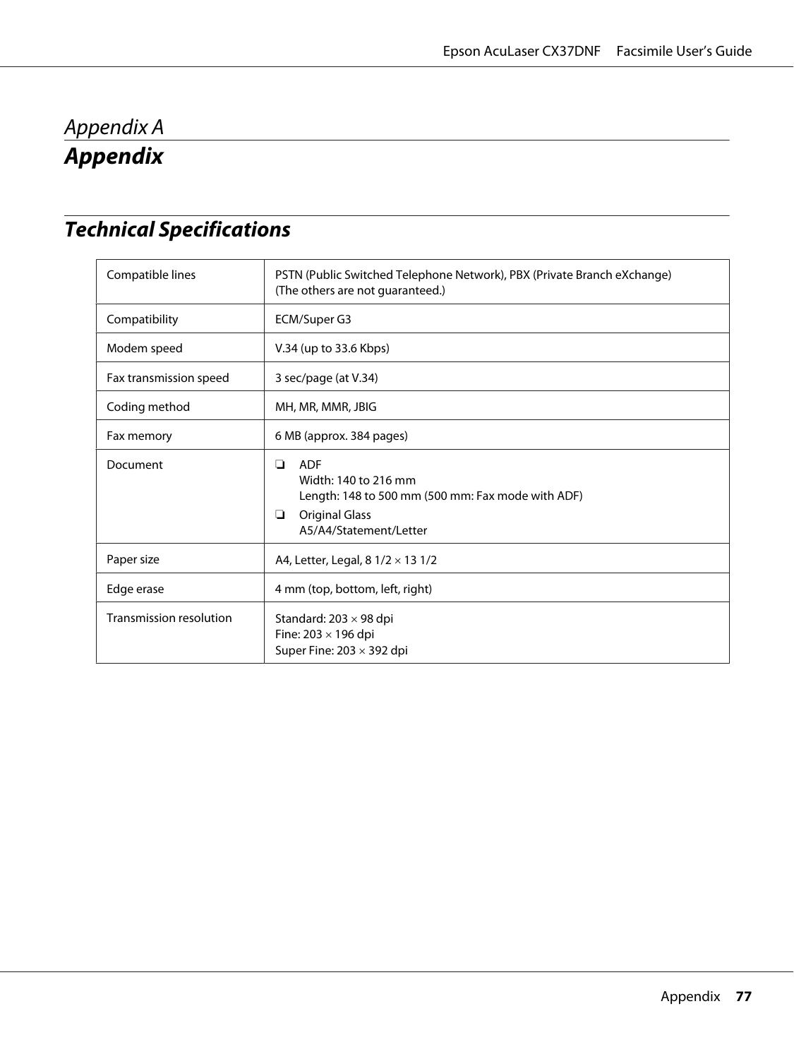# Appendix A

# Appendix

## Technical Specifications

| Compatible lines | PSTN (Public Switched Telephone Network), PBX (Private Branch eXchange)<br>(The others are not guaranteed.) |
|---|---|
| Compatibility | ECM/Super G3 |
| Modem speed | V.34 (up to 33.6 Kbps) |
| Fax transmission speed | 3 sec/page (at V.34) |
| Coding method | MH, MR, MMR, JBIG |
| Fax memory | 6 MB (approx. 384 pages) |
| Document | ❏ ADF<br>Width: 140 to 216 mm<br>Length: 148 to 500 mm (500 mm: Fax mode with ADF)<br>❏ Original Glass<br>A5/A4/Statement/Letter |
| Paper size | A4, Letter, Legal, 8 1/2 × 13 1/2 |
| Edge erase | 4 mm (top, bottom, left, right) |
| Transmission resolution | Standard: 203 × 98 dpi<br>Fine: 203 × 196 dpi<br>Super Fine: 203 × 392 dpi |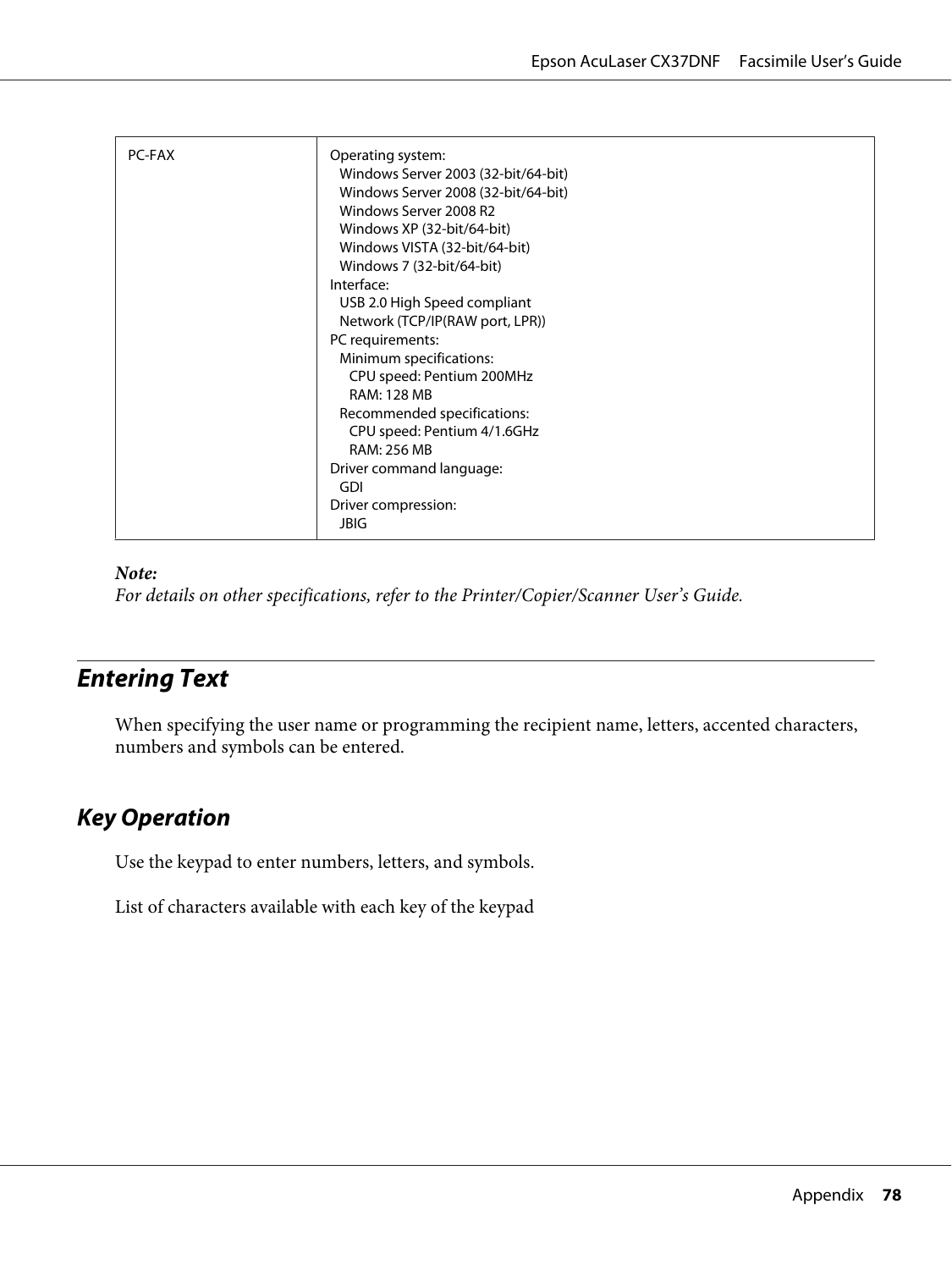| | |
|---|---|
| PC-FAX | Operating system:<br>  Windows Server 2003 (32-bit/64-bit)<br>  Windows Server 2008 (32-bit/64-bit)<br>  Windows Server 2008 R2<br>  Windows XP (32-bit/64-bit)<br>  Windows VISTA (32-bit/64-bit)<br>  Windows 7 (32-bit/64-bit)<br>Interface:<br>  USB 2.0 High Speed compliant<br>  Network (TCP/IP(RAW port, LPR))<br>PC requirements:<br>  Minimum specifications:<br>    CPU speed: Pentium 200MHz<br>    RAM: 128 MB<br>  Recommended specifications:<br>    CPU speed: Pentium 4/1.6GHz<br>    RAM: 256 MB<br>Driver command language:<br>  GDI<br>Driver compression:<br>  JBIG |

***Note:***
*For details on other specifications, refer to the Printer/Copier/Scanner User's Guide.*

## Entering Text

When specifying the user name or programming the recipient name, letters, accented characters, numbers and symbols can be entered.

### Key Operation

Use the keypad to enter numbers, letters, and symbols.

List of characters available with each key of the keypad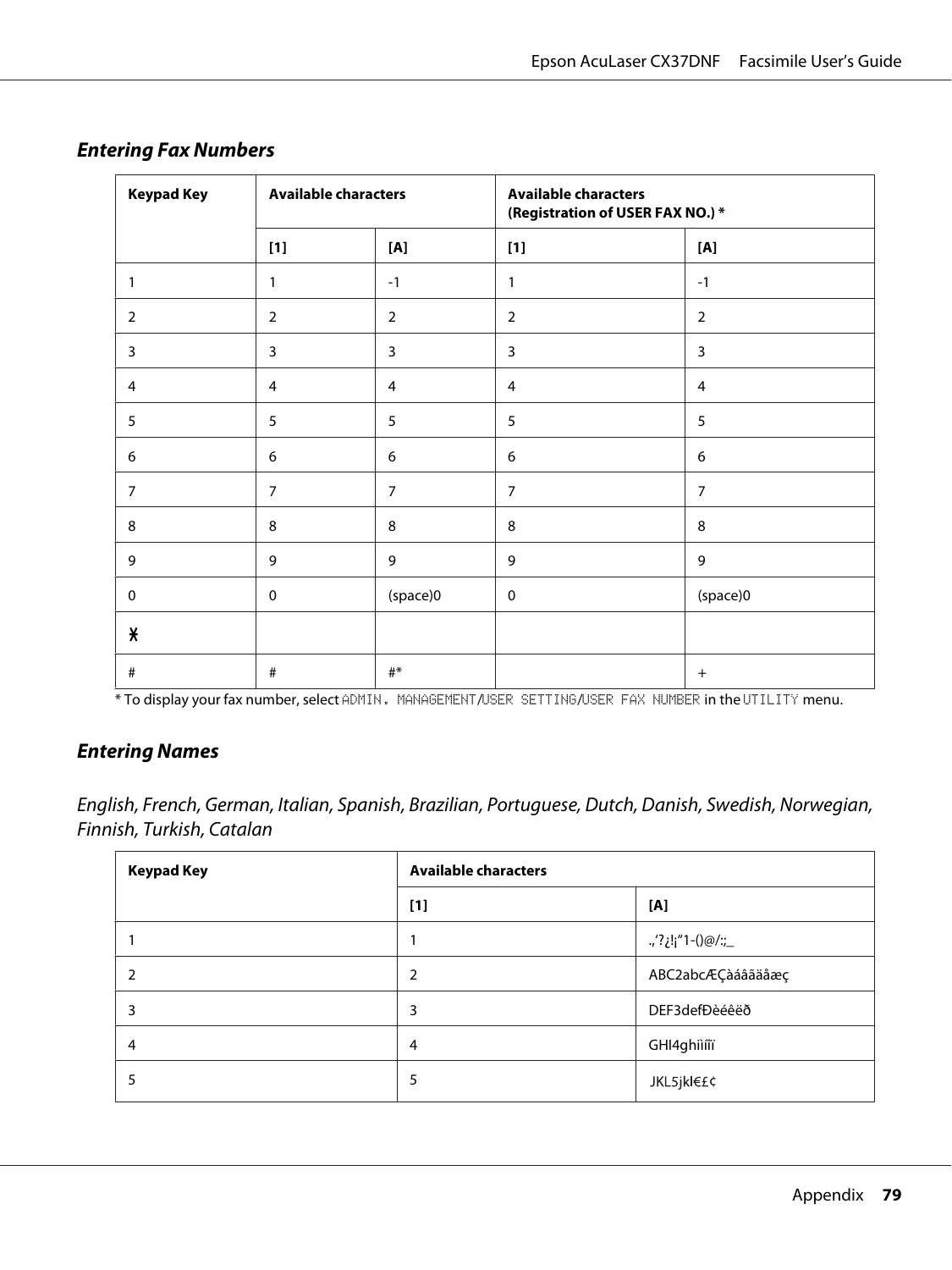## Entering Fax Numbers

| Keypad Key | Available characters | | Available characters (Registration of USER FAX NO.) * | |
|---|---|---|---|---|
| | [1] | [A] | [1] | [A] |
| 1 | 1 | -1 | 1 | -1 |
| 2 | 2 | 2 | 2 | 2 |
| 3 | 3 | 3 | 3 | 3 |
| 4 | 4 | 4 | 4 | 4 |
| 5 | 5 | 5 | 5 | 5 |
| 6 | 6 | 6 | 6 | 6 |
| 7 | 7 | 7 | 7 | 7 |
| 8 | 8 | 8 | 8 | 8 |
| 9 | 9 | 9 | 9 | 9 |
| 0 | 0 | (space)0 | 0 | (space)0 |
| * | | | | |
| # | # | #* | | + |

* To display your fax number, select ADMIN. MANAGEMENT/USER SETTING/USER FAX NUMBER in the UTILITY menu.

## Entering Names

*English, French, German, Italian, Spanish, Brazilian, Portuguese, Dutch, Danish, Swedish, Norwegian, Finnish, Turkish, Catalan*

| Keypad Key | Available characters | |
|---|---|---|
| | [1] | [A] |
| 1 | 1 | .,'?¿!¡"1-()@/:;_ |
| 2 | 2 | ABC2abcÆÇàáâãäåæç |
| 3 | 3 | DEF3defÐèéêëð |
| 4 | 4 | GHI4ghiìíîï |
| 5 | 5 | JKL5jkl€£¢ |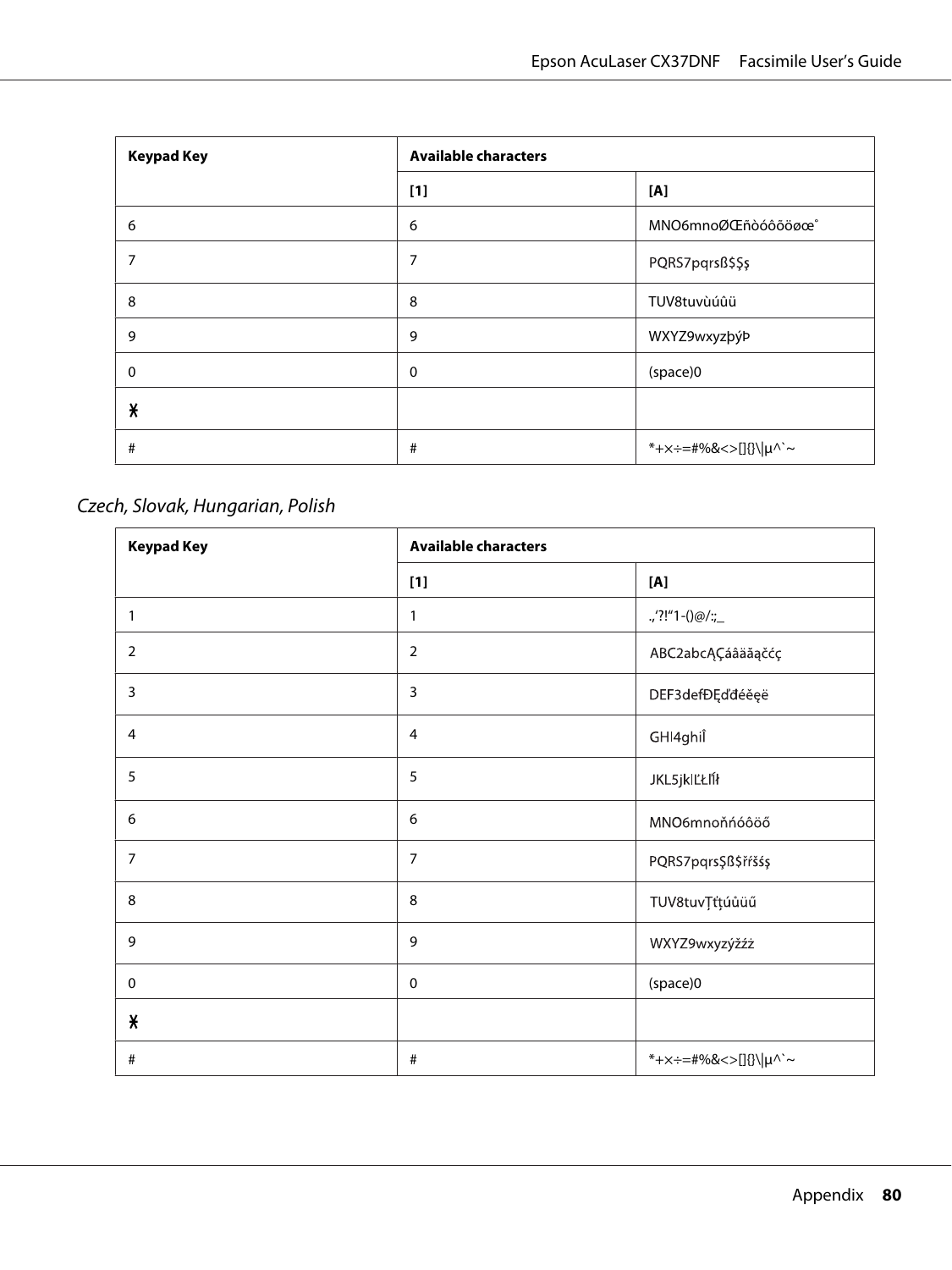| Keypad Key | Available characters | |
|---|---|---|
| | [1] | [A] |
| 6 | 6 | MNO6mnoØŒñòóôõöøœ˚ |
| 7 | 7 | PQRS7pqrsß$Şş |
| 8 | 8 | TUV8tuvùúûü |
| 9 | 9 | WXYZ9wxyzþýÞ |
| 0 | 0 | (space)0 |
| ✱ | | |
| # | # | *+×÷=#%&<>[]{}\|µ^`~ |

*Czech, Slovak, Hungarian, Polish*

| Keypad Key | Available characters | |
|---|---|---|
| | [1] | [A] |
| 1 | 1 | .,’?!“1-()@/:;_ |
| 2 | 2 | ABC2abcĄÇáâäăąčćç |
| 3 | 3 | DEF3defĐĘďđéěęë |
| 4 | 4 | GHI4ghiÎ |
| 5 | 5 | JKL5jklĽŁĺľł |
| 6 | 6 | MNO6mnoňńóôöő |
| 7 | 7 | PQRS7pqrsŞß$řśšş |
| 8 | 8 | TUV8tuvŢťţúůüű |
| 9 | 9 | WXYZ9wxyzýžźż |
| 0 | 0 | (space)0 |
| ✱ | | |
| # | # | *+×÷=#%&<>[]{}\|µ^`~ |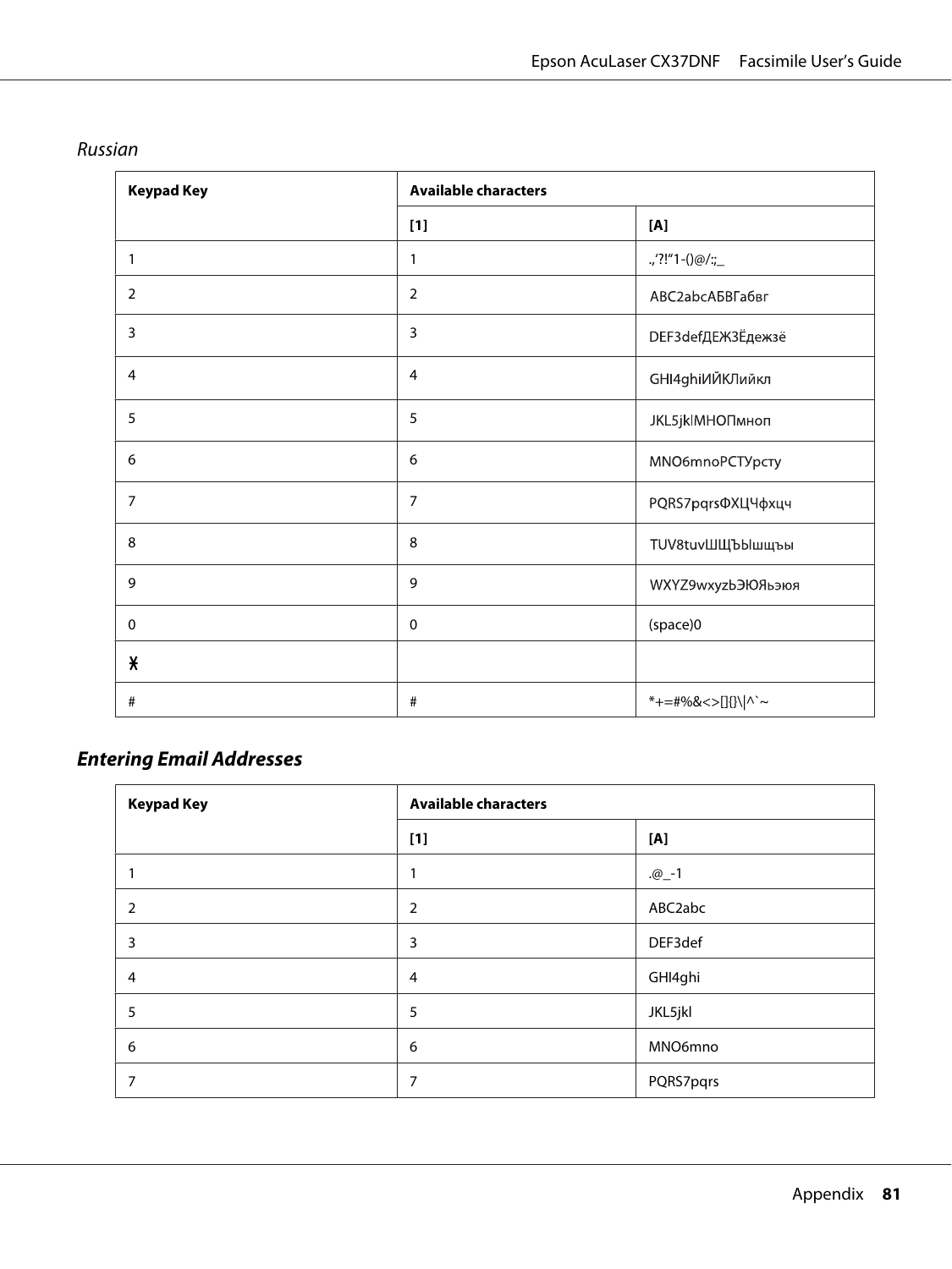*Russian*

| Keypad Key | Available characters | |
|---|---|---|
| | [1] | [A] |
| 1 | 1 | .,'?!"1-()@/:;_ |
| 2 | 2 | ABC2abcАБВГабвг |
| 3 | 3 | DEF3defДЕЖЗЁдежзё |
| 4 | 4 | GHI4ghiИЙКЛийкл |
| 5 | 5 | JKL5jklМНОПмноп |
| 6 | 6 | MNO6mnoРСТУрсту |
| 7 | 7 | PQRS7pqrsФХЦЧфхцч |
| 8 | 8 | TUV8tuvШЩЪЫшщъы |
| 9 | 9 | WXYZ9wxyzЬЭЮЯьэюя |
| 0 | 0 | (space)0 |
| * | | |
| # | # | *+=#%&<>[]{}\|^`~ |

## Entering Email Addresses

| Keypad Key | Available characters | |
|---|---|---|
| | [1] | [A] |
| 1 | 1 | .@_-1 |
| 2 | 2 | ABC2abc |
| 3 | 3 | DEF3def |
| 4 | 4 | GHI4ghi |
| 5 | 5 | JKL5jkl |
| 6 | 6 | MNO6mno |
| 7 | 7 | PQRS7pqrs |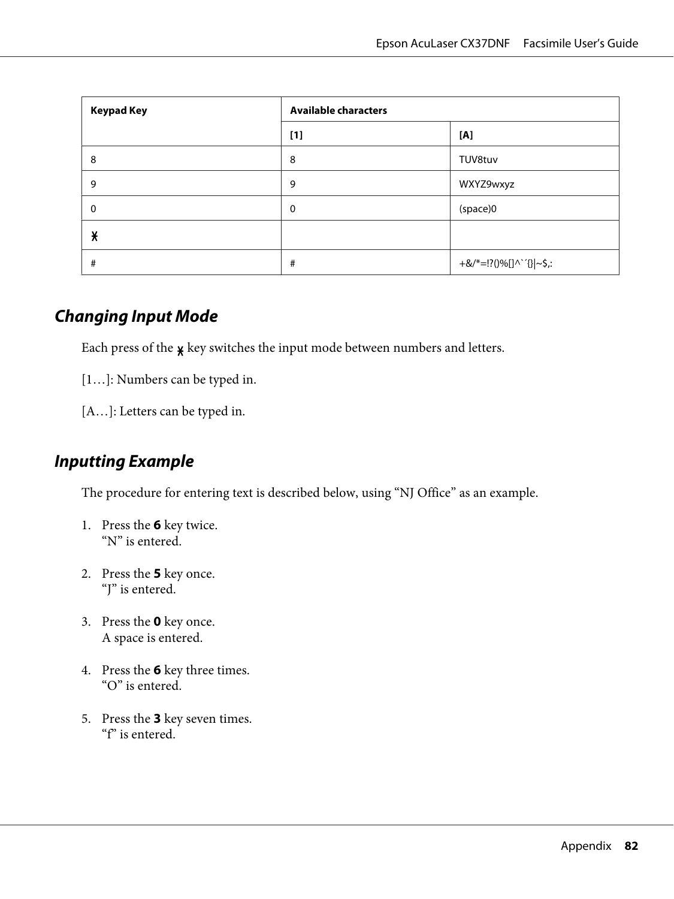| Keypad Key | Available characters | |
|---|---|---|
| | [1] | [A] |
| 8 | 8 | TUV8tuv |
| 9 | 9 | WXYZ9wxyz |
| 0 | 0 | (space)0 |
| ⁎ | | |
| # | # | +&/*=!?()%[]^`´{}\|~$,: |

## Changing Input Mode

Each press of the ⁎ key switches the input mode between numbers and letters.

[1…]: Numbers can be typed in.

[A…]: Letters can be typed in.

## Inputting Example

The procedure for entering text is described below, using "NJ Office" as an example.

1. Press the **6** key twice.
   "N" is entered.

2. Press the **5** key once.
   "J" is entered.

3. Press the **0** key once.
   A space is entered.

4. Press the **6** key three times.
   "O" is entered.

5. Press the **3** key seven times.
   "f" is entered.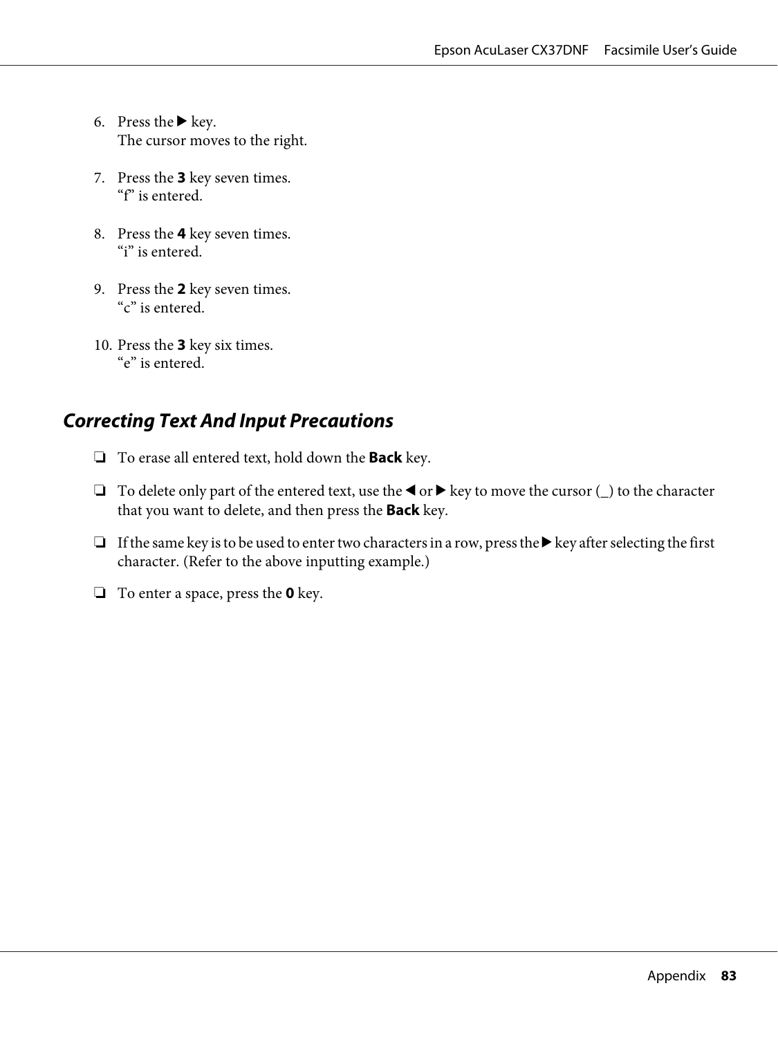6. Press the ▶ key.
   The cursor moves to the right.

7. Press the **3** key seven times.
   “f” is entered.

8. Press the **4** key seven times.
   “i” is entered.

9. Press the **2** key seven times.
   “c” is entered.

10. Press the **3** key six times.
    “e” is entered.

### *Correcting Text And Input Precautions*

- To erase all entered text, hold down the **Back** key.
- To delete only part of the entered text, use the ◀ or ▶ key to move the cursor (_) to the character that you want to delete, and then press the **Back** key.
- If the same key is to be used to enter two characters in a row, press the ▶ key after selecting the first character. (Refer to the above inputting example.)
- To enter a space, press the **0** key.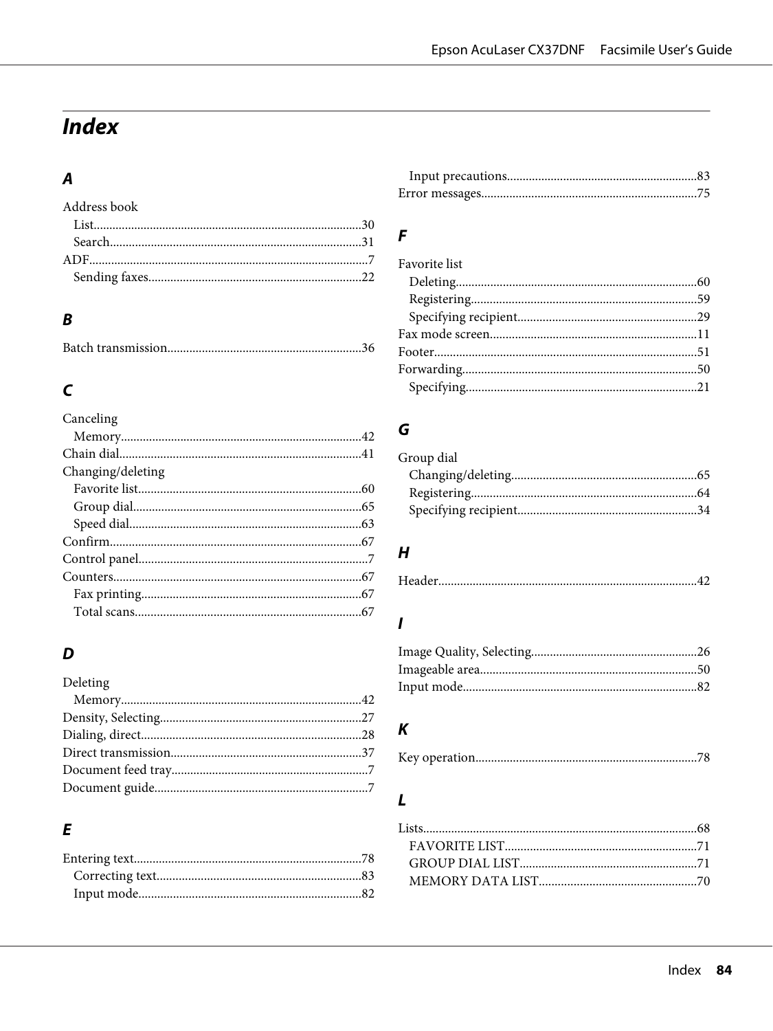# Index

## A

Address book
- List....................30
- Search....................31

ADF....................7
- Sending faxes....................22

## B

Batch transmission....................36

## C

Canceling
- Memory....................42

Chain dial....................41

Changing/deleting
- Favorite list....................60
- Group dial....................65
- Speed dial....................63

Confirm....................67

Control panel....................7

Counters....................67
- Fax printing....................67
- Total scans....................67

## D

Deleting
- Memory....................42

Density, Selecting....................27

Dialing, direct....................28

Direct transmission....................37

Document feed tray....................7

Document guide....................7

## E

Entering text....................78
- Correcting text....................83
- Input mode....................82
- Input precautions....................83

Error messages....................75

## F

Favorite list
- Deleting....................60
- Registering....................59
- Specifying recipient....................29

Fax mode screen....................11

Footer....................51

Forwarding....................50
- Specifying....................21

## G

Group dial
- Changing/deleting....................65
- Registering....................64
- Specifying recipient....................34

## H

Header....................42

## I

Image Quality, Selecting....................26

Imageable area....................50

Input mode....................82

## K

Key operation....................78

## L

Lists....................68
- FAVORITE LIST....................71
- GROUP DIAL LIST....................71
- MEMORY DATA LIST....................70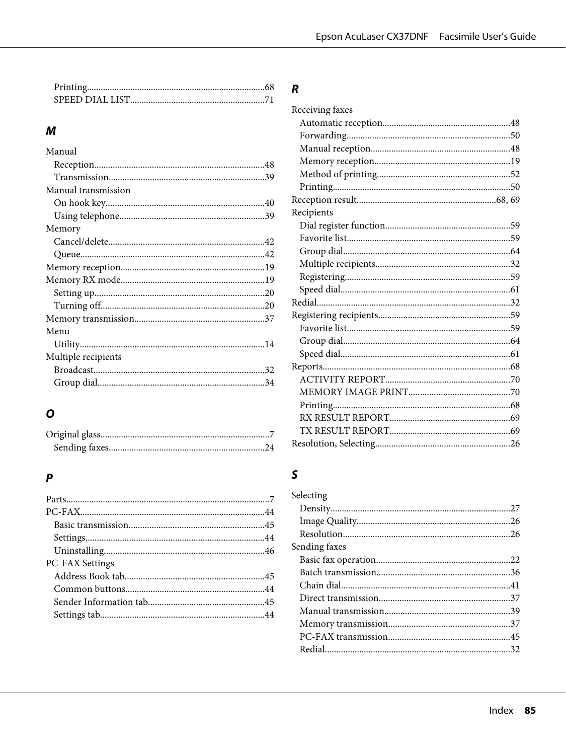Printing....................................................................68
SPEED DIAL LIST..........................................................71

## M

Manual
- Reception.........................................................................48
- Transmission...................................................................39

Manual transmission
- On hook key....................................................................40
- Using telephone..............................................................39

Memory
- Cancel/delete...................................................................42
- Queue...............................................................................42

Memory reception..............................................................19

Memory RX mode..............................................................19
- Setting up.........................................................................20
- Turning off.......................................................................20

Memory transmission........................................................37

Menu
- Utility...............................................................................14

Multiple recipients
- Broadcast.........................................................................32
- Group dial........................................................................34

## O

Original glass.........................................................................7
- Sending faxes...................................................................24

## P

Parts.......................................................................................7

PC-FAX................................................................................44
- Basic transmission..........................................................45
- Settings.............................................................................44
- Uninstalling.....................................................................46

PC-FAX Settings
- Address Book tab............................................................45
- Common buttons............................................................44
- Sender Information tab..................................................45
- Settings tab.......................................................................44

## R

Receiving faxes
- Automatic reception.......................................................48
- Forwarding......................................................................50
- Manual reception............................................................48
- Memory reception..........................................................19
- Method of printing..........................................................52
- Printing............................................................................50

Reception result............................................................68, 69

Recipients
- Dial register function......................................................59
- Favorite list......................................................................59
- Group dial........................................................................64
- Multiple recipients..........................................................32
- Registering.......................................................................59
- Speed dial.........................................................................61

Redial...................................................................................32

Registering recipients.........................................................59
- Favorite list......................................................................59
- Group dial........................................................................64
- Speed dial.........................................................................61

Reports.................................................................................68
- ACTIVITY REPORT......................................................70
- MEMORY IMAGE PRINT...........................................70
- Printing............................................................................68
- RX RESULT REPORT....................................................69
- TX RESULT REPORT....................................................69

Resolution, Selecting..........................................................26

## S

Selecting
- Density.............................................................................27
- Image Quality..................................................................26
- Resolution........................................................................26

Sending faxes
- Basic fax operation..........................................................22
- Batch transmission..........................................................36
- Chain dial.........................................................................41
- Direct transmission.........................................................37
- Manual transmission......................................................39
- Memory transmission....................................................37
- PC-FAX transmission.....................................................45
- Redial...............................................................................32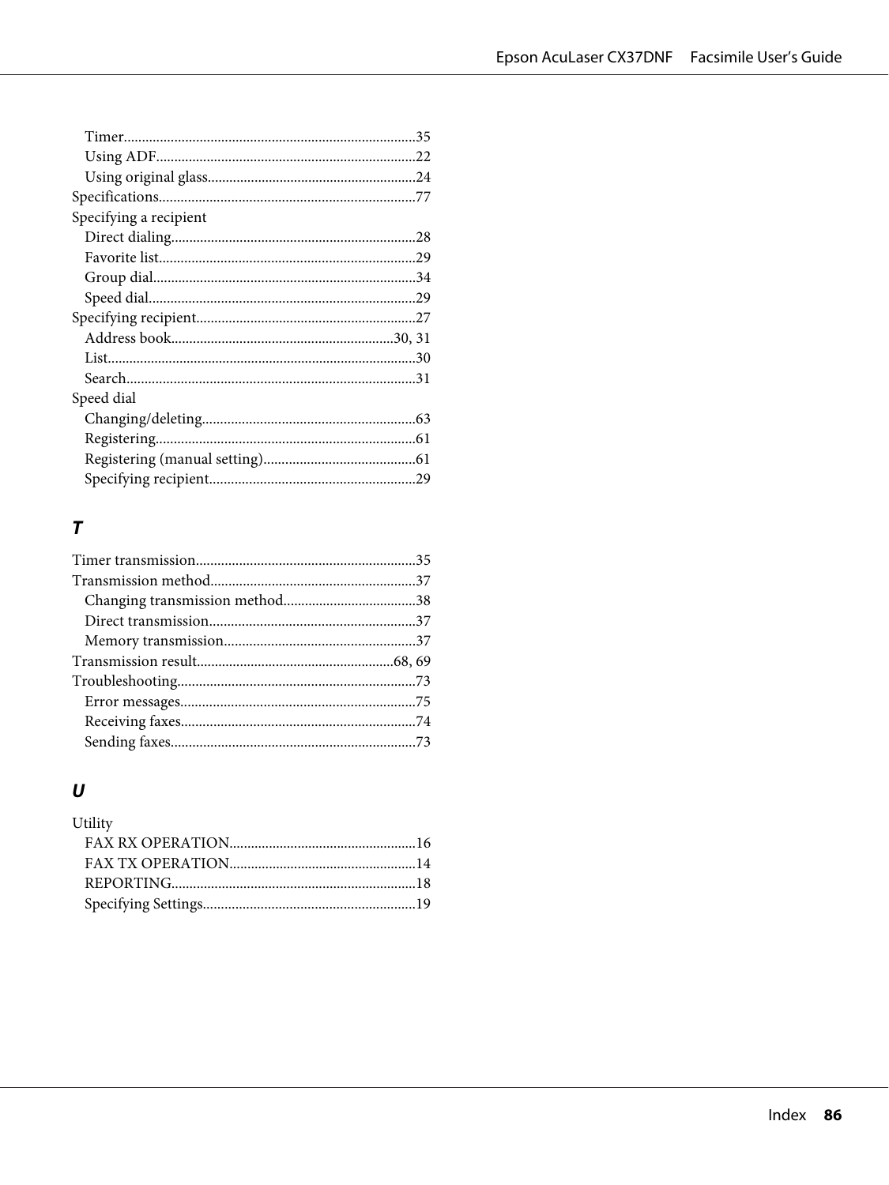Timer................................................................................35
Using ADF.......................................................................22
Using original glass.........................................................24

Specifications......................................................................77

Specifying a recipient
Direct dialing...................................................................28
Favorite list......................................................................29
Group dial........................................................................34
Speed dial.........................................................................29

Specifying recipient............................................................27
Address book.............................................................30, 31
List....................................................................................30
Search...............................................................................31

Speed dial
Changing/deleting..........................................................63
Registering.......................................................................61
Registering (manual setting)..........................................61
Specifying recipient........................................................29

## T

Timer transmission............................................................35

Transmission method........................................................37
Changing transmission method....................................38
Direct transmission........................................................37
Memory transmission....................................................37

Transmission result......................................................68, 69

Troubleshooting.................................................................73
Error messages................................................................75
Receiving faxes................................................................74
Sending faxes...................................................................73

## U

Utility
FAX RX OPERATION...................................................16
FAX TX OPERATION...................................................14
REPORTING..................................................................18
Specifying Settings..........................................................19